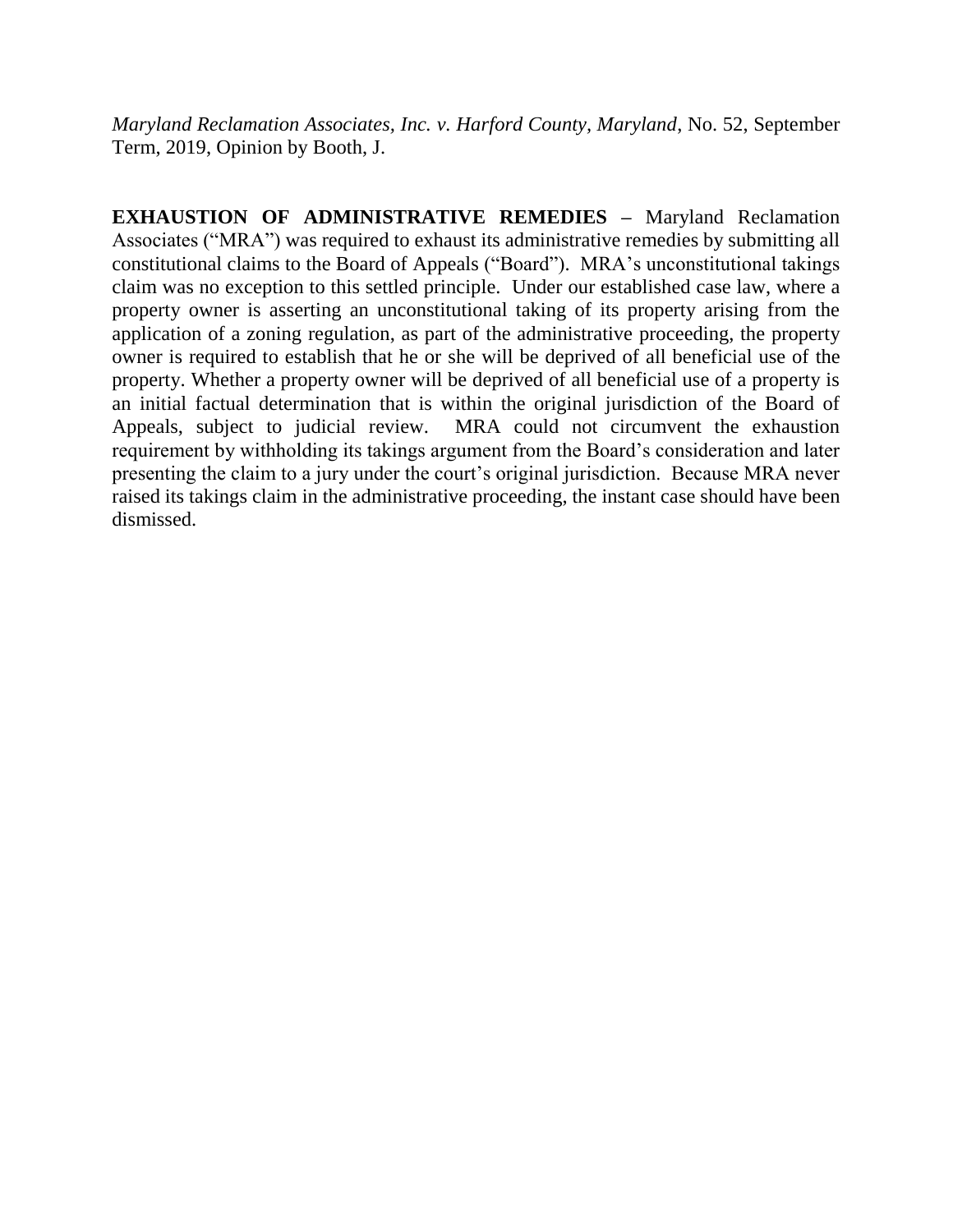*Maryland Reclamation Associates, Inc. v. Harford County, Maryland*, No. 52, September Term, 2019, Opinion by Booth, J.

**EXHAUSTION OF ADMINISTRATIVE REMEDIES** – Maryland Reclamation Associates ("MRA") was required to exhaust its administrative remedies by submitting all constitutional claims to the Board of Appeals ("Board"). MRA's unconstitutional takings claim was no exception to this settled principle. Under our established case law, where a property owner is asserting an unconstitutional taking of its property arising from the application of a zoning regulation, as part of the administrative proceeding, the property owner is required to establish that he or she will be deprived of all beneficial use of the property. Whether a property owner will be deprived of all beneficial use of a property is an initial factual determination that is within the original jurisdiction of the Board of Appeals, subject to judicial review. MRA could not circumvent the exhaustion requirement by withholding its takings argument from the Board's consideration and later presenting the claim to a jury under the court's original jurisdiction. Because MRA never raised its takings claim in the administrative proceeding, the instant case should have been dismissed.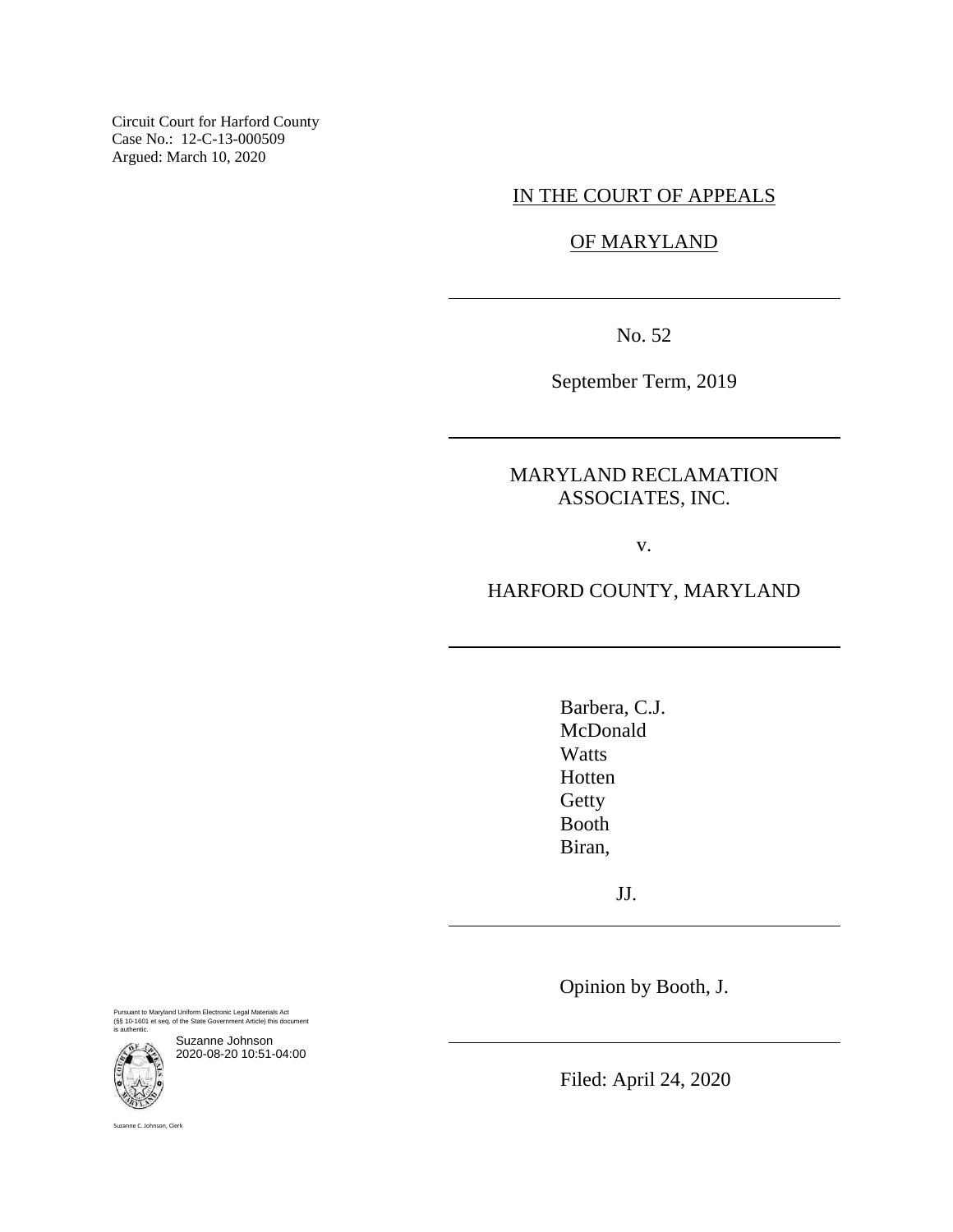Circuit Court for Harford County
Case No.: 12-C-13-000509
Argued: March 10, 2020

IN THE COURT OF APPEALS

OF MARYLAND

---

No. 52

September Term, 2019

---

MARYLAND RECLAMATION ASSOCIATES, INC.

v.

HARFORD COUNTY, MARYLAND

---

Barbera, C.J.
McDonald
Watts
Hotten
Getty
Booth
Biran,

JJ.

---

Opinion by Booth, J.

---

Filed: April 24, 2020

Pursuant to Maryland Uniform Electronic Legal Materials Act (§§ 10-1601 et seq. of the State Government Article) this document is authentic.

Suzanne Johnson
2020-08-20 10:51-04:00

Suzanne C. Johnson, Clerk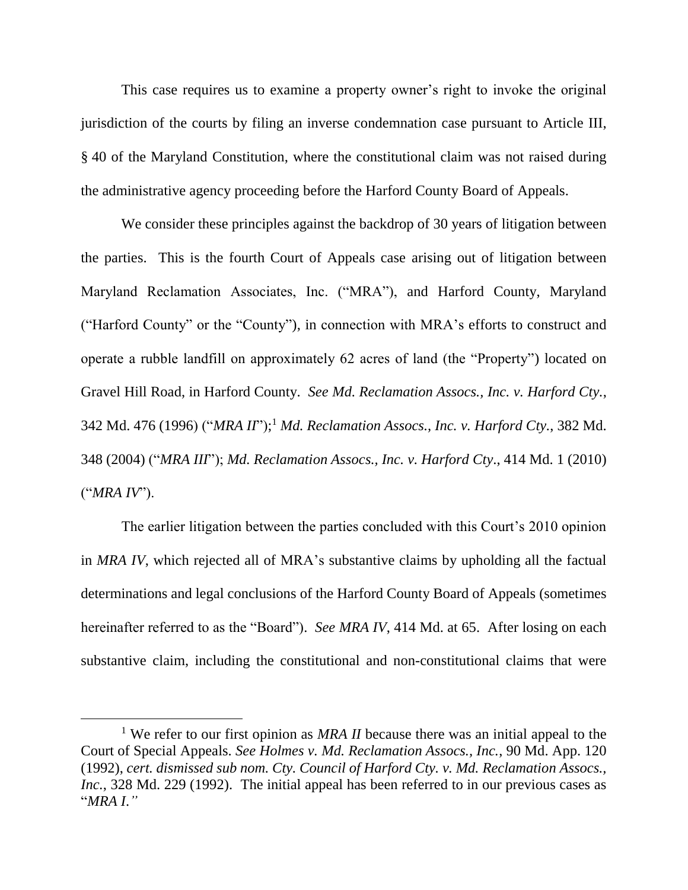This case requires us to examine a property owner's right to invoke the original jurisdiction of the courts by filing an inverse condemnation case pursuant to Article III, § 40 of the Maryland Constitution, where the constitutional claim was not raised during the administrative agency proceeding before the Harford County Board of Appeals.

We consider these principles against the backdrop of 30 years of litigation between the parties. This is the fourth Court of Appeals case arising out of litigation between Maryland Reclamation Associates, Inc. ("MRA"), and Harford County, Maryland ("Harford County" or the "County"), in connection with MRA's efforts to construct and operate a rubble landfill on approximately 62 acres of land (the "Property") located on Gravel Hill Road, in Harford County. *See Md. Reclamation Assocs., Inc. v. Harford Cty.*, 342 Md. 476 (1996) ("*MRA II*");[1] *Md. Reclamation Assocs., Inc. v. Harford Cty.*, 382 Md. 348 (2004) ("*MRA III*"); *Md. Reclamation Assocs., Inc. v. Harford Cty*., 414 Md. 1 (2010) ("*MRA IV*").

The earlier litigation between the parties concluded with this Court's 2010 opinion in *MRA IV*, which rejected all of MRA's substantive claims by upholding all the factual determinations and legal conclusions of the Harford County Board of Appeals (sometimes hereinafter referred to as the "Board"). *See MRA IV*, 414 Md. at 65. After losing on each substantive claim, including the constitutional and non-constitutional claims that were

[1] We refer to our first opinion as *MRA II* because there was an initial appeal to the Court of Special Appeals. *See Holmes v. Md. Reclamation Assocs., Inc.*, 90 Md. App. 120 (1992), *cert. dismissed sub nom. Cty. Council of Harford Cty. v. Md. Reclamation Assocs., Inc.*, 328 Md. 229 (1992). The initial appeal has been referred to in our previous cases as "*MRA I.*"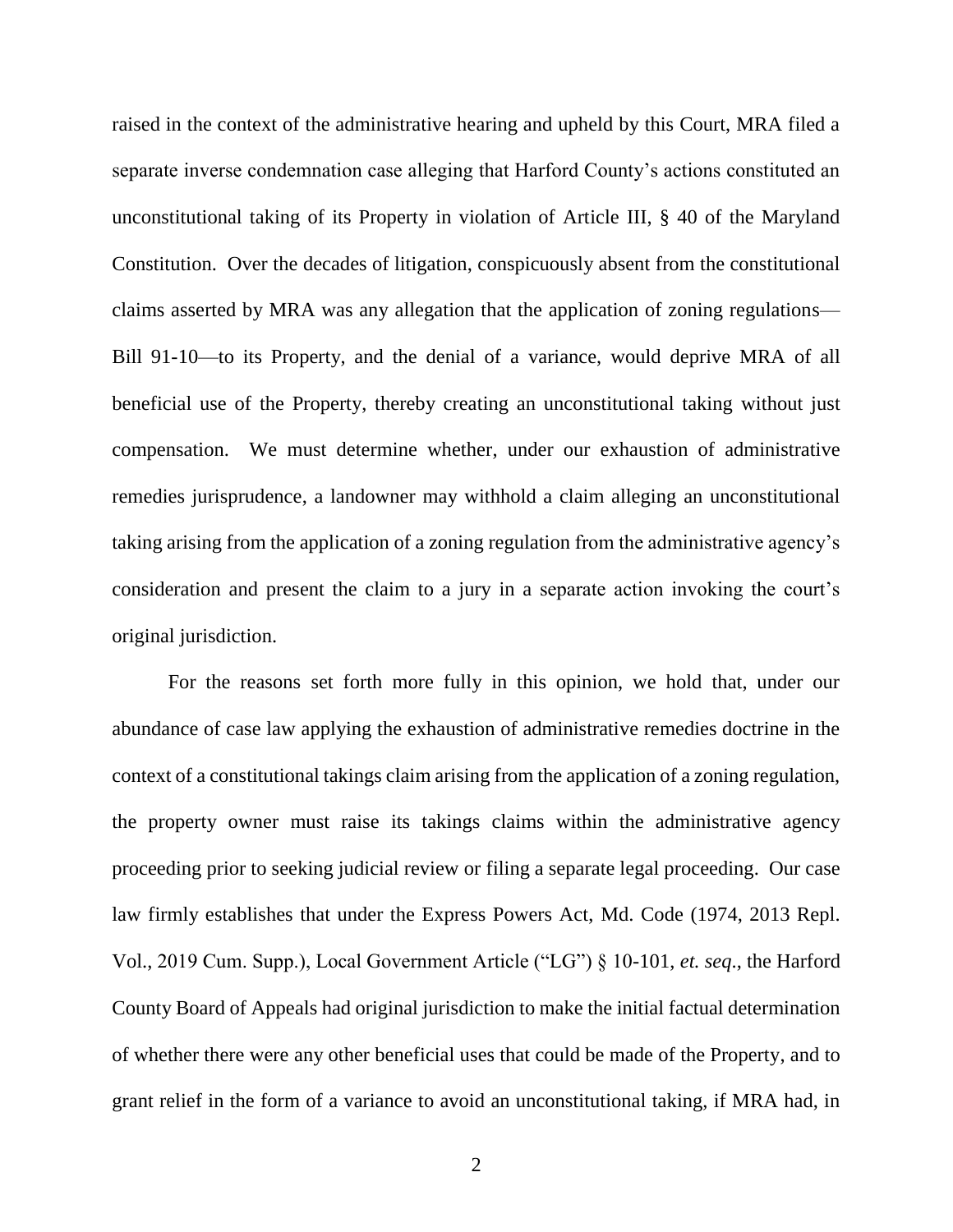raised in the context of the administrative hearing and upheld by this Court, MRA filed a separate inverse condemnation case alleging that Harford County's actions constituted an unconstitutional taking of its Property in violation of Article III, § 40 of the Maryland Constitution. Over the decades of litigation, conspicuously absent from the constitutional claims asserted by MRA was any allegation that the application of zoning regulations—Bill 91-10—to its Property, and the denial of a variance, would deprive MRA of all beneficial use of the Property, thereby creating an unconstitutional taking without just compensation. We must determine whether, under our exhaustion of administrative remedies jurisprudence, a landowner may withhold a claim alleging an unconstitutional taking arising from the application of a zoning regulation from the administrative agency's consideration and present the claim to a jury in a separate action invoking the court's original jurisdiction.

For the reasons set forth more fully in this opinion, we hold that, under our abundance of case law applying the exhaustion of administrative remedies doctrine in the context of a constitutional takings claim arising from the application of a zoning regulation, the property owner must raise its takings claims within the administrative agency proceeding prior to seeking judicial review or filing a separate legal proceeding. Our case law firmly establishes that under the Express Powers Act, Md. Code (1974, 2013 Repl. Vol., 2019 Cum. Supp.), Local Government Article ("LG") § 10-101, *et. seq*., the Harford County Board of Appeals had original jurisdiction to make the initial factual determination of whether there were any other beneficial uses that could be made of the Property, and to grant relief in the form of a variance to avoid an unconstitutional taking, if MRA had, in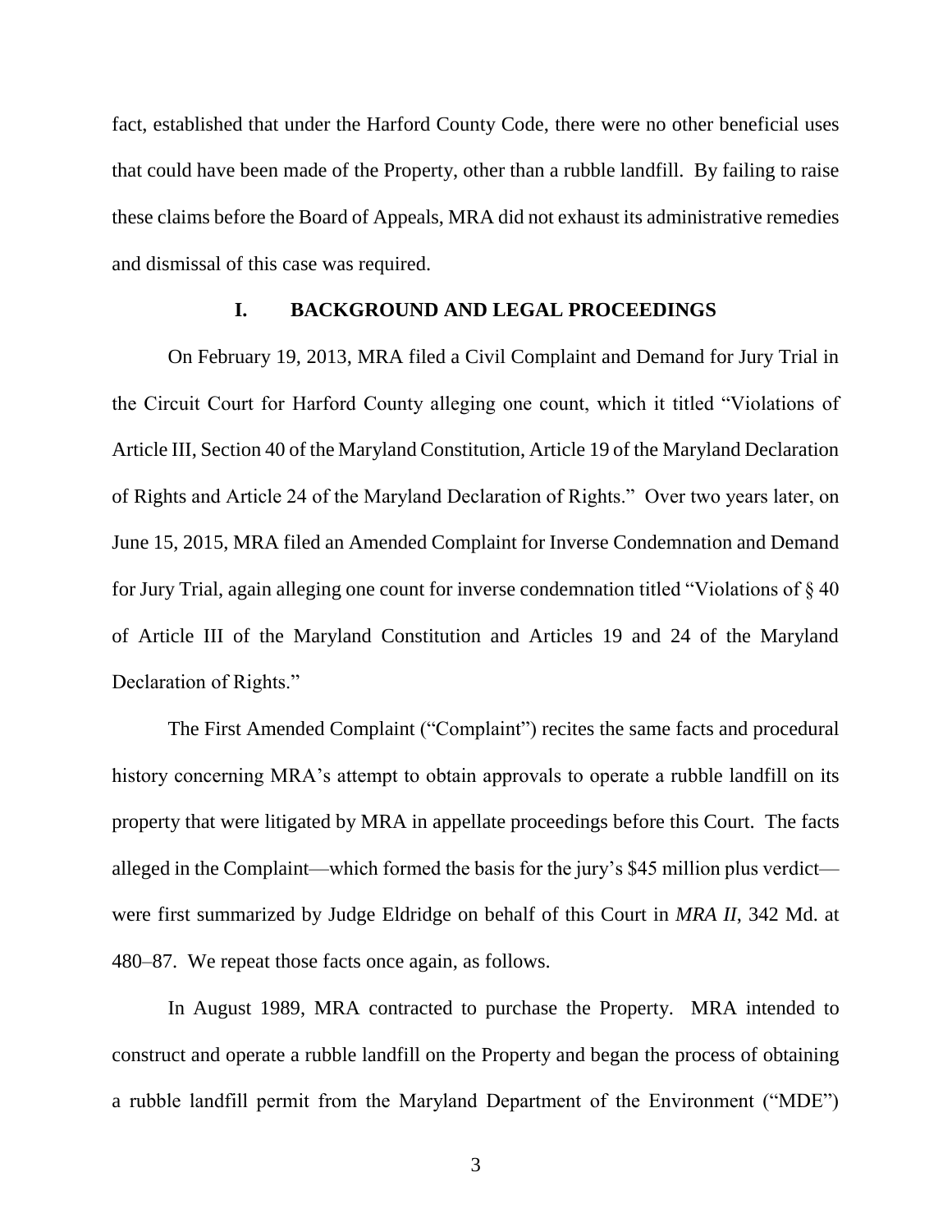fact, established that under the Harford County Code, there were no other beneficial uses that could have been made of the Property, other than a rubble landfill. By failing to raise these claims before the Board of Appeals, MRA did not exhaust its administrative remedies and dismissal of this case was required.

## I. BACKGROUND AND LEGAL PROCEEDINGS

On February 19, 2013, MRA filed a Civil Complaint and Demand for Jury Trial in the Circuit Court for Harford County alleging one count, which it titled "Violations of Article III, Section 40 of the Maryland Constitution, Article 19 of the Maryland Declaration of Rights and Article 24 of the Maryland Declaration of Rights." Over two years later, on June 15, 2015, MRA filed an Amended Complaint for Inverse Condemnation and Demand for Jury Trial, again alleging one count for inverse condemnation titled "Violations of § 40 of Article III of the Maryland Constitution and Articles 19 and 24 of the Maryland Declaration of Rights."

The First Amended Complaint ("Complaint") recites the same facts and procedural history concerning MRA's attempt to obtain approvals to operate a rubble landfill on its property that were litigated by MRA in appellate proceedings before this Court. The facts alleged in the Complaint—which formed the basis for the jury's $45 million plus verdict—were first summarized by Judge Eldridge on behalf of this Court in *MRA II*, 342 Md. at 480–87. We repeat those facts once again, as follows.

In August 1989, MRA contracted to purchase the Property. MRA intended to construct and operate a rubble landfill on the Property and began the process of obtaining a rubble landfill permit from the Maryland Department of the Environment ("MDE")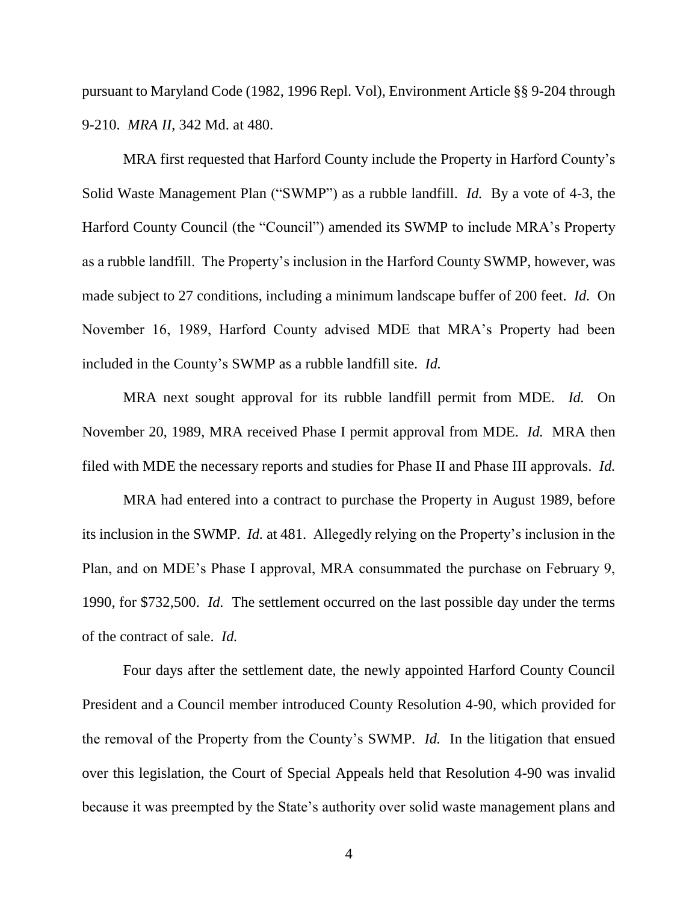pursuant to Maryland Code (1982, 1996 Repl. Vol), Environment Article §§ 9-204 through 9-210. *MRA II*, 342 Md. at 480.

MRA first requested that Harford County include the Property in Harford County's Solid Waste Management Plan ("SWMP") as a rubble landfill. *Id.* By a vote of 4-3, the Harford County Council (the "Council") amended its SWMP to include MRA's Property as a rubble landfill. The Property's inclusion in the Harford County SWMP, however, was made subject to 27 conditions, including a minimum landscape buffer of 200 feet. *Id.* On November 16, 1989, Harford County advised MDE that MRA's Property had been included in the County's SWMP as a rubble landfill site. *Id.*

MRA next sought approval for its rubble landfill permit from MDE. *Id.* On November 20, 1989, MRA received Phase I permit approval from MDE. *Id.* MRA then filed with MDE the necessary reports and studies for Phase II and Phase III approvals. *Id.*

MRA had entered into a contract to purchase the Property in August 1989, before its inclusion in the SWMP. *Id.* at 481. Allegedly relying on the Property's inclusion in the Plan, and on MDE's Phase I approval, MRA consummated the purchase on February 9, 1990, for $732,500. *Id.* The settlement occurred on the last possible day under the terms of the contract of sale. *Id.*

Four days after the settlement date, the newly appointed Harford County Council President and a Council member introduced County Resolution 4-90, which provided for the removal of the Property from the County's SWMP. *Id.* In the litigation that ensued over this legislation, the Court of Special Appeals held that Resolution 4-90 was invalid because it was preempted by the State's authority over solid waste management plans and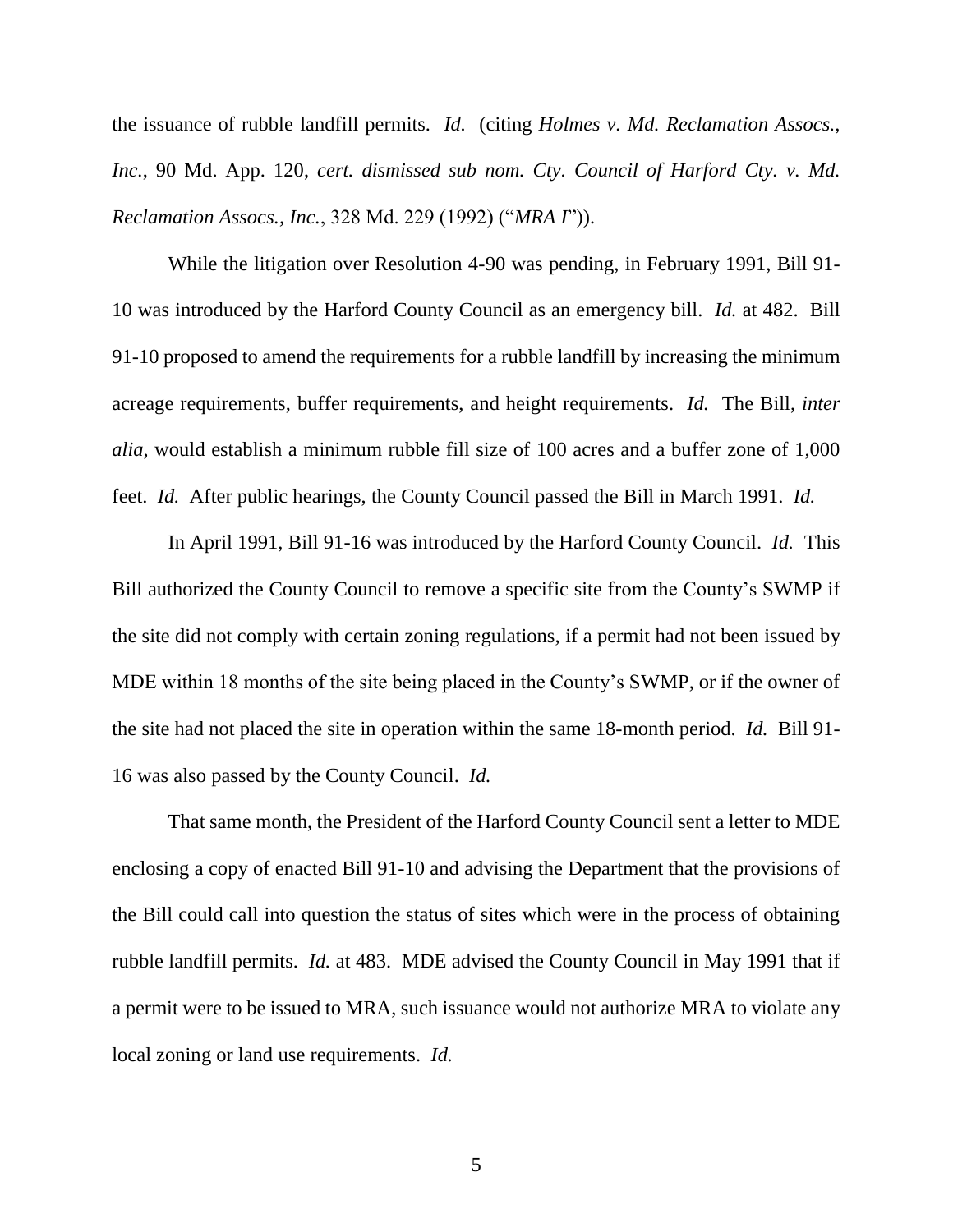the issuance of rubble landfill permits. *Id.* (citing *Holmes v. Md. Reclamation Assocs., Inc.*, 90 Md. App. 120, *cert. dismissed sub nom. Cty. Council of Harford Cty. v. Md. Reclamation Assocs., Inc.*, 328 Md. 229 (1992) ("*MRA I*")).

While the litigation over Resolution 4-90 was pending, in February 1991, Bill 91-10 was introduced by the Harford County Council as an emergency bill. *Id.* at 482. Bill 91-10 proposed to amend the requirements for a rubble landfill by increasing the minimum acreage requirements, buffer requirements, and height requirements. *Id.* The Bill, *inter alia*, would establish a minimum rubble fill size of 100 acres and a buffer zone of 1,000 feet. *Id.* After public hearings, the County Council passed the Bill in March 1991. *Id.*

In April 1991, Bill 91-16 was introduced by the Harford County Council. *Id.* This Bill authorized the County Council to remove a specific site from the County's SWMP if the site did not comply with certain zoning regulations, if a permit had not been issued by MDE within 18 months of the site being placed in the County's SWMP, or if the owner of the site had not placed the site in operation within the same 18-month period. *Id.* Bill 91-16 was also passed by the County Council. *Id.*

That same month, the President of the Harford County Council sent a letter to MDE enclosing a copy of enacted Bill 91-10 and advising the Department that the provisions of the Bill could call into question the status of sites which were in the process of obtaining rubble landfill permits. *Id.* at 483. MDE advised the County Council in May 1991 that if a permit were to be issued to MRA, such issuance would not authorize MRA to violate any local zoning or land use requirements. *Id.*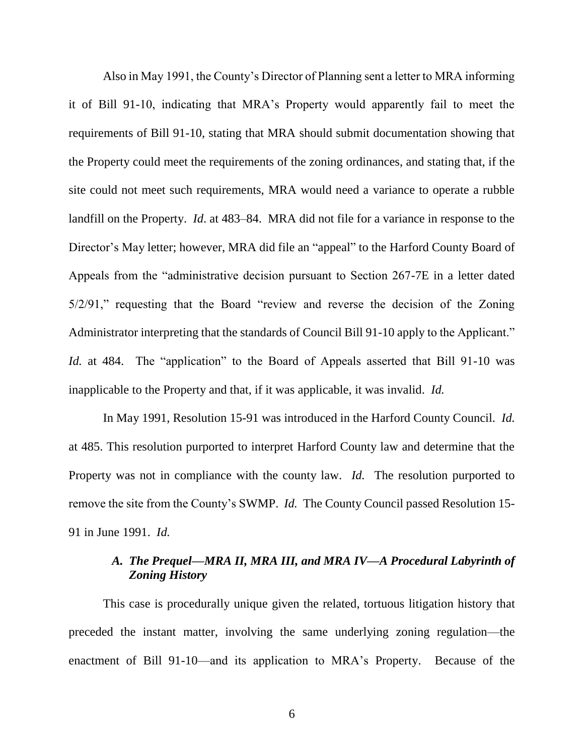Also in May 1991, the County's Director of Planning sent a letter to MRA informing it of Bill 91-10, indicating that MRA's Property would apparently fail to meet the requirements of Bill 91-10, stating that MRA should submit documentation showing that the Property could meet the requirements of the zoning ordinances, and stating that, if the site could not meet such requirements, MRA would need a variance to operate a rubble landfill on the Property. *Id*. at 483–84. MRA did not file for a variance in response to the Director's May letter; however, MRA did file an "appeal" to the Harford County Board of Appeals from the "administrative decision pursuant to Section 267-7E in a letter dated 5/2/91," requesting that the Board "review and reverse the decision of the Zoning Administrator interpreting that the standards of Council Bill 91-10 apply to the Applicant." *Id.* at 484. The "application" to the Board of Appeals asserted that Bill 91-10 was inapplicable to the Property and that, if it was applicable, it was invalid. *Id.*

In May 1991, Resolution 15-91 was introduced in the Harford County Council. *Id.* at 485. This resolution purported to interpret Harford County law and determine that the Property was not in compliance with the county law. *Id.* The resolution purported to remove the site from the County's SWMP. *Id.* The County Council passed Resolution 15-91 in June 1991. *Id.*

### *A. The Prequel—MRA II, MRA III, and MRA IV—A Procedural Labyrinth of Zoning History*

This case is procedurally unique given the related, tortuous litigation history that preceded the instant matter, involving the same underlying zoning regulation—the enactment of Bill 91-10—and its application to MRA's Property. Because of the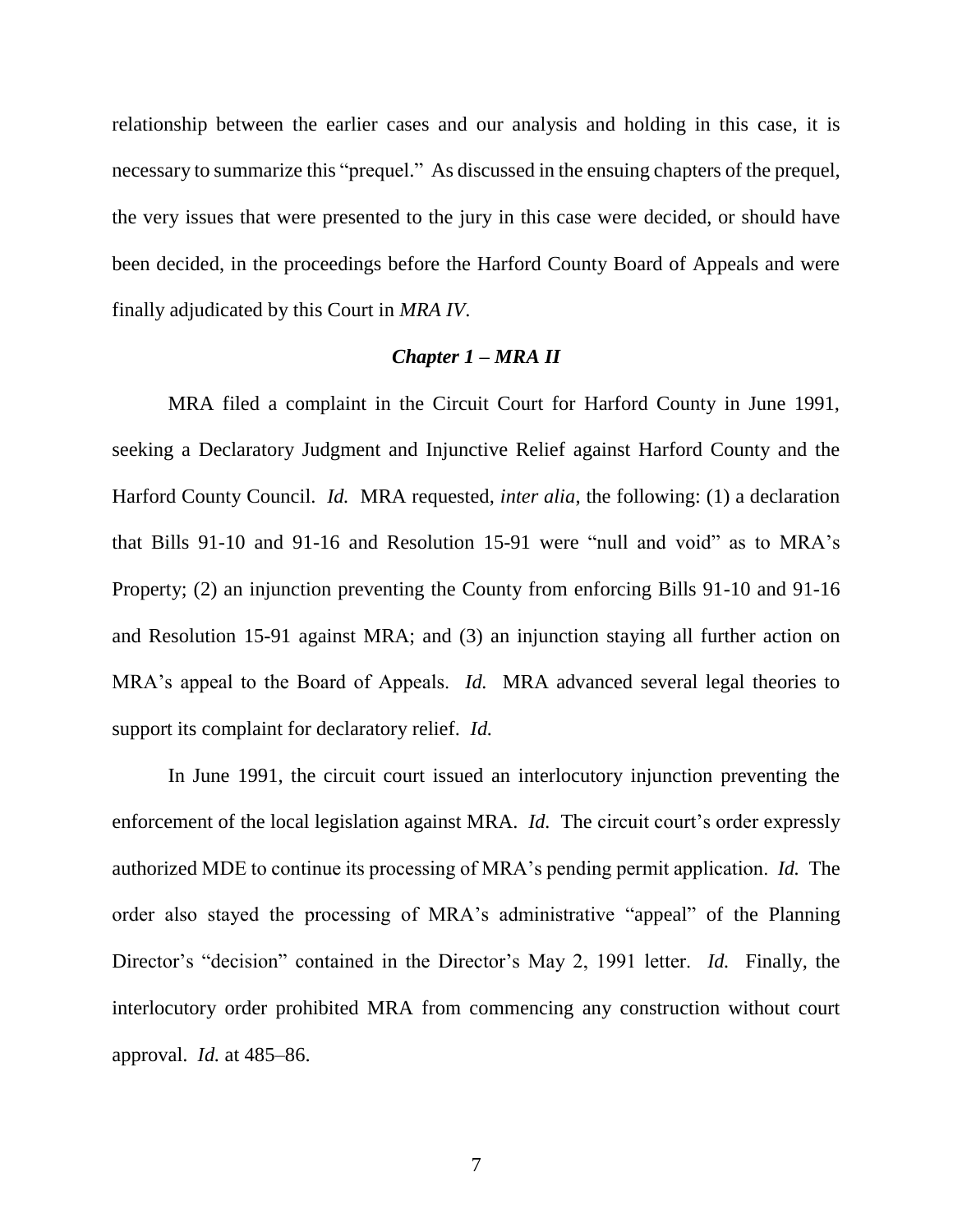relationship between the earlier cases and our analysis and holding in this case, it is necessary to summarize this "prequel." As discussed in the ensuing chapters of the prequel, the very issues that were presented to the jury in this case were decided, or should have been decided, in the proceedings before the Harford County Board of Appeals and were finally adjudicated by this Court in *MRA IV*.

### *Chapter 1 – MRA II*

MRA filed a complaint in the Circuit Court for Harford County in June 1991, seeking a Declaratory Judgment and Injunctive Relief against Harford County and the Harford County Council. *Id.* MRA requested, *inter alia*, the following: (1) a declaration that Bills 91-10 and 91-16 and Resolution 15-91 were "null and void" as to MRA's Property; (2) an injunction preventing the County from enforcing Bills 91-10 and 91-16 and Resolution 15-91 against MRA; and (3) an injunction staying all further action on MRA's appeal to the Board of Appeals. *Id.* MRA advanced several legal theories to support its complaint for declaratory relief. *Id.*

In June 1991, the circuit court issued an interlocutory injunction preventing the enforcement of the local legislation against MRA. *Id.* The circuit court's order expressly authorized MDE to continue its processing of MRA's pending permit application. *Id.* The order also stayed the processing of MRA's administrative "appeal" of the Planning Director's "decision" contained in the Director's May 2, 1991 letter. *Id.* Finally, the interlocutory order prohibited MRA from commencing any construction without court approval. *Id.* at 485–86.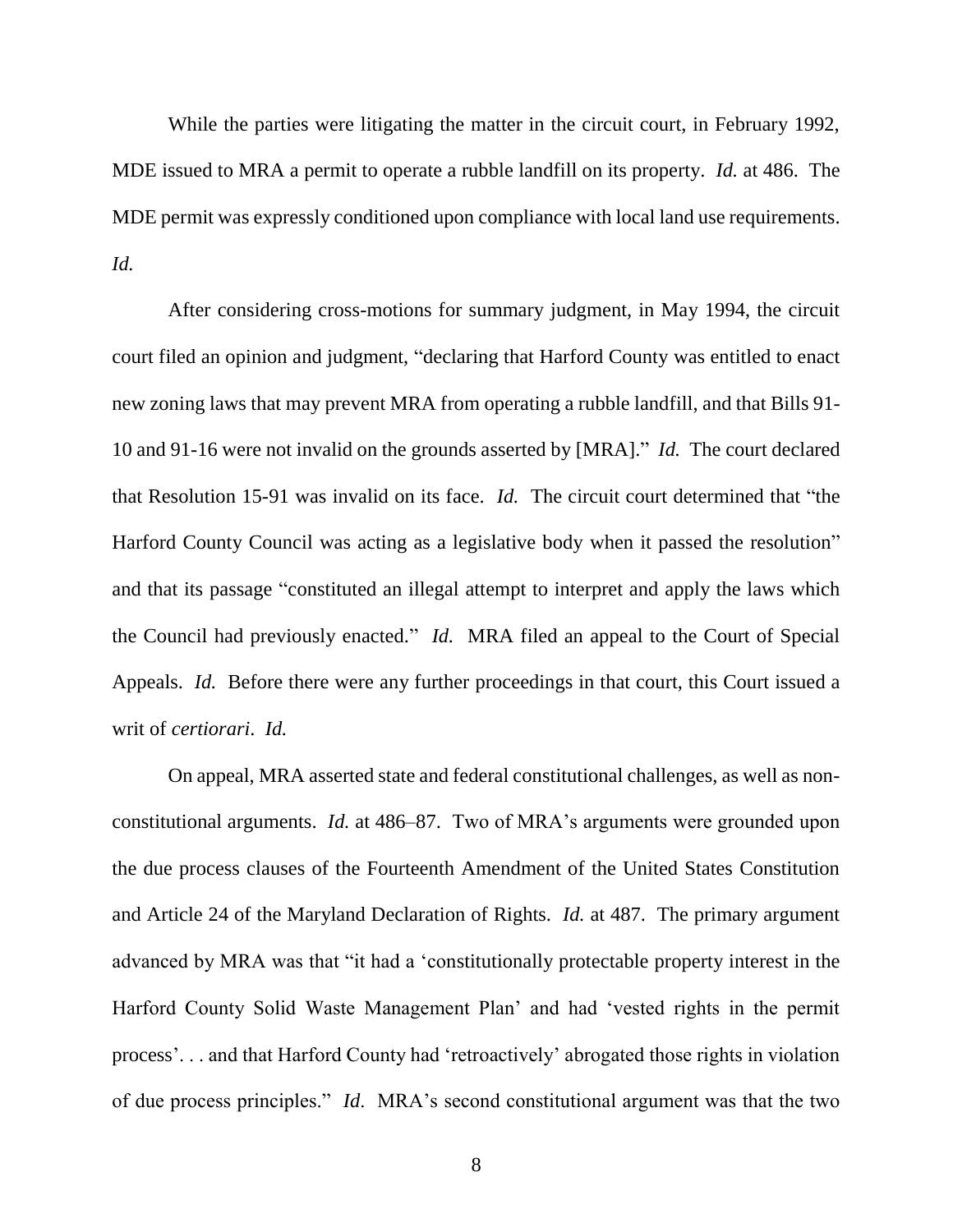While the parties were litigating the matter in the circuit court, in February 1992, MDE issued to MRA a permit to operate a rubble landfill on its property. *Id.* at 486. The MDE permit was expressly conditioned upon compliance with local land use requirements. *Id.*

After considering cross-motions for summary judgment, in May 1994, the circuit court filed an opinion and judgment, "declaring that Harford County was entitled to enact new zoning laws that may prevent MRA from operating a rubble landfill, and that Bills 91-10 and 91-16 were not invalid on the grounds asserted by [MRA]." *Id.* The court declared that Resolution 15-91 was invalid on its face. *Id.* The circuit court determined that "the Harford County Council was acting as a legislative body when it passed the resolution" and that its passage "constituted an illegal attempt to interpret and apply the laws which the Council had previously enacted." *Id.* MRA filed an appeal to the Court of Special Appeals. *Id.* Before there were any further proceedings in that court, this Court issued a writ of *certiorari*. *Id.*

On appeal, MRA asserted state and federal constitutional challenges, as well as non-constitutional arguments. *Id.* at 486–87. Two of MRA's arguments were grounded upon the due process clauses of the Fourteenth Amendment of the United States Constitution and Article 24 of the Maryland Declaration of Rights. *Id.* at 487. The primary argument advanced by MRA was that "it had a 'constitutionally protectable property interest in the Harford County Solid Waste Management Plan' and had 'vested rights in the permit process'. . . and that Harford County had 'retroactively' abrogated those rights in violation of due process principles." *Id*. MRA's second constitutional argument was that the two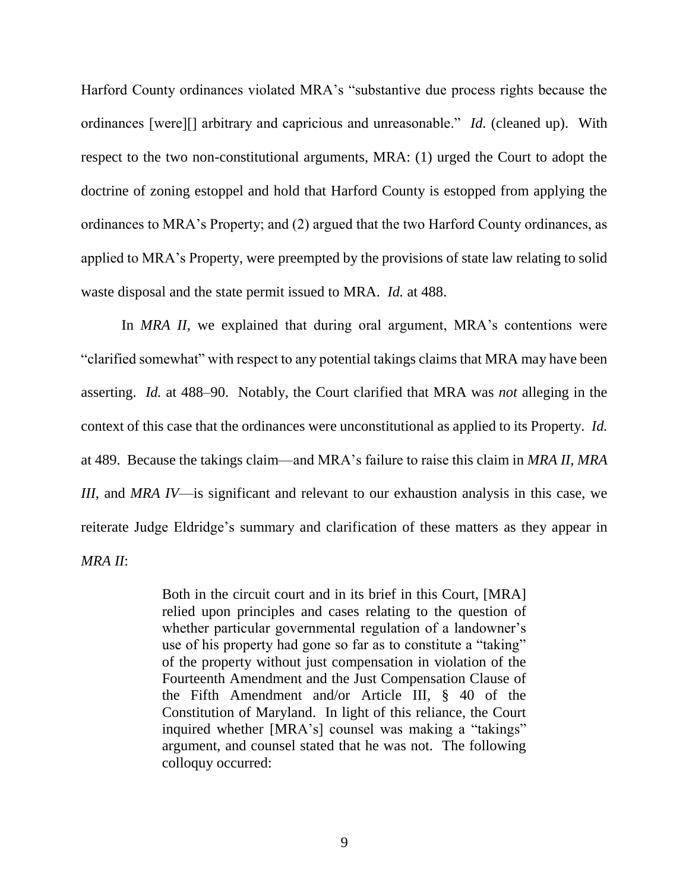Harford County ordinances violated MRA's "substantive due process rights because the ordinances [were][] arbitrary and capricious and unreasonable." *Id.* (cleaned up). With respect to the two non-constitutional arguments, MRA: (1) urged the Court to adopt the doctrine of zoning estoppel and hold that Harford County is estopped from applying the ordinances to MRA's Property; and (2) argued that the two Harford County ordinances, as applied to MRA's Property, were preempted by the provisions of state law relating to solid waste disposal and the state permit issued to MRA. *Id.* at 488.

In *MRA II*, we explained that during oral argument, MRA's contentions were "clarified somewhat" with respect to any potential takings claims that MRA may have been asserting. *Id.* at 488–90. Notably, the Court clarified that MRA was *not* alleging in the context of this case that the ordinances were unconstitutional as applied to its Property. *Id.* at 489. Because the takings claim—and MRA's failure to raise this claim in *MRA II*, *MRA III*, and *MRA IV*—is significant and relevant to our exhaustion analysis in this case, we reiterate Judge Eldridge's summary and clarification of these matters as they appear in *MRA II*:

> Both in the circuit court and in its brief in this Court, [MRA] relied upon principles and cases relating to the question of whether particular governmental regulation of a landowner's use of his property had gone so far as to constitute a "taking" of the property without just compensation in violation of the Fourteenth Amendment and the Just Compensation Clause of the Fifth Amendment and/or Article III, § 40 of the Constitution of Maryland. In light of this reliance, the Court inquired whether [MRA's] counsel was making a "takings" argument, and counsel stated that he was not. The following colloquy occurred: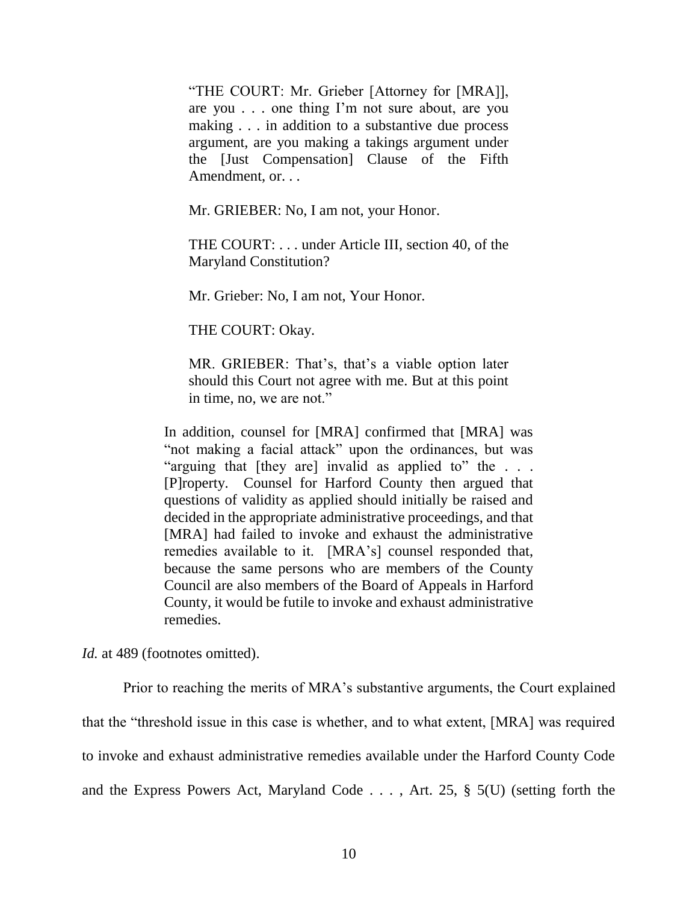> "THE COURT: Mr. Grieber [Attorney for [MRA]], are you . . . one thing I'm not sure about, are you making . . . in addition to a substantive due process argument, are you making a takings argument under the [Just Compensation] Clause of the Fifth Amendment, or. . .
>
> Mr. GRIEBER: No, I am not, your Honor.
>
> THE COURT: . . . under Article III, section 40, of the Maryland Constitution?
>
> Mr. Grieber: No, I am not, Your Honor.
>
> THE COURT: Okay.
>
> MR. GRIEBER: That's, that's a viable option later should this Court not agree with me. But at this point in time, no, we are not."
>
> In addition, counsel for [MRA] confirmed that [MRA] was "not making a facial attack" upon the ordinances, but was "arguing that [they are] invalid as applied to" the . . . [P]roperty. Counsel for Harford County then argued that questions of validity as applied should initially be raised and decided in the appropriate administrative proceedings, and that [MRA] had failed to invoke and exhaust the administrative remedies available to it. [MRA's] counsel responded that, because the same persons who are members of the County Council are also members of the Board of Appeals in Harford County, it would be futile to invoke and exhaust administrative remedies.

*Id.* at 489 (footnotes omitted).

Prior to reaching the merits of MRA's substantive arguments, the Court explained that the "threshold issue in this case is whether, and to what extent, [MRA] was required to invoke and exhaust administrative remedies available under the Harford County Code and the Express Powers Act, Maryland Code . . . , Art. 25, § 5(U) (setting forth the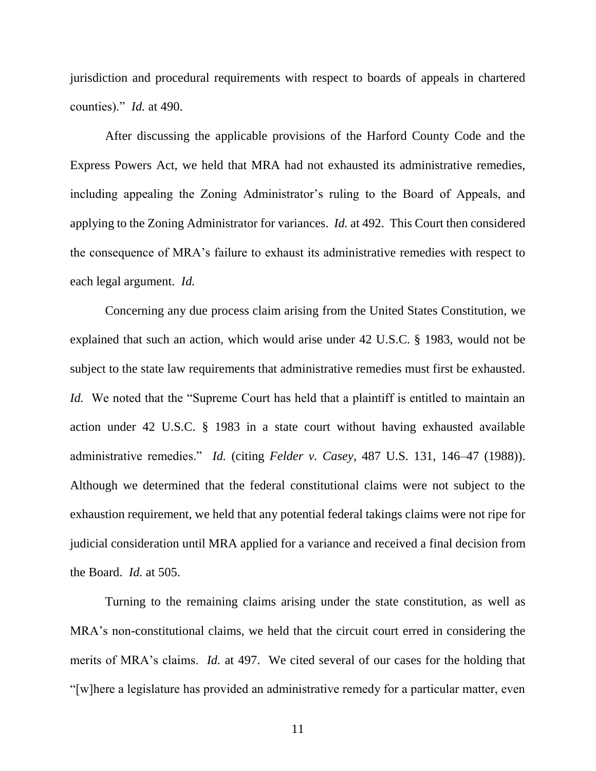jurisdiction and procedural requirements with respect to boards of appeals in chartered counties)." *Id.* at 490.

After discussing the applicable provisions of the Harford County Code and the Express Powers Act, we held that MRA had not exhausted its administrative remedies, including appealing the Zoning Administrator's ruling to the Board of Appeals, and applying to the Zoning Administrator for variances. *Id.* at 492. This Court then considered the consequence of MRA's failure to exhaust its administrative remedies with respect to each legal argument. *Id.*

Concerning any due process claim arising from the United States Constitution, we explained that such an action, which would arise under 42 U.S.C. § 1983, would not be subject to the state law requirements that administrative remedies must first be exhausted. *Id.* We noted that the "Supreme Court has held that a plaintiff is entitled to maintain an action under 42 U.S.C. § 1983 in a state court without having exhausted available administrative remedies." *Id.* (citing *Felder v. Casey*, 487 U.S. 131, 146–47 (1988)). Although we determined that the federal constitutional claims were not subject to the exhaustion requirement, we held that any potential federal takings claims were not ripe for judicial consideration until MRA applied for a variance and received a final decision from the Board. *Id.* at 505.

Turning to the remaining claims arising under the state constitution, as well as MRA's non-constitutional claims, we held that the circuit court erred in considering the merits of MRA's claims. *Id.* at 497. We cited several of our cases for the holding that "[w]here a legislature has provided an administrative remedy for a particular matter, even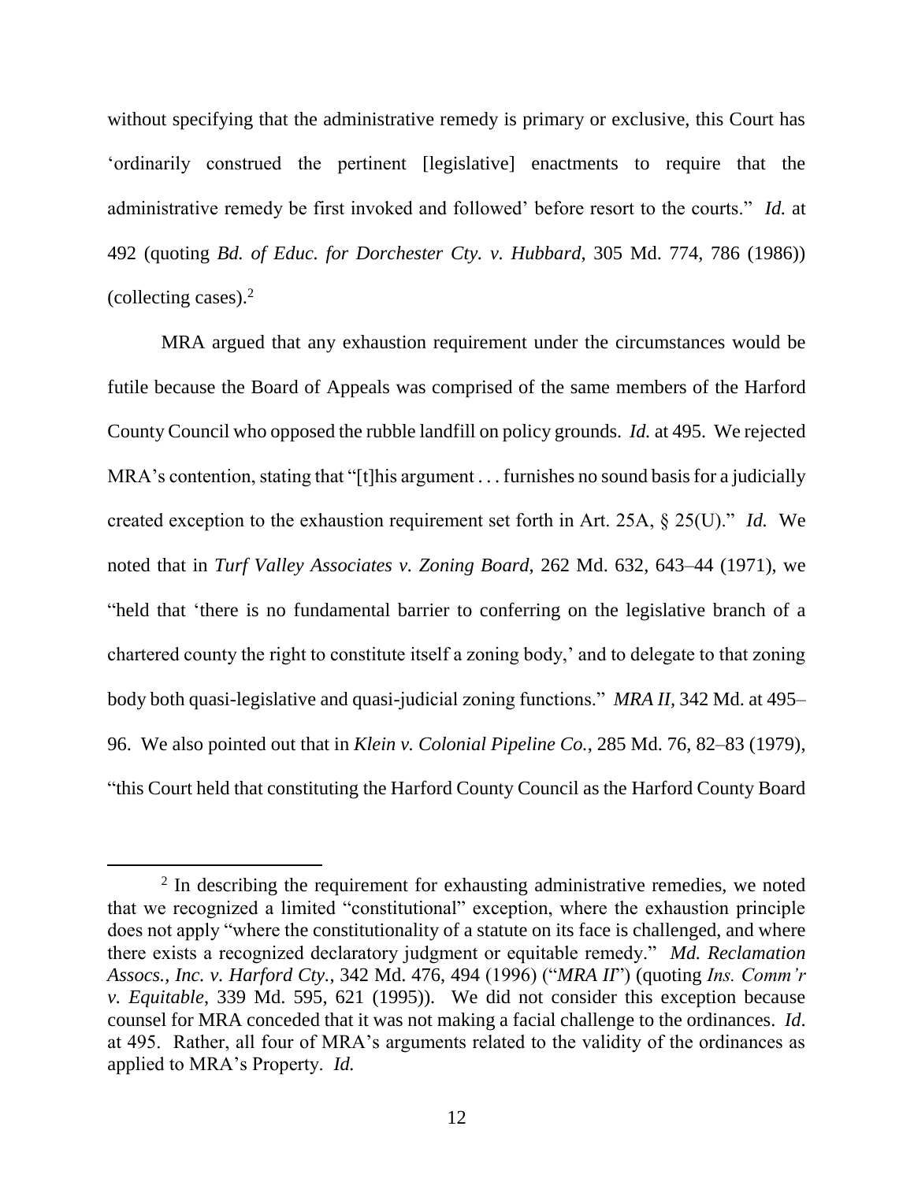without specifying that the administrative remedy is primary or exclusive, this Court has 'ordinarily construed the pertinent [legislative] enactments to require that the administrative remedy be first invoked and followed' before resort to the courts." *Id.* at 492 (quoting *Bd. of Educ. for Dorchester Cty. v. Hubbard*, 305 Md. 774, 786 (1986)) (collecting cases).[2]

MRA argued that any exhaustion requirement under the circumstances would be futile because the Board of Appeals was comprised of the same members of the Harford County Council who opposed the rubble landfill on policy grounds. *Id.* at 495. We rejected MRA's contention, stating that "[t]his argument . . . furnishes no sound basis for a judicially created exception to the exhaustion requirement set forth in Art. 25A, § 25(U)." *Id.* We noted that in *Turf Valley Associates v. Zoning Board*, 262 Md. 632, 643–44 (1971), we "held that 'there is no fundamental barrier to conferring on the legislative branch of a chartered county the right to constitute itself a zoning body,' and to delegate to that zoning body both quasi-legislative and quasi-judicial zoning functions." *MRA II*, 342 Md. at 495–96. We also pointed out that in *Klein v. Colonial Pipeline Co.*, 285 Md. 76, 82–83 (1979), "this Court held that constituting the Harford County Council as the Harford County Board

[2] In describing the requirement for exhausting administrative remedies, we noted that we recognized a limited "constitutional" exception, where the exhaustion principle does not apply "where the constitutionality of a statute on its face is challenged, and where there exists a recognized declaratory judgment or equitable remedy." *Md. Reclamation Assocs., Inc. v. Harford Cty.*, 342 Md. 476, 494 (1996) ("*MRA II*") (quoting *Ins. Comm'r v. Equitable*, 339 Md. 595, 621 (1995)). We did not consider this exception because counsel for MRA conceded that it was not making a facial challenge to the ordinances. *Id*. at 495. Rather, all four of MRA's arguments related to the validity of the ordinances as applied to MRA's Property. *Id.*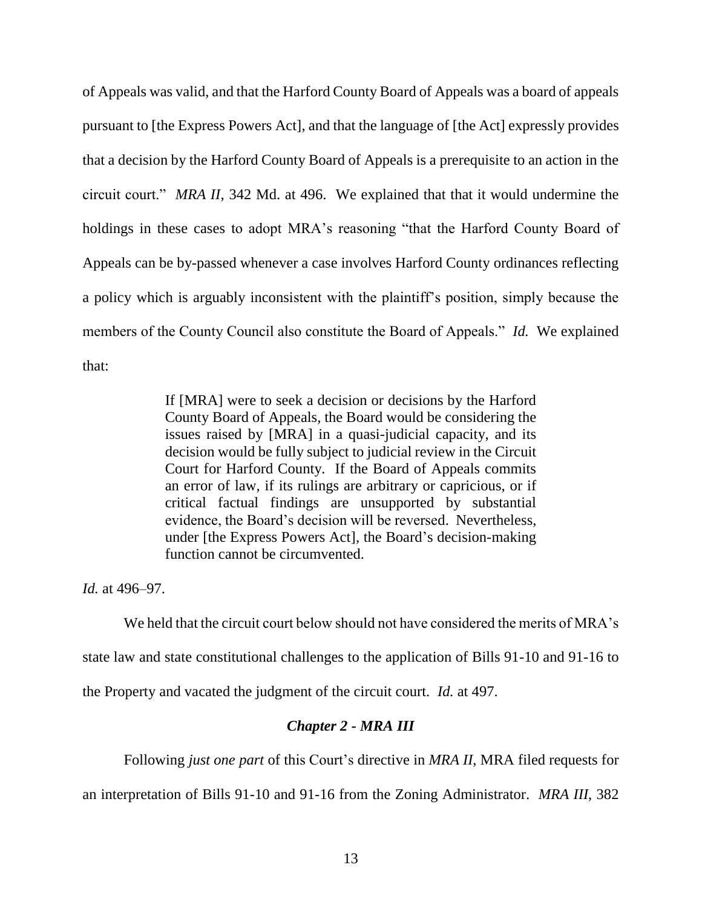of Appeals was valid, and that the Harford County Board of Appeals was a board of appeals pursuant to [the Express Powers Act], and that the language of [the Act] expressly provides that a decision by the Harford County Board of Appeals is a prerequisite to an action in the circuit court." *MRA II*, 342 Md. at 496. We explained that that it would undermine the holdings in these cases to adopt MRA's reasoning "that the Harford County Board of Appeals can be by-passed whenever a case involves Harford County ordinances reflecting a policy which is arguably inconsistent with the plaintiff's position, simply because the members of the County Council also constitute the Board of Appeals." *Id.* We explained that:

> If [MRA] were to seek a decision or decisions by the Harford County Board of Appeals, the Board would be considering the issues raised by [MRA] in a quasi-judicial capacity, and its decision would be fully subject to judicial review in the Circuit Court for Harford County. If the Board of Appeals commits an error of law, if its rulings are arbitrary or capricious, or if critical factual findings are unsupported by substantial evidence, the Board's decision will be reversed. Nevertheless, under [the Express Powers Act], the Board's decision-making function cannot be circumvented.

*Id.* at 496–97.

We held that the circuit court below should not have considered the merits of MRA's state law and state constitutional challenges to the application of Bills 91-10 and 91-16 to the Property and vacated the judgment of the circuit court. *Id.* at 497.

### *Chapter 2 - MRA III*

Following *just one part* of this Court's directive in *MRA II*, MRA filed requests for an interpretation of Bills 91-10 and 91-16 from the Zoning Administrator. *MRA III*, 382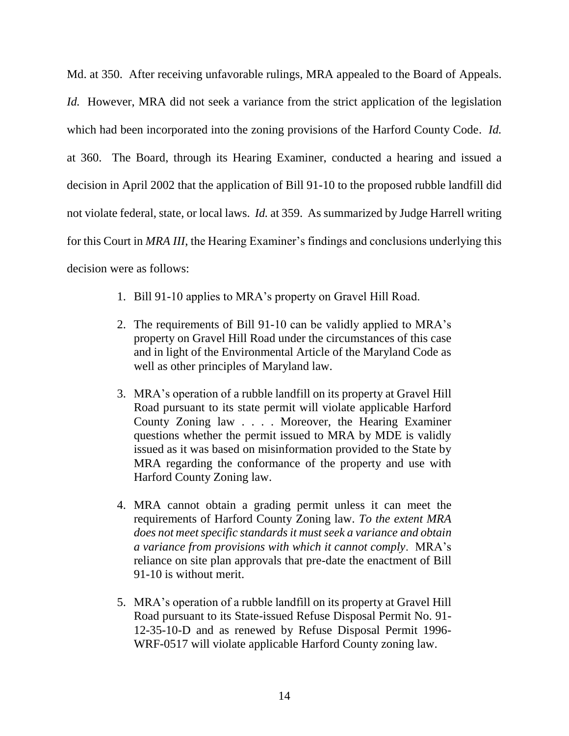Md. at 350. After receiving unfavorable rulings, MRA appealed to the Board of Appeals. *Id.* However, MRA did not seek a variance from the strict application of the legislation which had been incorporated into the zoning provisions of the Harford County Code. *Id.* at 360. The Board, through its Hearing Examiner, conducted a hearing and issued a decision in April 2002 that the application of Bill 91-10 to the proposed rubble landfill did not violate federal, state, or local laws. *Id.* at 359. As summarized by Judge Harrell writing for this Court in *MRA III*, the Hearing Examiner's findings and conclusions underlying this decision were as follows:

> 1. Bill 91-10 applies to MRA's property on Gravel Hill Road.
>
> 2. The requirements of Bill 91-10 can be validly applied to MRA's property on Gravel Hill Road under the circumstances of this case and in light of the Environmental Article of the Maryland Code as well as other principles of Maryland law.
>
> 3. MRA's operation of a rubble landfill on its property at Gravel Hill Road pursuant to its state permit will violate applicable Harford County Zoning law . . . . Moreover, the Hearing Examiner questions whether the permit issued to MRA by MDE is validly issued as it was based on misinformation provided to the State by MRA regarding the conformance of the property and use with Harford County Zoning law.
>
> 4. MRA cannot obtain a grading permit unless it can meet the requirements of Harford County Zoning law. *To the extent MRA does not meet specific standards it must seek a variance and obtain a variance from provisions with which it cannot comply*. MRA's reliance on site plan approvals that pre-date the enactment of Bill 91-10 is without merit.
>
> 5. MRA's operation of a rubble landfill on its property at Gravel Hill Road pursuant to its State-issued Refuse Disposal Permit No. 91-12-35-10-D and as renewed by Refuse Disposal Permit 1996-WRF-0517 will violate applicable Harford County zoning law.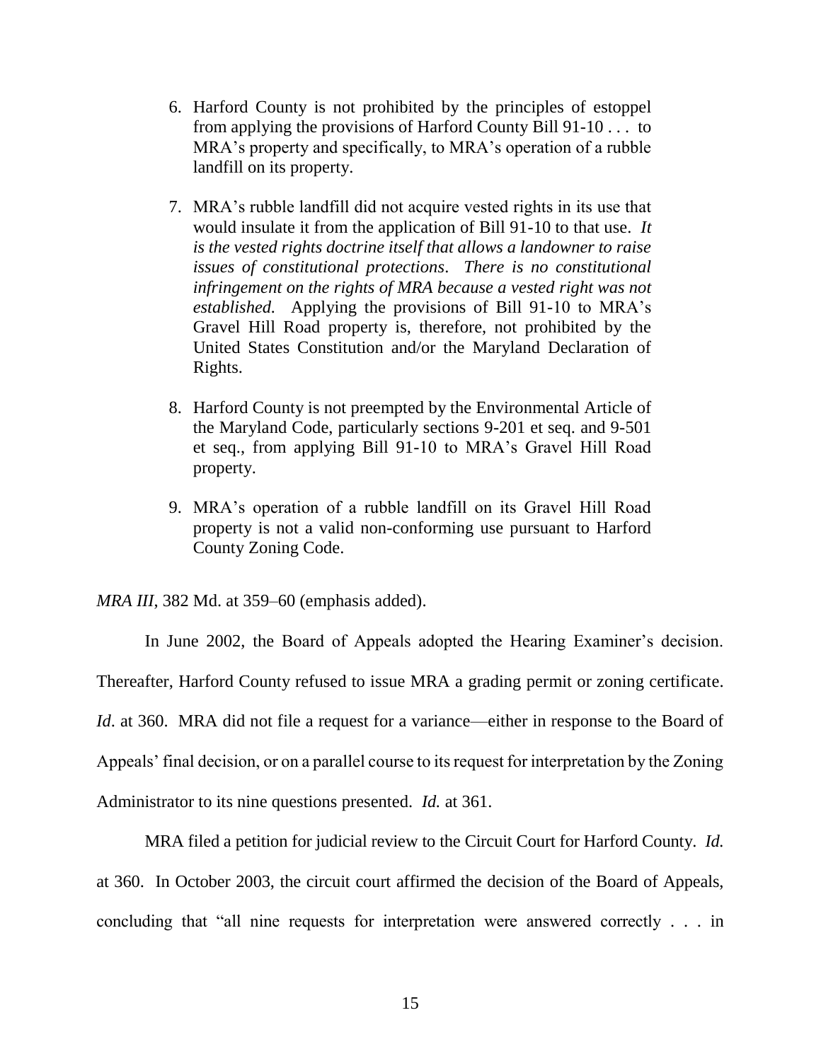6. Harford County is not prohibited by the principles of estoppel from applying the provisions of Harford County Bill 91-10 . . . to MRA's property and specifically, to MRA's operation of a rubble landfill on its property.

7. MRA's rubble landfill did not acquire vested rights in its use that would insulate it from the application of Bill 91-10 to that use. *It is the vested rights doctrine itself that allows a landowner to raise issues of constitutional protections. There is no constitutional infringement on the rights of MRA because a vested right was not established.* Applying the provisions of Bill 91-10 to MRA's Gravel Hill Road property is, therefore, not prohibited by the United States Constitution and/or the Maryland Declaration of Rights.

8. Harford County is not preempted by the Environmental Article of the Maryland Code, particularly sections 9-201 et seq. and 9-501 et seq., from applying Bill 91-10 to MRA's Gravel Hill Road property.

9. MRA's operation of a rubble landfill on its Gravel Hill Road property is not a valid non-conforming use pursuant to Harford County Zoning Code.

*MRA III*, 382 Md. at 359–60 (emphasis added).

In June 2002, the Board of Appeals adopted the Hearing Examiner's decision. Thereafter, Harford County refused to issue MRA a grading permit or zoning certificate. *Id*. at 360. MRA did not file a request for a variance—either in response to the Board of Appeals' final decision, or on a parallel course to its request for interpretation by the Zoning Administrator to its nine questions presented. *Id.* at 361.

MRA filed a petition for judicial review to the Circuit Court for Harford County. *Id.* at 360. In October 2003, the circuit court affirmed the decision of the Board of Appeals, concluding that "all nine requests for interpretation were answered correctly . . . in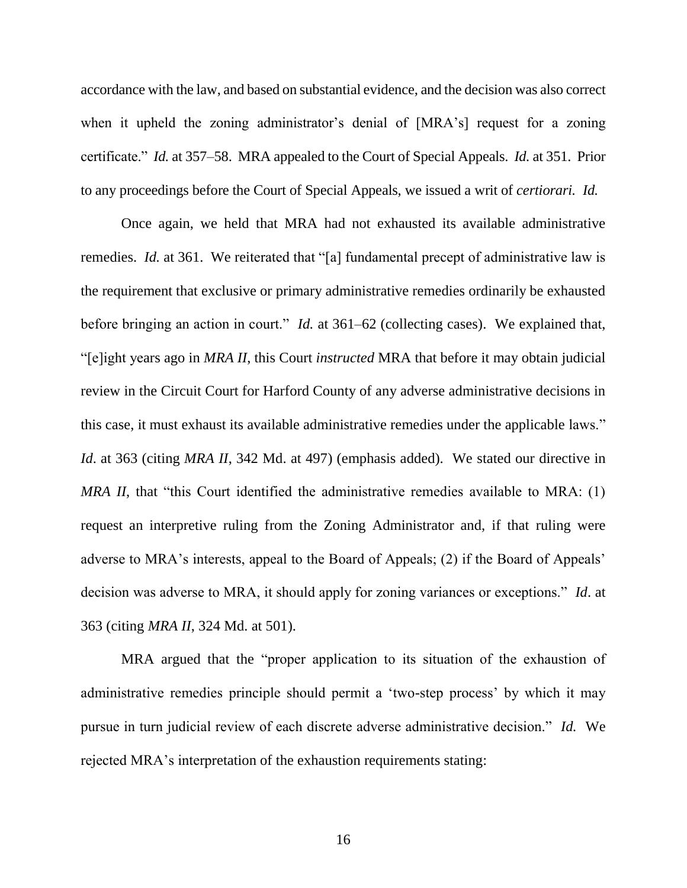accordance with the law, and based on substantial evidence, and the decision was also correct when it upheld the zoning administrator's denial of [MRA's] request for a zoning certificate." *Id.* at 357–58. MRA appealed to the Court of Special Appeals. *Id.* at 351. Prior to any proceedings before the Court of Special Appeals, we issued a writ of *certiorari. Id.*

Once again, we held that MRA had not exhausted its available administrative remedies. *Id.* at 361. We reiterated that "[a] fundamental precept of administrative law is the requirement that exclusive or primary administrative remedies ordinarily be exhausted before bringing an action in court." *Id.* at 361–62 (collecting cases). We explained that, "[e]ight years ago in *MRA II*, this Court *instructed* MRA that before it may obtain judicial review in the Circuit Court for Harford County of any adverse administrative decisions in this case, it must exhaust its available administrative remedies under the applicable laws." *Id*. at 363 (citing *MRA II*, 342 Md. at 497) (emphasis added). We stated our directive in *MRA II*, that "this Court identified the administrative remedies available to MRA: (1) request an interpretive ruling from the Zoning Administrator and, if that ruling were adverse to MRA's interests, appeal to the Board of Appeals; (2) if the Board of Appeals' decision was adverse to MRA, it should apply for zoning variances or exceptions." *Id*. at 363 (citing *MRA II*, 324 Md. at 501).

MRA argued that the "proper application to its situation of the exhaustion of administrative remedies principle should permit a 'two-step process' by which it may pursue in turn judicial review of each discrete adverse administrative decision." *Id.* We rejected MRA's interpretation of the exhaustion requirements stating: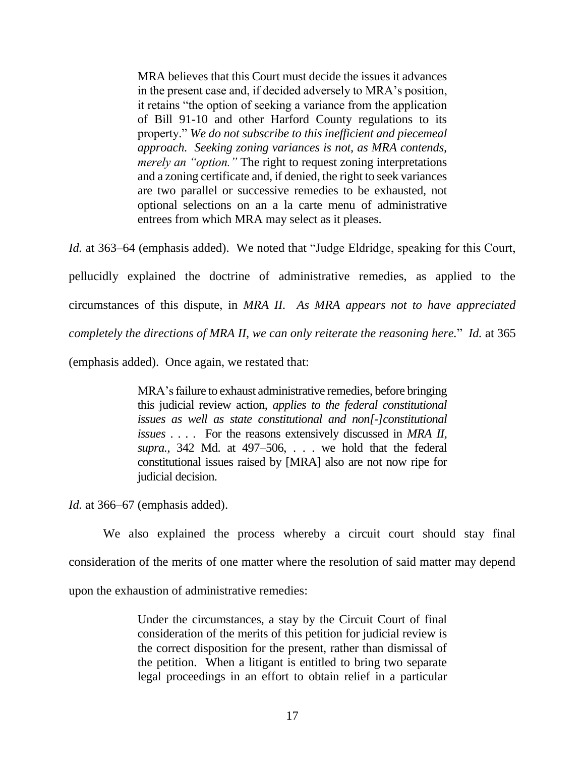> MRA believes that this Court must decide the issues it advances in the present case and, if decided adversely to MRA's position, it retains "the option of seeking a variance from the application of Bill 91-10 and other Harford County regulations to its property." *We do not subscribe to this inefficient and piecemeal approach. Seeking zoning variances is not, as MRA contends, merely an "option."* The right to request zoning interpretations and a zoning certificate and, if denied, the right to seek variances are two parallel or successive remedies to be exhausted, not optional selections on an a la carte menu of administrative entrees from which MRA may select as it pleases.

*Id.* at 363–64 (emphasis added). We noted that "Judge Eldridge, speaking for this Court, pellucidly explained the doctrine of administrative remedies, as applied to the circumstances of this dispute, in *MRA II. As MRA appears not to have appreciated completely the directions of MRA II, we can only reiterate the reasoning here.*" *Id.* at 365 (emphasis added). Once again, we restated that:

> MRA's failure to exhaust administrative remedies, before bringing this judicial review action, *applies to the federal constitutional issues as well as state constitutional and non[-]constitutional issues* . . . . For the reasons extensively discussed in *MRA II, supra.*, 342 Md. at 497–506, . . . we hold that the federal constitutional issues raised by [MRA] also are not now ripe for judicial decision.

*Id.* at 366–67 (emphasis added).

We also explained the process whereby a circuit court should stay final consideration of the merits of one matter where the resolution of said matter may depend upon the exhaustion of administrative remedies:

> Under the circumstances, a stay by the Circuit Court of final consideration of the merits of this petition for judicial review is the correct disposition for the present, rather than dismissal of the petition. When a litigant is entitled to bring two separate legal proceedings in an effort to obtain relief in a particular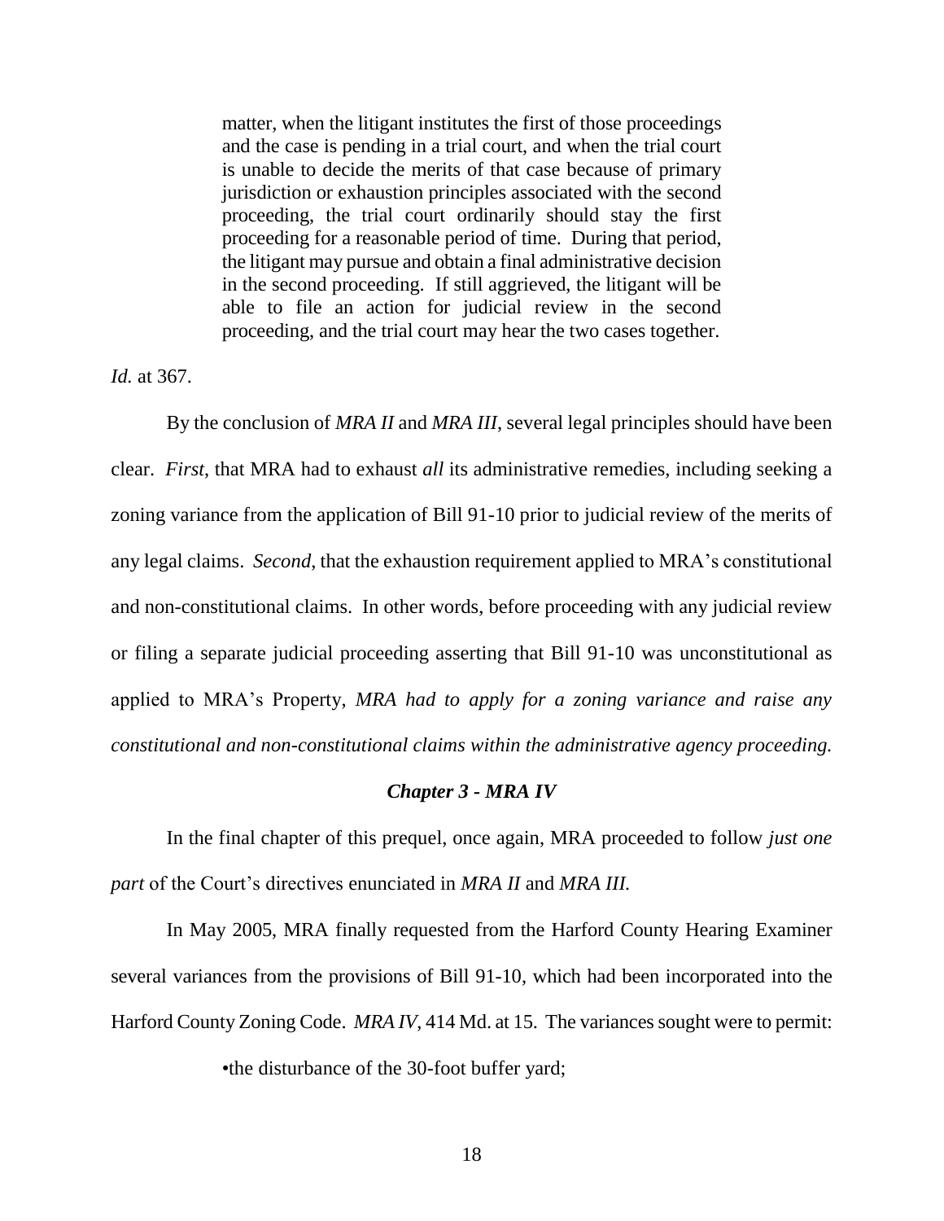> matter, when the litigant institutes the first of those proceedings and the case is pending in a trial court, and when the trial court is unable to decide the merits of that case because of primary jurisdiction or exhaustion principles associated with the second proceeding, the trial court ordinarily should stay the first proceeding for a reasonable period of time. During that period, the litigant may pursue and obtain a final administrative decision in the second proceeding. If still aggrieved, the litigant will be able to file an action for judicial review in the second proceeding, and the trial court may hear the two cases together.

*Id.* at 367.

By the conclusion of *MRA II* and *MRA III*, several legal principles should have been clear. *First*, that MRA had to exhaust *all* its administrative remedies, including seeking a zoning variance from the application of Bill 91-10 prior to judicial review of the merits of any legal claims. *Second*, that the exhaustion requirement applied to MRA's constitutional and non-constitutional claims. In other words, before proceeding with any judicial review or filing a separate judicial proceeding asserting that Bill 91-10 was unconstitutional as applied to MRA's Property, *MRA had to apply for a zoning variance and raise any constitutional and non-constitutional claims within the administrative agency proceeding.*

### *Chapter 3 - MRA IV*

In the final chapter of this prequel, once again, MRA proceeded to follow *just one part* of the Court's directives enunciated in *MRA II* and *MRA III.*

In May 2005, MRA finally requested from the Harford County Hearing Examiner several variances from the provisions of Bill 91-10, which had been incorporated into the Harford County Zoning Code. *MRA IV*, 414 Md. at 15. The variances sought were to permit:

- the disturbance of the 30-foot buffer yard;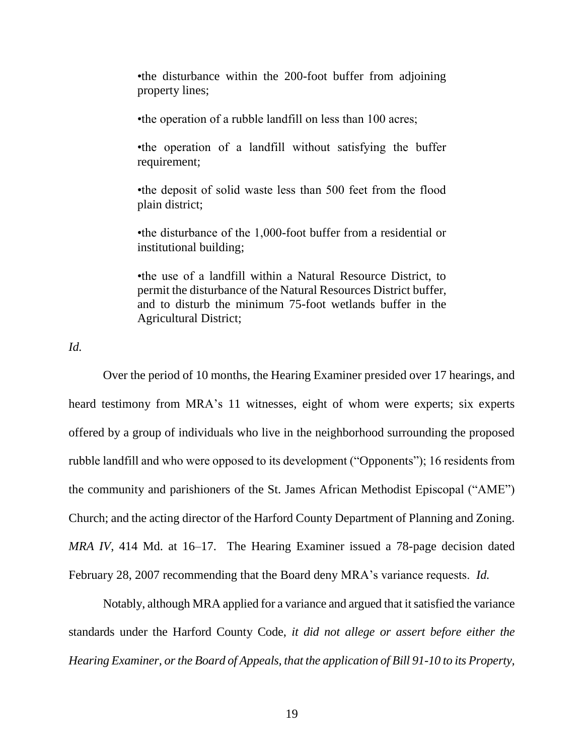> •the disturbance within the 200-foot buffer from adjoining property lines;
>
> •the operation of a rubble landfill on less than 100 acres;
>
> •the operation of a landfill without satisfying the buffer requirement;
>
> •the deposit of solid waste less than 500 feet from the flood plain district;
>
> •the disturbance of the 1,000-foot buffer from a residential or institutional building;
>
> •the use of a landfill within a Natural Resource District, to permit the disturbance of the Natural Resources District buffer, and to disturb the minimum 75-foot wetlands buffer in the Agricultural District;

*Id.*

Over the period of 10 months, the Hearing Examiner presided over 17 hearings, and heard testimony from MRA's 11 witnesses, eight of whom were experts; six experts offered by a group of individuals who live in the neighborhood surrounding the proposed rubble landfill and who were opposed to its development ("Opponents"); 16 residents from the community and parishioners of the St. James African Methodist Episcopal ("AME") Church; and the acting director of the Harford County Department of Planning and Zoning. *MRA IV*, 414 Md. at 16–17. The Hearing Examiner issued a 78-page decision dated February 28, 2007 recommending that the Board deny MRA's variance requests. *Id.*

Notably, although MRA applied for a variance and argued that it satisfied the variance standards under the Harford County Code, *it did not allege or assert before either the Hearing Examiner, or the Board of Appeals, that the application of Bill 91-10 to its Property,*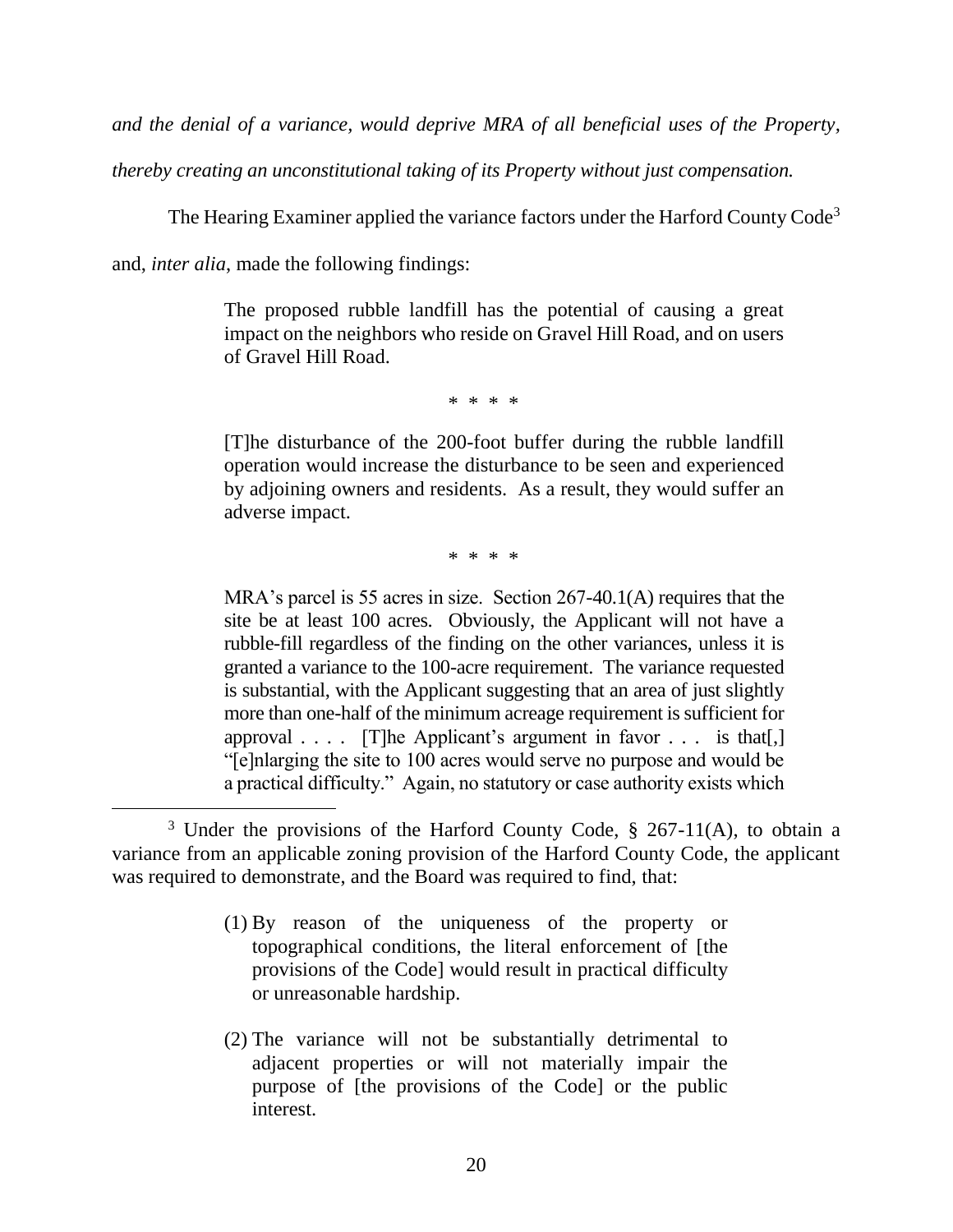*and the denial of a variance, would deprive MRA of all beneficial uses of the Property, thereby creating an unconstitutional taking of its Property without just compensation.*

The Hearing Examiner applied the variance factors under the Harford County Code[3] and, *inter alia*, made the following findings:

> The proposed rubble landfill has the potential of causing a great impact on the neighbors who reside on Gravel Hill Road, and on users of Gravel Hill Road.
>
> \* \* \* \*
>
> [T]he disturbance of the 200-foot buffer during the rubble landfill operation would increase the disturbance to be seen and experienced by adjoining owners and residents. As a result, they would suffer an adverse impact.
>
> \* \* \* \*
>
> MRA's parcel is 55 acres in size. Section 267-40.1(A) requires that the site be at least 100 acres. Obviously, the Applicant will not have a rubble-fill regardless of the finding on the other variances, unless it is granted a variance to the 100-acre requirement. The variance requested is substantial, with the Applicant suggesting that an area of just slightly more than one-half of the minimum acreage requirement is sufficient for approval . . . . [T]he Applicant's argument in favor . . . is that[,] "[e]nlarging the site to 100 acres would serve no purpose and would be a practical difficulty." Again, no statutory or case authority exists which

---

[3] Under the provisions of the Harford County Code, § 267-11(A), to obtain a variance from an applicable zoning provision of the Harford County Code, the applicant was required to demonstrate, and the Board was required to find, that:

> (1) By reason of the uniqueness of the property or topographical conditions, the literal enforcement of [the provisions of the Code] would result in practical difficulty or unreasonable hardship.
>
> (2) The variance will not be substantially detrimental to adjacent properties or will not materially impair the purpose of [the provisions of the Code] or the public interest.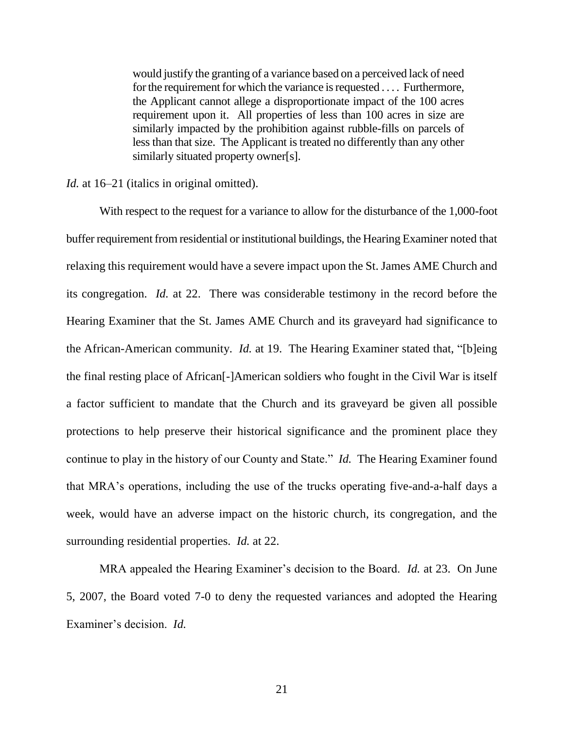> would justify the granting of a variance based on a perceived lack of need for the requirement for which the variance is requested . . . . Furthermore, the Applicant cannot allege a disproportionate impact of the 100 acres requirement upon it. All properties of less than 100 acres in size are similarly impacted by the prohibition against rubble-fills on parcels of less than that size. The Applicant is treated no differently than any other similarly situated property owner[s].

*Id.* at 16–21 (italics in original omitted).

With respect to the request for a variance to allow for the disturbance of the 1,000-foot buffer requirement from residential or institutional buildings, the Hearing Examiner noted that relaxing this requirement would have a severe impact upon the St. James AME Church and its congregation. *Id.* at 22. There was considerable testimony in the record before the Hearing Examiner that the St. James AME Church and its graveyard had significance to the African-American community. *Id.* at 19. The Hearing Examiner stated that, "[b]eing the final resting place of African[-]American soldiers who fought in the Civil War is itself a factor sufficient to mandate that the Church and its graveyard be given all possible protections to help preserve their historical significance and the prominent place they continue to play in the history of our County and State." *Id.* The Hearing Examiner found that MRA's operations, including the use of the trucks operating five-and-a-half days a week, would have an adverse impact on the historic church, its congregation, and the surrounding residential properties. *Id.* at 22.

MRA appealed the Hearing Examiner's decision to the Board. *Id.* at 23. On June 5, 2007, the Board voted 7-0 to deny the requested variances and adopted the Hearing Examiner's decision. *Id.*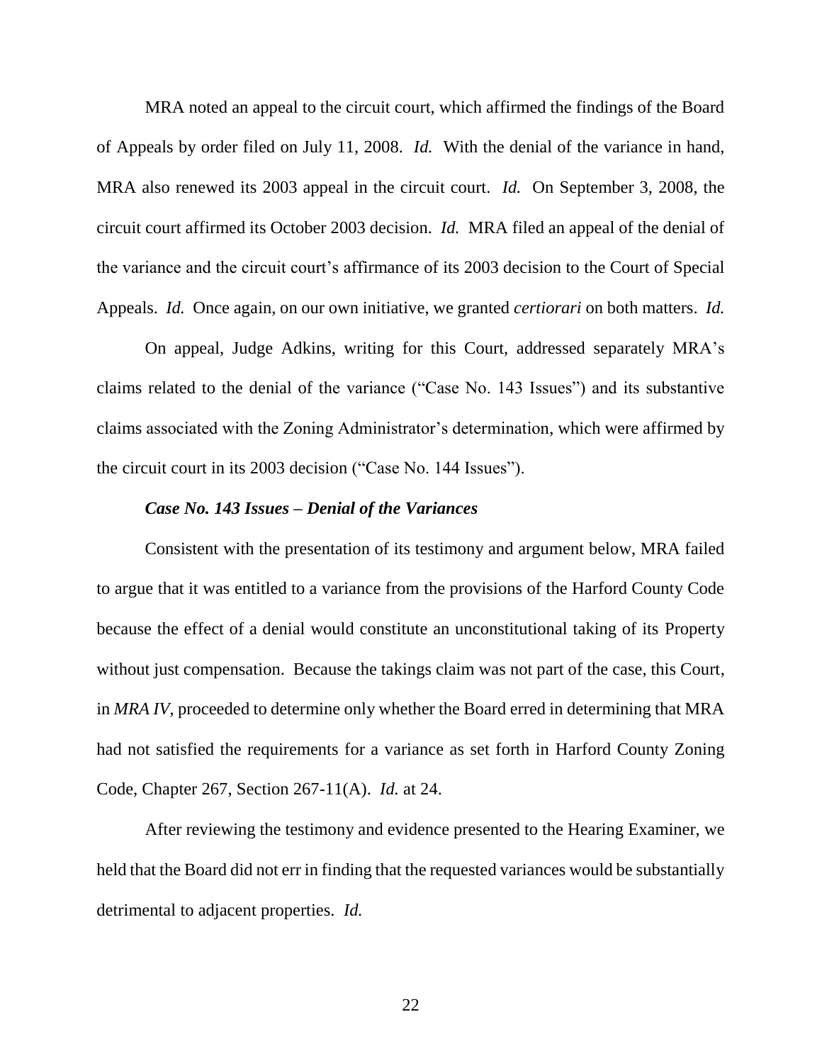MRA noted an appeal to the circuit court, which affirmed the findings of the Board of Appeals by order filed on July 11, 2008. *Id.* With the denial of the variance in hand, MRA also renewed its 2003 appeal in the circuit court. *Id.* On September 3, 2008, the circuit court affirmed its October 2003 decision. *Id.* MRA filed an appeal of the denial of the variance and the circuit court's affirmance of its 2003 decision to the Court of Special Appeals. *Id.* Once again, on our own initiative, we granted *certiorari* on both matters. *Id.*

On appeal, Judge Adkins, writing for this Court, addressed separately MRA's claims related to the denial of the variance ("Case No. 143 Issues") and its substantive claims associated with the Zoning Administrator's determination, which were affirmed by the circuit court in its 2003 decision ("Case No. 144 Issues").

***Case No. 143 Issues – Denial of the Variances***

Consistent with the presentation of its testimony and argument below, MRA failed to argue that it was entitled to a variance from the provisions of the Harford County Code because the effect of a denial would constitute an unconstitutional taking of its Property without just compensation. Because the takings claim was not part of the case, this Court, in *MRA IV*, proceeded to determine only whether the Board erred in determining that MRA had not satisfied the requirements for a variance as set forth in Harford County Zoning Code, Chapter 267, Section 267-11(A). *Id.* at 24.

After reviewing the testimony and evidence presented to the Hearing Examiner, we held that the Board did not err in finding that the requested variances would be substantially detrimental to adjacent properties. *Id.*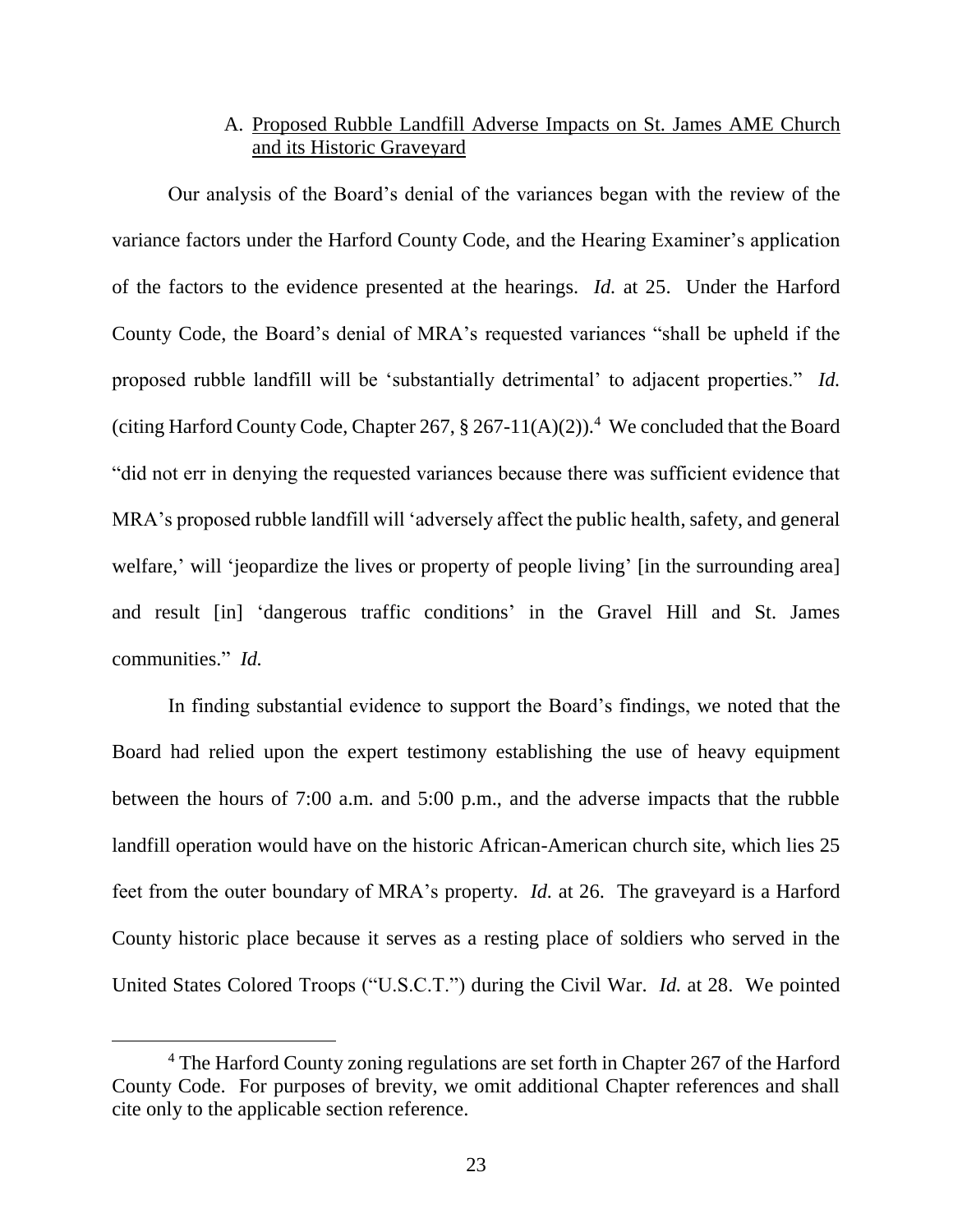A. <u>Proposed Rubble Landfill Adverse Impacts on St. James AME Church and its Historic Graveyard</u>

Our analysis of the Board's denial of the variances began with the review of the variance factors under the Harford County Code, and the Hearing Examiner's application of the factors to the evidence presented at the hearings. *Id.* at 25. Under the Harford County Code, the Board's denial of MRA's requested variances "shall be upheld if the proposed rubble landfill will be 'substantially detrimental' to adjacent properties." *Id.* (citing Harford County Code, Chapter 267, § 267-11(A)(2)).[4] We concluded that the Board "did not err in denying the requested variances because there was sufficient evidence that MRA's proposed rubble landfill will 'adversely affect the public health, safety, and general welfare,' will 'jeopardize the lives or property of people living' [in the surrounding area] and result [in] 'dangerous traffic conditions' in the Gravel Hill and St. James communities." *Id.*

In finding substantial evidence to support the Board's findings, we noted that the Board had relied upon the expert testimony establishing the use of heavy equipment between the hours of 7:00 a.m. and 5:00 p.m., and the adverse impacts that the rubble landfill operation would have on the historic African-American church site, which lies 25 feet from the outer boundary of MRA's property. *Id.* at 26. The graveyard is a Harford County historic place because it serves as a resting place of soldiers who served in the United States Colored Troops ("U.S.C.T.") during the Civil War. *Id.* at 28. We pointed

[4] The Harford County zoning regulations are set forth in Chapter 267 of the Harford County Code. For purposes of brevity, we omit additional Chapter references and shall cite only to the applicable section reference.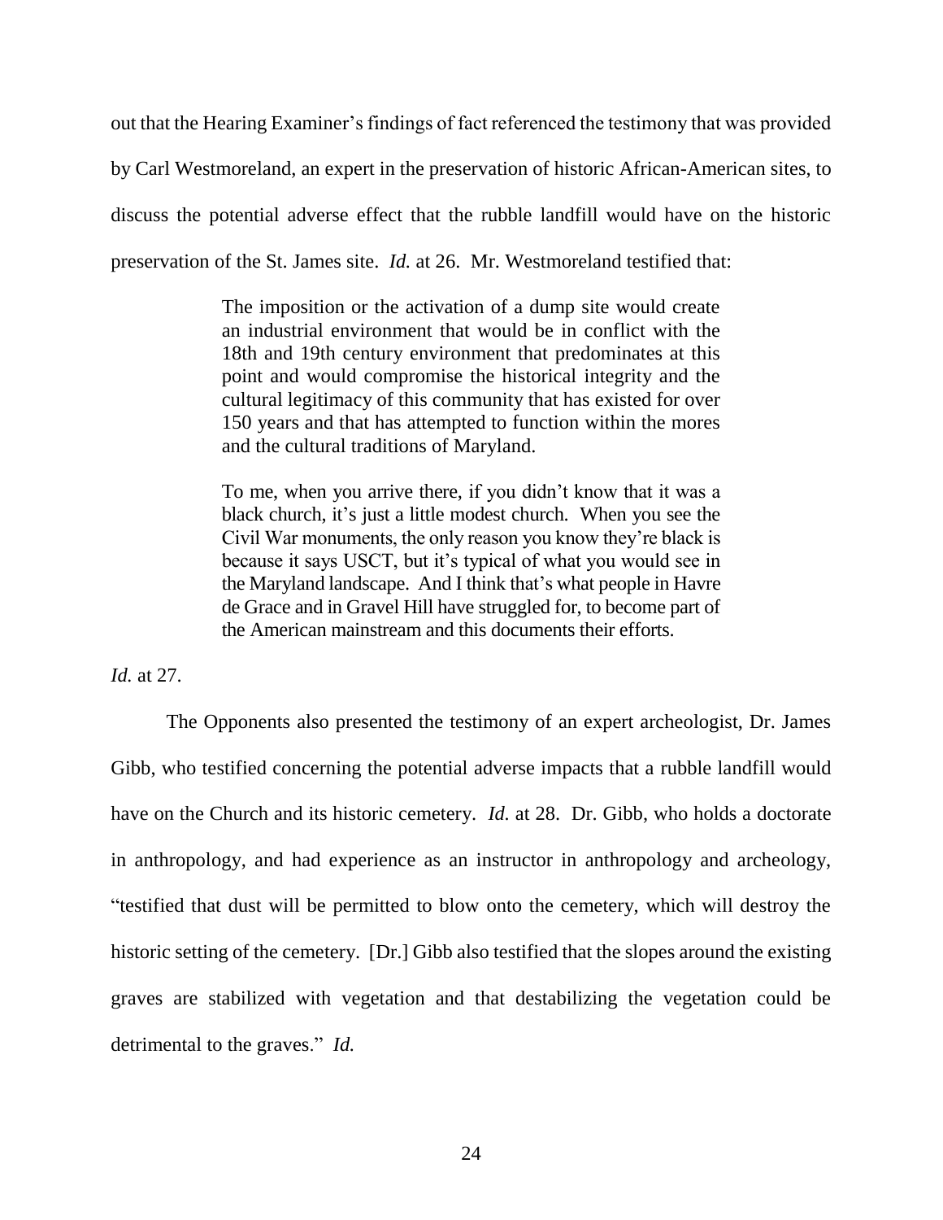out that the Hearing Examiner's findings of fact referenced the testimony that was provided by Carl Westmoreland, an expert in the preservation of historic African-American sites, to discuss the potential adverse effect that the rubble landfill would have on the historic preservation of the St. James site. *Id.* at 26. Mr. Westmoreland testified that:

> The imposition or the activation of a dump site would create an industrial environment that would be in conflict with the 18th and 19th century environment that predominates at this point and would compromise the historical integrity and the cultural legitimacy of this community that has existed for over 150 years and that has attempted to function within the mores and the cultural traditions of Maryland.
>
> To me, when you arrive there, if you didn't know that it was a black church, it's just a little modest church. When you see the Civil War monuments, the only reason you know they're black is because it says USCT, but it's typical of what you would see in the Maryland landscape. And I think that's what people in Havre de Grace and in Gravel Hill have struggled for, to become part of the American mainstream and this documents their efforts.

*Id.* at 27.

The Opponents also presented the testimony of an expert archeologist, Dr. James Gibb, who testified concerning the potential adverse impacts that a rubble landfill would have on the Church and its historic cemetery. *Id.* at 28. Dr. Gibb, who holds a doctorate in anthropology, and had experience as an instructor in anthropology and archeology, "testified that dust will be permitted to blow onto the cemetery, which will destroy the historic setting of the cemetery. [Dr.] Gibb also testified that the slopes around the existing graves are stabilized with vegetation and that destabilizing the vegetation could be detrimental to the graves." *Id.*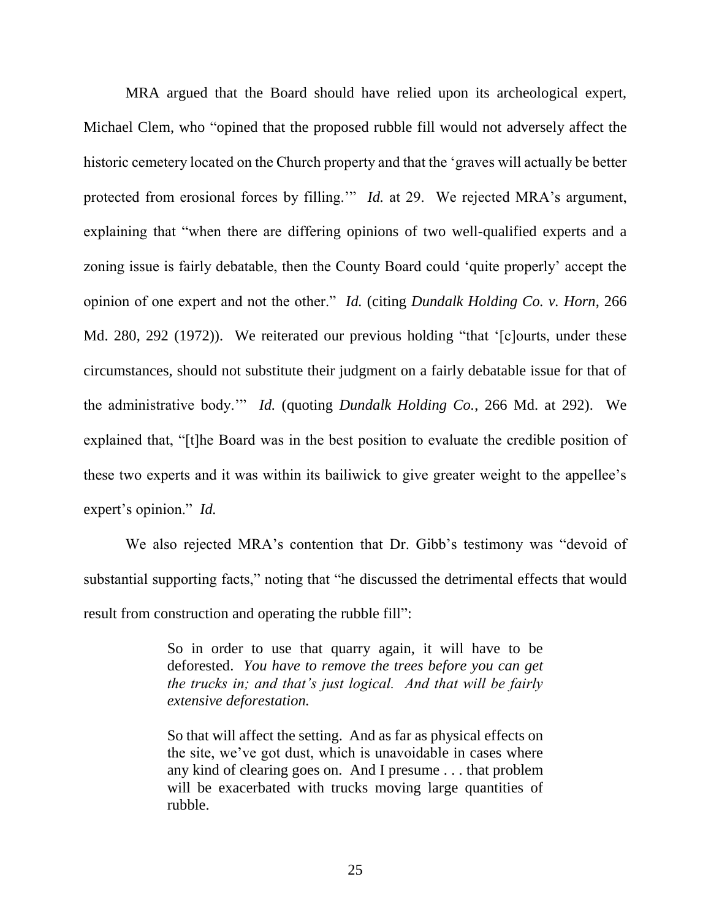MRA argued that the Board should have relied upon its archeological expert, Michael Clem, who "opined that the proposed rubble fill would not adversely affect the historic cemetery located on the Church property and that the 'graves will actually be better protected from erosional forces by filling.'" *Id.* at 29. We rejected MRA's argument, explaining that "when there are differing opinions of two well-qualified experts and a zoning issue is fairly debatable, then the County Board could 'quite properly' accept the opinion of one expert and not the other." *Id.* (citing *Dundalk Holding Co. v. Horn*, 266 Md. 280, 292 (1972)). We reiterated our previous holding "that '[c]ourts, under these circumstances, should not substitute their judgment on a fairly debatable issue for that of the administrative body.'" *Id.* (quoting *Dundalk Holding Co.*, 266 Md. at 292). We explained that, "[t]he Board was in the best position to evaluate the credible position of these two experts and it was within its bailiwick to give greater weight to the appellee's expert's opinion." *Id.*

We also rejected MRA's contention that Dr. Gibb's testimony was "devoid of substantial supporting facts," noting that "he discussed the detrimental effects that would result from construction and operating the rubble fill":

> So in order to use that quarry again, it will have to be deforested. *You have to remove the trees before you can get the trucks in; and that's just logical. And that will be fairly extensive deforestation.*
>
> So that will affect the setting. And as far as physical effects on the site, we've got dust, which is unavoidable in cases where any kind of clearing goes on. And I presume . . . that problem will be exacerbated with trucks moving large quantities of rubble.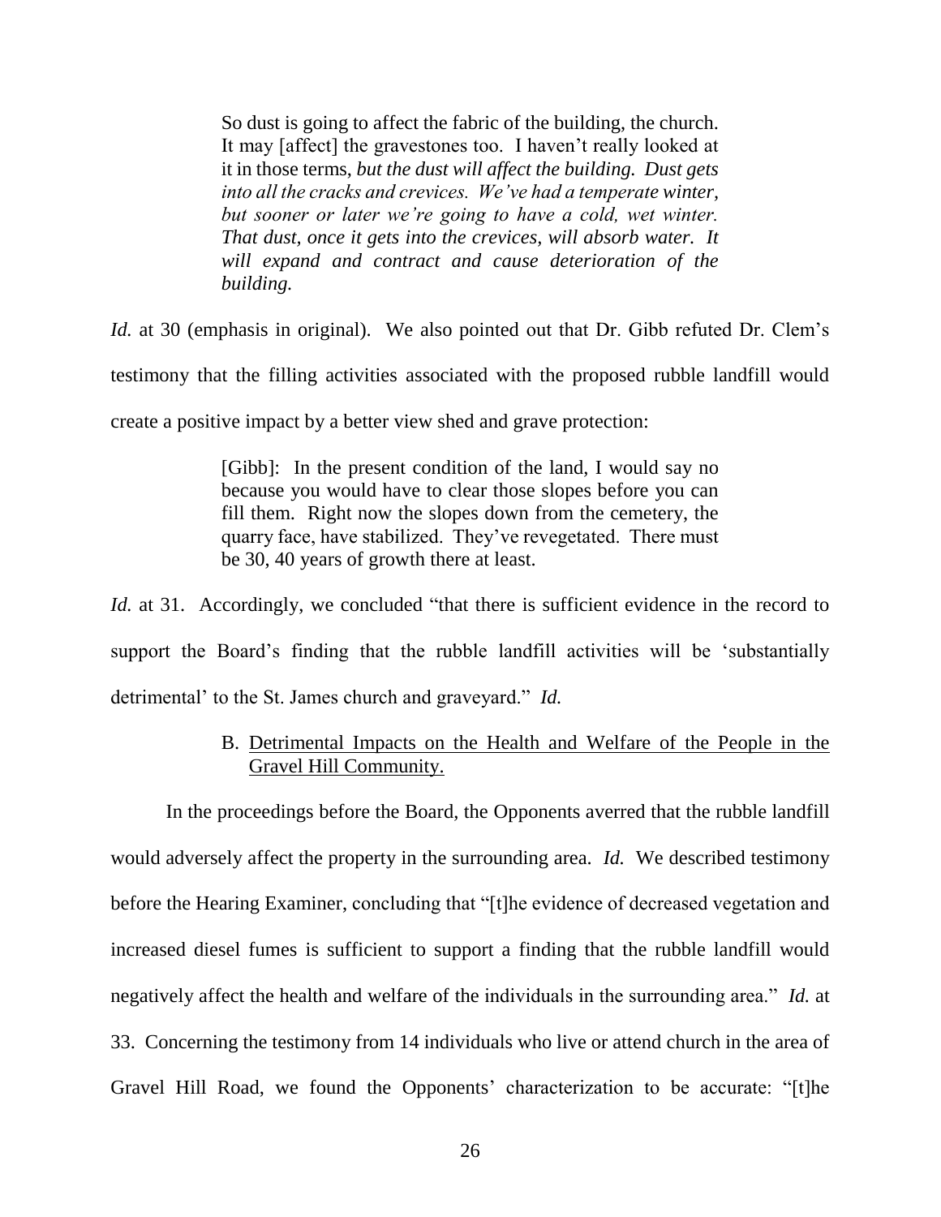> So dust is going to affect the fabric of the building, the church. It may [affect] the gravestones too. I haven't really looked at it in those terms, *but the dust will affect the building. Dust gets into all the cracks and crevices. We've had a temperate winter, but sooner or later we're going to have a cold, wet winter. That dust, once it gets into the crevices, will absorb water. It will expand and contract and cause deterioration of the building.*

*Id.* at 30 (emphasis in original). We also pointed out that Dr. Gibb refuted Dr. Clem's testimony that the filling activities associated with the proposed rubble landfill would create a positive impact by a better view shed and grave protection:

> [Gibb]: In the present condition of the land, I would say no because you would have to clear those slopes before you can fill them. Right now the slopes down from the cemetery, the quarry face, have stabilized. They've revegetated. There must be 30, 40 years of growth there at least.

*Id.* at 31. Accordingly, we concluded "that there is sufficient evidence in the record to support the Board's finding that the rubble landfill activities will be 'substantially detrimental' to the St. James church and graveyard." *Id.*

### B. Detrimental Impacts on the Health and Welfare of the People in the Gravel Hill Community.

In the proceedings before the Board, the Opponents averred that the rubble landfill would adversely affect the property in the surrounding area. *Id.* We described testimony before the Hearing Examiner, concluding that "[t]he evidence of decreased vegetation and increased diesel fumes is sufficient to support a finding that the rubble landfill would negatively affect the health and welfare of the individuals in the surrounding area." *Id.* at 33. Concerning the testimony from 14 individuals who live or attend church in the area of Gravel Hill Road, we found the Opponents' characterization to be accurate: "[t]he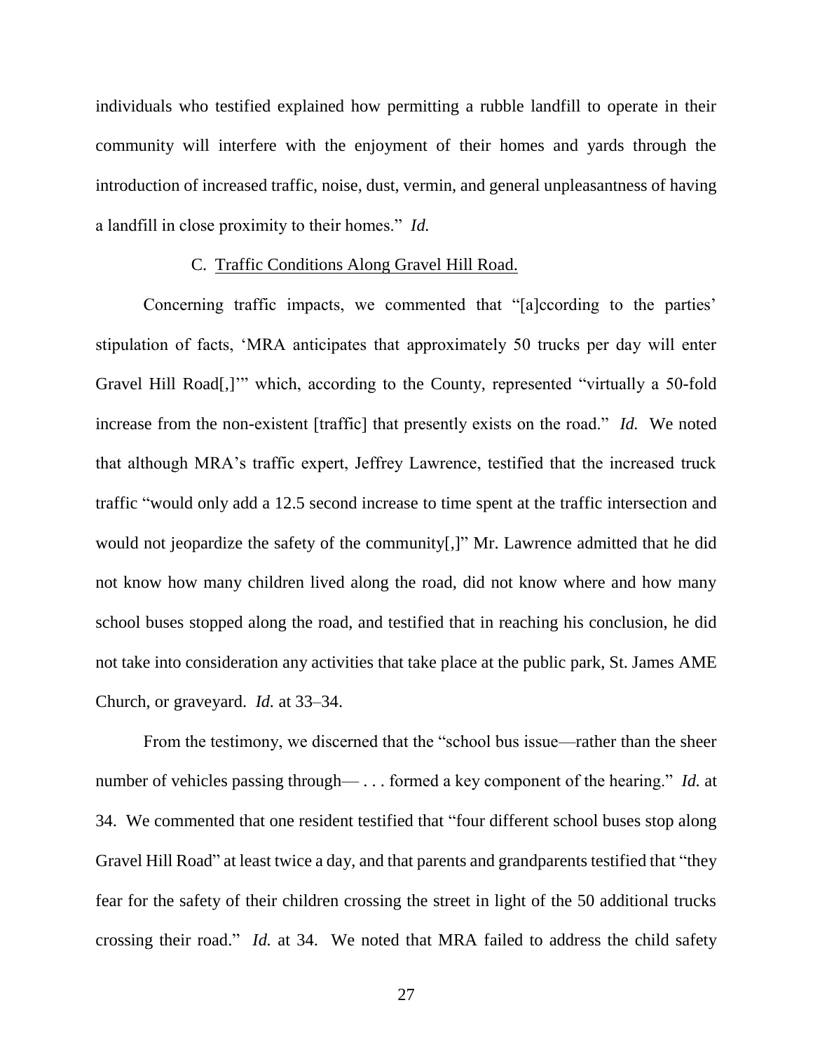individuals who testified explained how permitting a rubble landfill to operate in their community will interfere with the enjoyment of their homes and yards through the introduction of increased traffic, noise, dust, vermin, and general unpleasantness of having a landfill in close proximity to their homes." *Id.*

### C. Traffic Conditions Along Gravel Hill Road.

Concerning traffic impacts, we commented that "[a]ccording to the parties' stipulation of facts, 'MRA anticipates that approximately 50 trucks per day will enter Gravel Hill Road[,]'" which, according to the County, represented "virtually a 50-fold increase from the non-existent [traffic] that presently exists on the road." *Id.* We noted that although MRA's traffic expert, Jeffrey Lawrence, testified that the increased truck traffic "would only add a 12.5 second increase to time spent at the traffic intersection and would not jeopardize the safety of the community[,]" Mr. Lawrence admitted that he did not know how many children lived along the road, did not know where and how many school buses stopped along the road, and testified that in reaching his conclusion, he did not take into consideration any activities that take place at the public park, St. James AME Church, or graveyard. *Id.* at 33–34.

From the testimony, we discerned that the "school bus issue—rather than the sheer number of vehicles passing through— . . . formed a key component of the hearing." *Id.* at 34. We commented that one resident testified that "four different school buses stop along Gravel Hill Road" at least twice a day, and that parents and grandparents testified that "they fear for the safety of their children crossing the street in light of the 50 additional trucks crossing their road." *Id.* at 34. We noted that MRA failed to address the child safety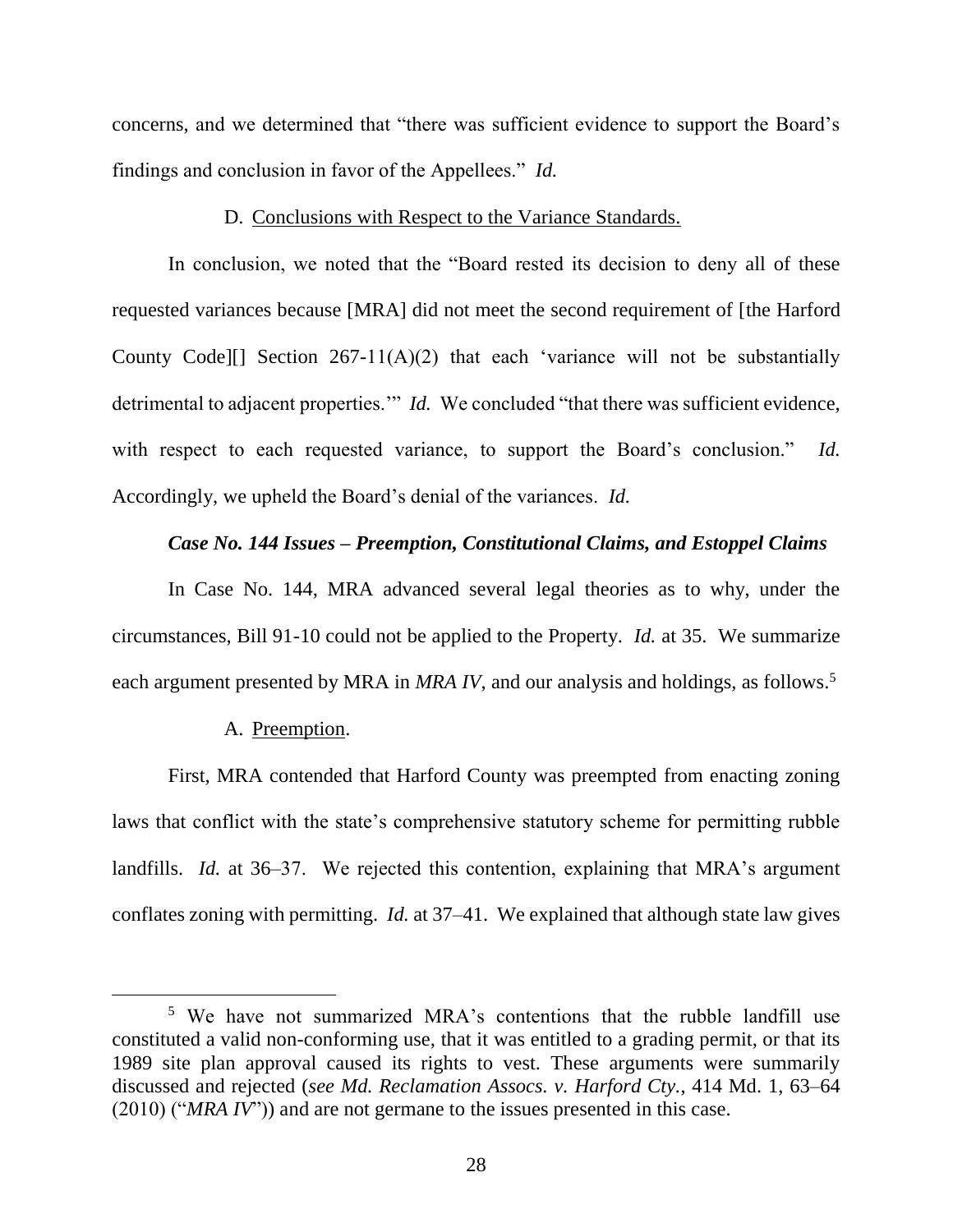concerns, and we determined that "there was sufficient evidence to support the Board's findings and conclusion in favor of the Appellees." *Id.*

D. Conclusions with Respect to the Variance Standards.

In conclusion, we noted that the "Board rested its decision to deny all of these requested variances because [MRA] did not meet the second requirement of [the Harford County Code][] Section 267-11(A)(2) that each 'variance will not be substantially detrimental to adjacent properties.'" *Id.* We concluded "that there was sufficient evidence, with respect to each requested variance, to support the Board's conclusion." *Id.* Accordingly, we upheld the Board's denial of the variances. *Id.*

***Case No. 144 Issues – Preemption, Constitutional Claims, and Estoppel Claims***

In Case No. 144, MRA advanced several legal theories as to why, under the circumstances, Bill 91-10 could not be applied to the Property. *Id.* at 35. We summarize each argument presented by MRA in *MRA IV*, and our analysis and holdings, as follows.[5]

A. Preemption.

First, MRA contended that Harford County was preempted from enacting zoning laws that conflict with the state's comprehensive statutory scheme for permitting rubble landfills. *Id.* at 36–37. We rejected this contention, explaining that MRA's argument conflates zoning with permitting. *Id.* at 37–41. We explained that although state law gives

[5] We have not summarized MRA's contentions that the rubble landfill use constituted a valid non-conforming use, that it was entitled to a grading permit, or that its 1989 site plan approval caused its rights to vest. These arguments were summarily discussed and rejected (*see Md. Reclamation Assocs. v. Harford Cty.*, 414 Md. 1, 63–64 (2010) ("*MRA IV*")) and are not germane to the issues presented in this case.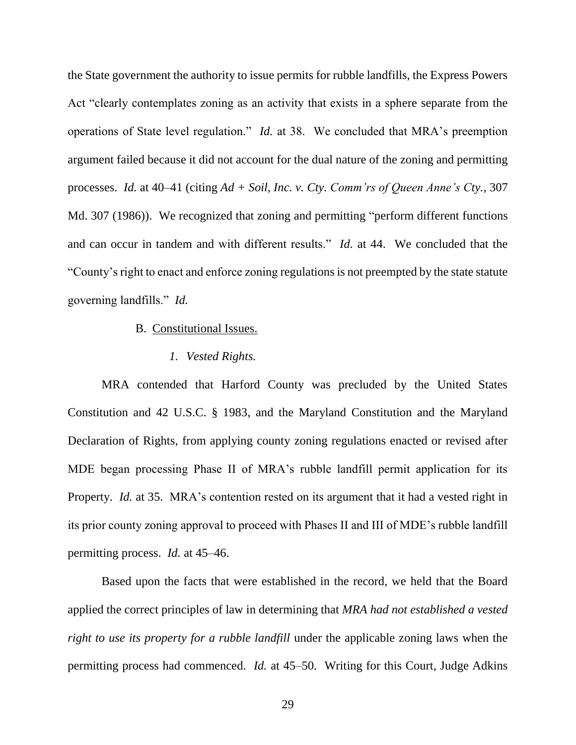the State government the authority to issue permits for rubble landfills, the Express Powers Act "clearly contemplates zoning as an activity that exists in a sphere separate from the operations of State level regulation." *Id.* at 38. We concluded that MRA's preemption argument failed because it did not account for the dual nature of the zoning and permitting processes. *Id.* at 40–41 (citing *Ad + Soil, Inc. v. Cty. Comm'rs of Queen Anne's Cty.*, 307 Md. 307 (1986)). We recognized that zoning and permitting "perform different functions and can occur in tandem and with different results." *Id.* at 44. We concluded that the "County's right to enact and enforce zoning regulations is not preempted by the state statute governing landfills." *Id.*

B. <u>Constitutional Issues.</u>

*1. Vested Rights.*

MRA contended that Harford County was precluded by the United States Constitution and 42 U.S.C. § 1983, and the Maryland Constitution and the Maryland Declaration of Rights, from applying county zoning regulations enacted or revised after MDE began processing Phase II of MRA's rubble landfill permit application for its Property. *Id.* at 35. MRA's contention rested on its argument that it had a vested right in its prior county zoning approval to proceed with Phases II and III of MDE's rubble landfill permitting process. *Id.* at 45–46.

Based upon the facts that were established in the record, we held that the Board applied the correct principles of law in determining that *MRA had not established a vested right to use its property for a rubble landfill* under the applicable zoning laws when the permitting process had commenced. *Id.* at 45–50. Writing for this Court, Judge Adkins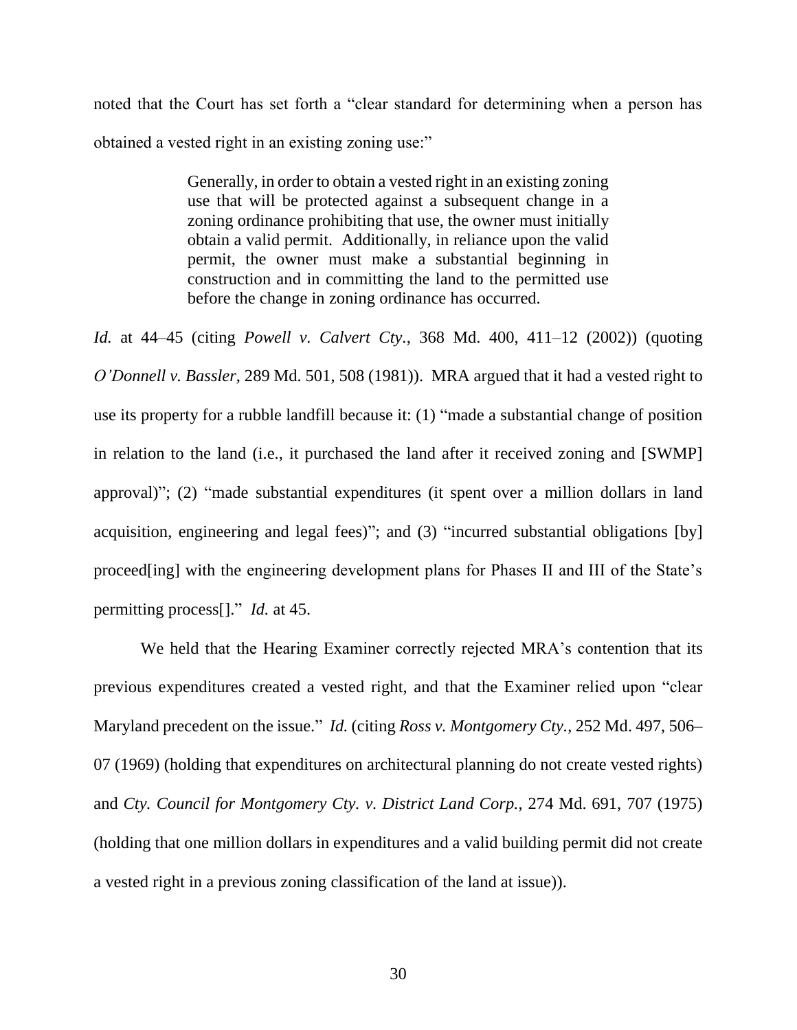noted that the Court has set forth a "clear standard for determining when a person has obtained a vested right in an existing zoning use:"

> Generally, in order to obtain a vested right in an existing zoning use that will be protected against a subsequent change in a zoning ordinance prohibiting that use, the owner must initially obtain a valid permit. Additionally, in reliance upon the valid permit, the owner must make a substantial beginning in construction and in committing the land to the permitted use before the change in zoning ordinance has occurred.

*Id.* at 44–45 (citing *Powell v. Calvert Cty.*, 368 Md. 400, 411–12 (2002)) (quoting *O'Donnell v. Bassler*, 289 Md. 501, 508 (1981)). MRA argued that it had a vested right to use its property for a rubble landfill because it: (1) "made a substantial change of position in relation to the land (i.e., it purchased the land after it received zoning and [SWMP] approval)"; (2) "made substantial expenditures (it spent over a million dollars in land acquisition, engineering and legal fees)"; and (3) "incurred substantial obligations [by] proceed[ing] with the engineering development plans for Phases II and III of the State's permitting process[]." *Id.* at 45.

We held that the Hearing Examiner correctly rejected MRA's contention that its previous expenditures created a vested right, and that the Examiner relied upon "clear Maryland precedent on the issue." *Id.* (citing *Ross v. Montgomery Cty.*, 252 Md. 497, 506–07 (1969) (holding that expenditures on architectural planning do not create vested rights) and *Cty. Council for Montgomery Cty. v. District Land Corp.*, 274 Md. 691, 707 (1975) (holding that one million dollars in expenditures and a valid building permit did not create a vested right in a previous zoning classification of the land at issue)).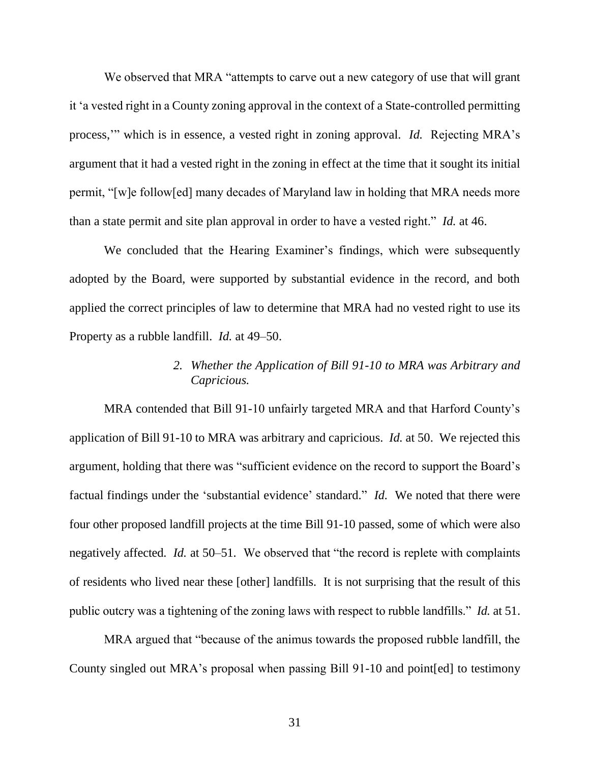We observed that MRA "attempts to carve out a new category of use that will grant it 'a vested right in a County zoning approval in the context of a State-controlled permitting process,'" which is in essence, a vested right in zoning approval. *Id.* Rejecting MRA's argument that it had a vested right in the zoning in effect at the time that it sought its initial permit, "[w]e follow[ed] many decades of Maryland law in holding that MRA needs more than a state permit and site plan approval in order to have a vested right." *Id.* at 46.

We concluded that the Hearing Examiner's findings, which were subsequently adopted by the Board, were supported by substantial evidence in the record, and both applied the correct principles of law to determine that MRA had no vested right to use its Property as a rubble landfill. *Id.* at 49–50.

*2. Whether the Application of Bill 91-10 to MRA was Arbitrary and Capricious.*

MRA contended that Bill 91-10 unfairly targeted MRA and that Harford County's application of Bill 91-10 to MRA was arbitrary and capricious. *Id.* at 50. We rejected this argument, holding that there was "sufficient evidence on the record to support the Board's factual findings under the 'substantial evidence' standard." *Id.* We noted that there were four other proposed landfill projects at the time Bill 91-10 passed, some of which were also negatively affected. *Id.* at 50–51. We observed that "the record is replete with complaints of residents who lived near these [other] landfills. It is not surprising that the result of this public outcry was a tightening of the zoning laws with respect to rubble landfills." *Id.* at 51.

MRA argued that "because of the animus towards the proposed rubble landfill, the County singled out MRA's proposal when passing Bill 91-10 and point[ed] to testimony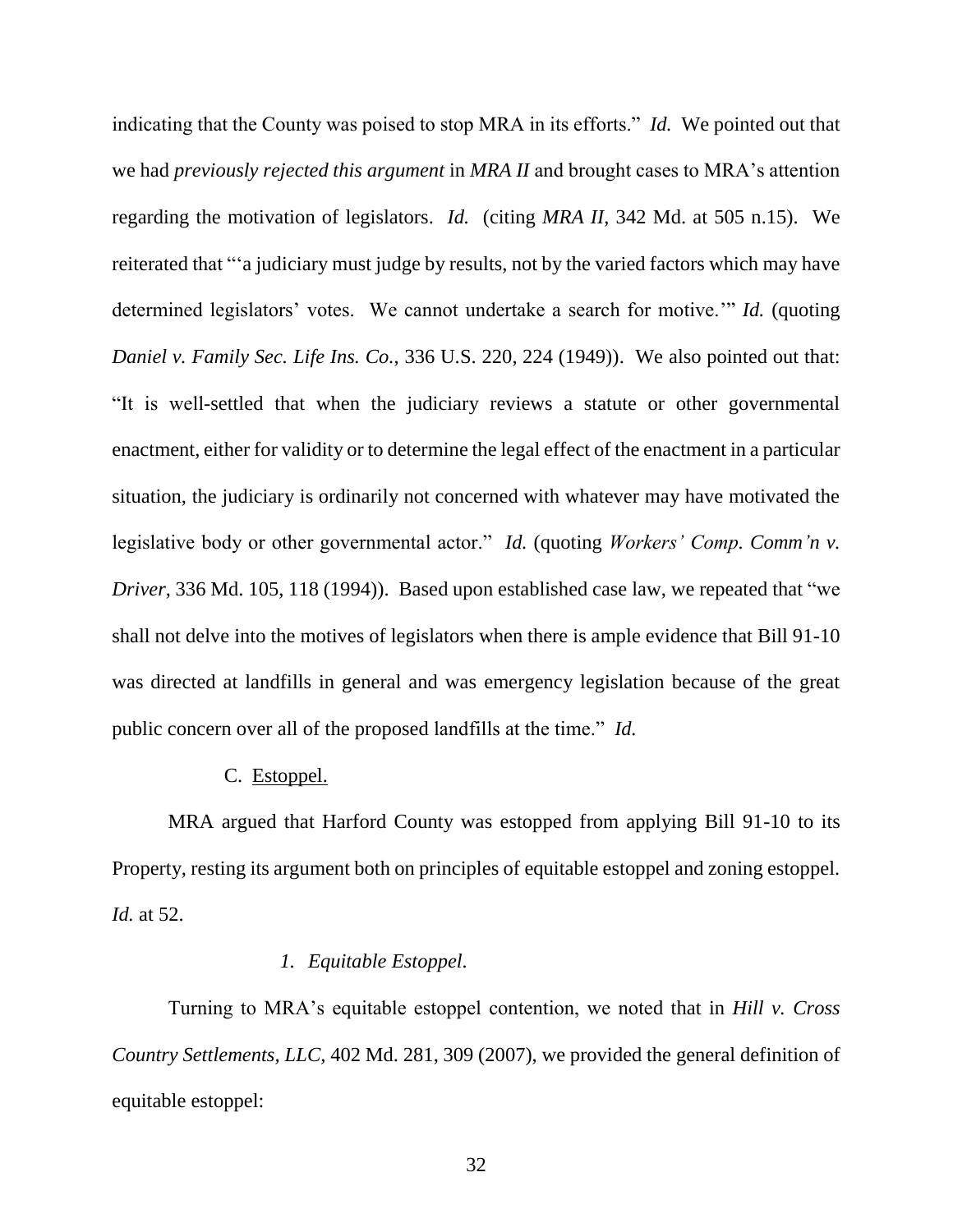indicating that the County was poised to stop MRA in its efforts." *Id.* We pointed out that we had *previously rejected this argument* in *MRA II* and brought cases to MRA's attention regarding the motivation of legislators. *Id.* (citing *MRA II*, 342 Md. at 505 n.15). We reiterated that "'a judiciary must judge by results, not by the varied factors which may have determined legislators' votes. We cannot undertake a search for motive.'" *Id.* (quoting *Daniel v. Family Sec. Life Ins. Co.*, 336 U.S. 220, 224 (1949)). We also pointed out that: "It is well-settled that when the judiciary reviews a statute or other governmental enactment, either for validity or to determine the legal effect of the enactment in a particular situation, the judiciary is ordinarily not concerned with whatever may have motivated the legislative body or other governmental actor." *Id.* (quoting *Workers' Comp. Comm'n v. Driver*, 336 Md. 105, 118 (1994)). Based upon established case law, we repeated that "we shall not delve into the motives of legislators when there is ample evidence that Bill 91-10 was directed at landfills in general and was emergency legislation because of the great public concern over all of the proposed landfills at the time." *Id.*

C. Estoppel.

MRA argued that Harford County was estopped from applying Bill 91-10 to its Property, resting its argument both on principles of equitable estoppel and zoning estoppel. *Id.* at 52.

*1. Equitable Estoppel.*

Turning to MRA's equitable estoppel contention, we noted that in *Hill v. Cross Country Settlements, LLC*, 402 Md. 281, 309 (2007), we provided the general definition of equitable estoppel: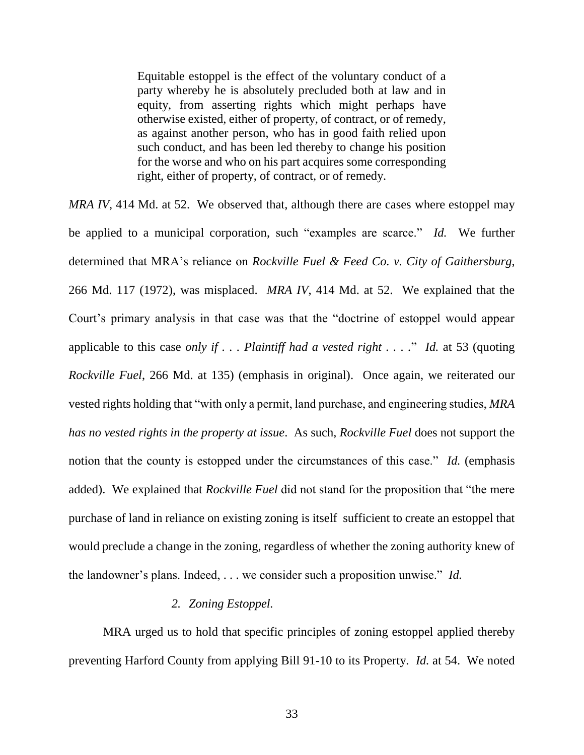> Equitable estoppel is the effect of the voluntary conduct of a party whereby he is absolutely precluded both at law and in equity, from asserting rights which might perhaps have otherwise existed, either of property, of contract, or of remedy, as against another person, who has in good faith relied upon such conduct, and has been led thereby to change his position for the worse and who on his part acquires some corresponding right, either of property, of contract, or of remedy.

*MRA IV*, 414 Md. at 52. We observed that, although there are cases where estoppel may be applied to a municipal corporation, such "examples are scarce." *Id.* We further determined that MRA's reliance on *Rockville Fuel & Feed Co. v. City of Gaithersburg*, 266 Md. 117 (1972), was misplaced. *MRA IV*, 414 Md. at 52. We explained that the Court's primary analysis in that case was that the "doctrine of estoppel would appear applicable to this case *only if . . . Plaintiff had a vested right . . . .*" *Id.* at 53 (quoting *Rockville Fuel*, 266 Md. at 135) (emphasis in original). Once again, we reiterated our vested rights holding that "with only a permit, land purchase, and engineering studies, *MRA has no vested rights in the property at issue*. As such, *Rockville Fuel* does not support the notion that the county is estopped under the circumstances of this case." *Id.* (emphasis added). We explained that *Rockville Fuel* did not stand for the proposition that "the mere purchase of land in reliance on existing zoning is itself sufficient to create an estoppel that would preclude a change in the zoning, regardless of whether the zoning authority knew of the landowner's plans. Indeed, . . . we consider such a proposition unwise." *Id.*

*2. Zoning Estoppel.*

MRA urged us to hold that specific principles of zoning estoppel applied thereby preventing Harford County from applying Bill 91-10 to its Property. *Id.* at 54. We noted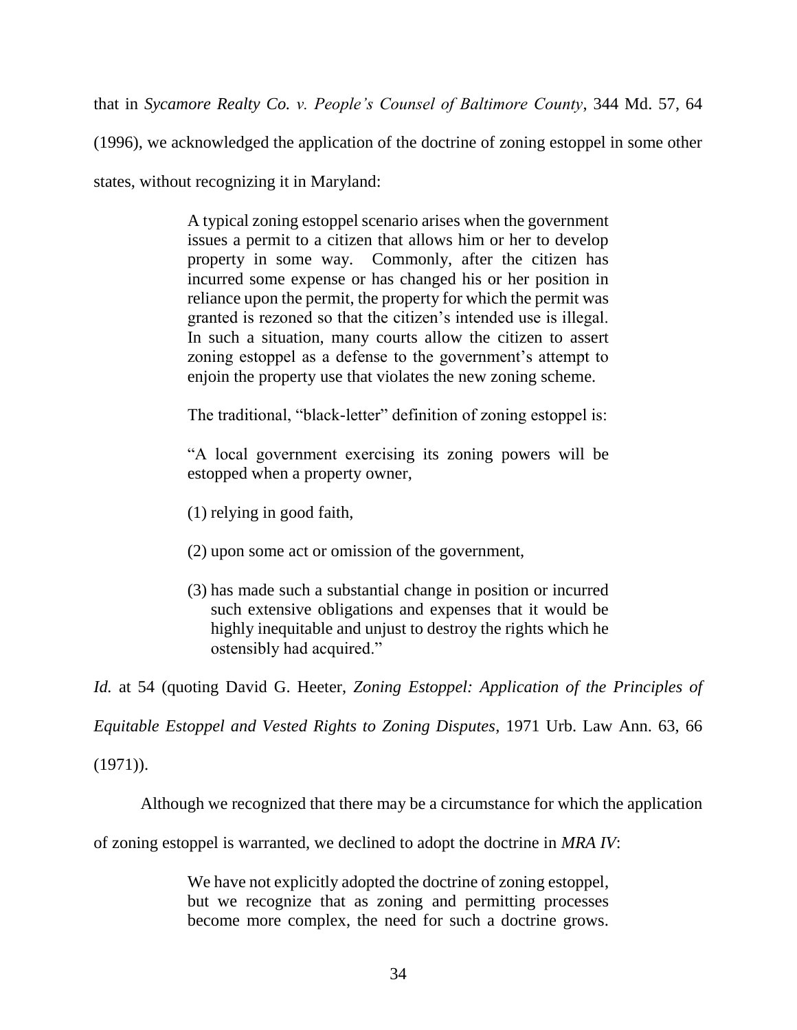that in *Sycamore Realty Co. v. People's Counsel of Baltimore County*, 344 Md. 57, 64 (1996), we acknowledged the application of the doctrine of zoning estoppel in some other states, without recognizing it in Maryland:

> A typical zoning estoppel scenario arises when the government issues a permit to a citizen that allows him or her to develop property in some way. Commonly, after the citizen has incurred some expense or has changed his or her position in reliance upon the permit, the property for which the permit was granted is rezoned so that the citizen's intended use is illegal. In such a situation, many courts allow the citizen to assert zoning estoppel as a defense to the government's attempt to enjoin the property use that violates the new zoning scheme.
>
> The traditional, "black-letter" definition of zoning estoppel is:
>
> "A local government exercising its zoning powers will be estopped when a property owner,
>
> (1) relying in good faith,
>
> (2) upon some act or omission of the government,
>
> (3) has made such a substantial change in position or incurred such extensive obligations and expenses that it would be highly inequitable and unjust to destroy the rights which he ostensibly had acquired."

*Id.* at 54 (quoting David G. Heeter, *Zoning Estoppel: Application of the Principles of Equitable Estoppel and Vested Rights to Zoning Disputes*, 1971 Urb. Law Ann. 63, 66 (1971)).

Although we recognized that there may be a circumstance for which the application of zoning estoppel is warranted, we declined to adopt the doctrine in *MRA IV*:

> We have not explicitly adopted the doctrine of zoning estoppel, but we recognize that as zoning and permitting processes become more complex, the need for such a doctrine grows.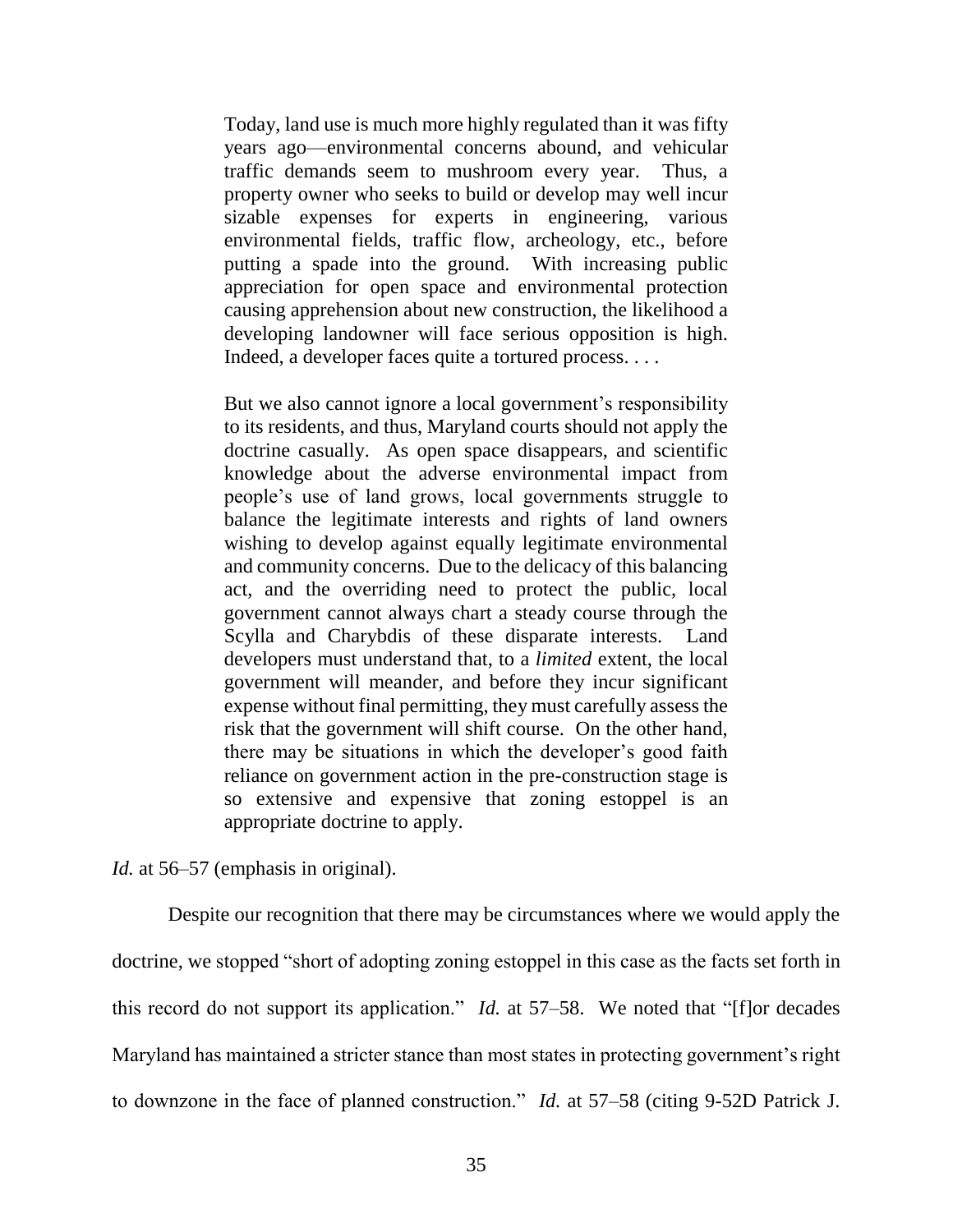> Today, land use is much more highly regulated than it was fifty years ago—environmental concerns abound, and vehicular traffic demands seem to mushroom every year. Thus, a property owner who seeks to build or develop may well incur sizable expenses for experts in engineering, various environmental fields, traffic flow, archeology, etc., before putting a spade into the ground. With increasing public appreciation for open space and environmental protection causing apprehension about new construction, the likelihood a developing landowner will face serious opposition is high. Indeed, a developer faces quite a tortured process. . . .
>
> But we also cannot ignore a local government's responsibility to its residents, and thus, Maryland courts should not apply the doctrine casually. As open space disappears, and scientific knowledge about the adverse environmental impact from people's use of land grows, local governments struggle to balance the legitimate interests and rights of land owners wishing to develop against equally legitimate environmental and community concerns. Due to the delicacy of this balancing act, and the overriding need to protect the public, local government cannot always chart a steady course through the Scylla and Charybdis of these disparate interests. Land developers must understand that, to a *limited* extent, the local government will meander, and before they incur significant expense without final permitting, they must carefully assess the risk that the government will shift course. On the other hand, there may be situations in which the developer's good faith reliance on government action in the pre-construction stage is so extensive and expensive that zoning estoppel is an appropriate doctrine to apply.

*Id.* at 56–57 (emphasis in original).

Despite our recognition that there may be circumstances where we would apply the doctrine, we stopped "short of adopting zoning estoppel in this case as the facts set forth in this record do not support its application." *Id.* at 57–58. We noted that "[f]or decades Maryland has maintained a stricter stance than most states in protecting government's right to downzone in the face of planned construction." *Id.* at 57–58 (citing 9-52D Patrick J.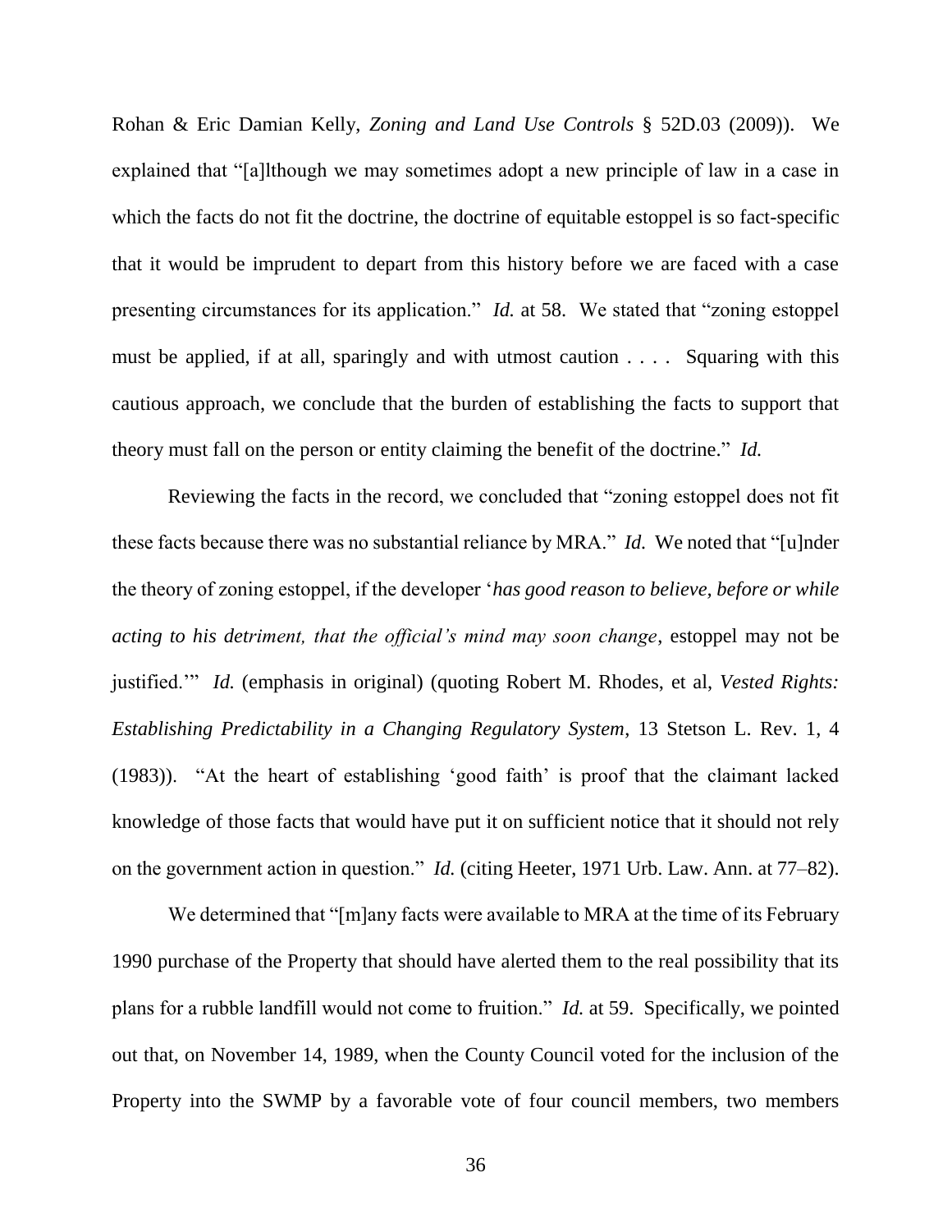Rohan & Eric Damian Kelly, *Zoning and Land Use Controls* § 52D.03 (2009)). We explained that "[a]lthough we may sometimes adopt a new principle of law in a case in which the facts do not fit the doctrine, the doctrine of equitable estoppel is so fact-specific that it would be imprudent to depart from this history before we are faced with a case presenting circumstances for its application." *Id.* at 58. We stated that "zoning estoppel must be applied, if at all, sparingly and with utmost caution . . . . Squaring with this cautious approach, we conclude that the burden of establishing the facts to support that theory must fall on the person or entity claiming the benefit of the doctrine." *Id.*

Reviewing the facts in the record, we concluded that "zoning estoppel does not fit these facts because there was no substantial reliance by MRA." *Id.* We noted that "[u]nder the theory of zoning estoppel, if the developer '*has good reason to believe, before or while acting to his detriment, that the official's mind may soon change*, estoppel may not be justified.'" *Id.* (emphasis in original) (quoting Robert M. Rhodes, et al, *Vested Rights: Establishing Predictability in a Changing Regulatory System*, 13 Stetson L. Rev. 1, 4 (1983)). "At the heart of establishing 'good faith' is proof that the claimant lacked knowledge of those facts that would have put it on sufficient notice that it should not rely on the government action in question." *Id.* (citing Heeter, 1971 Urb. Law. Ann. at 77–82).

We determined that "[m]any facts were available to MRA at the time of its February 1990 purchase of the Property that should have alerted them to the real possibility that its plans for a rubble landfill would not come to fruition." *Id.* at 59. Specifically, we pointed out that, on November 14, 1989, when the County Council voted for the inclusion of the Property into the SWMP by a favorable vote of four council members, two members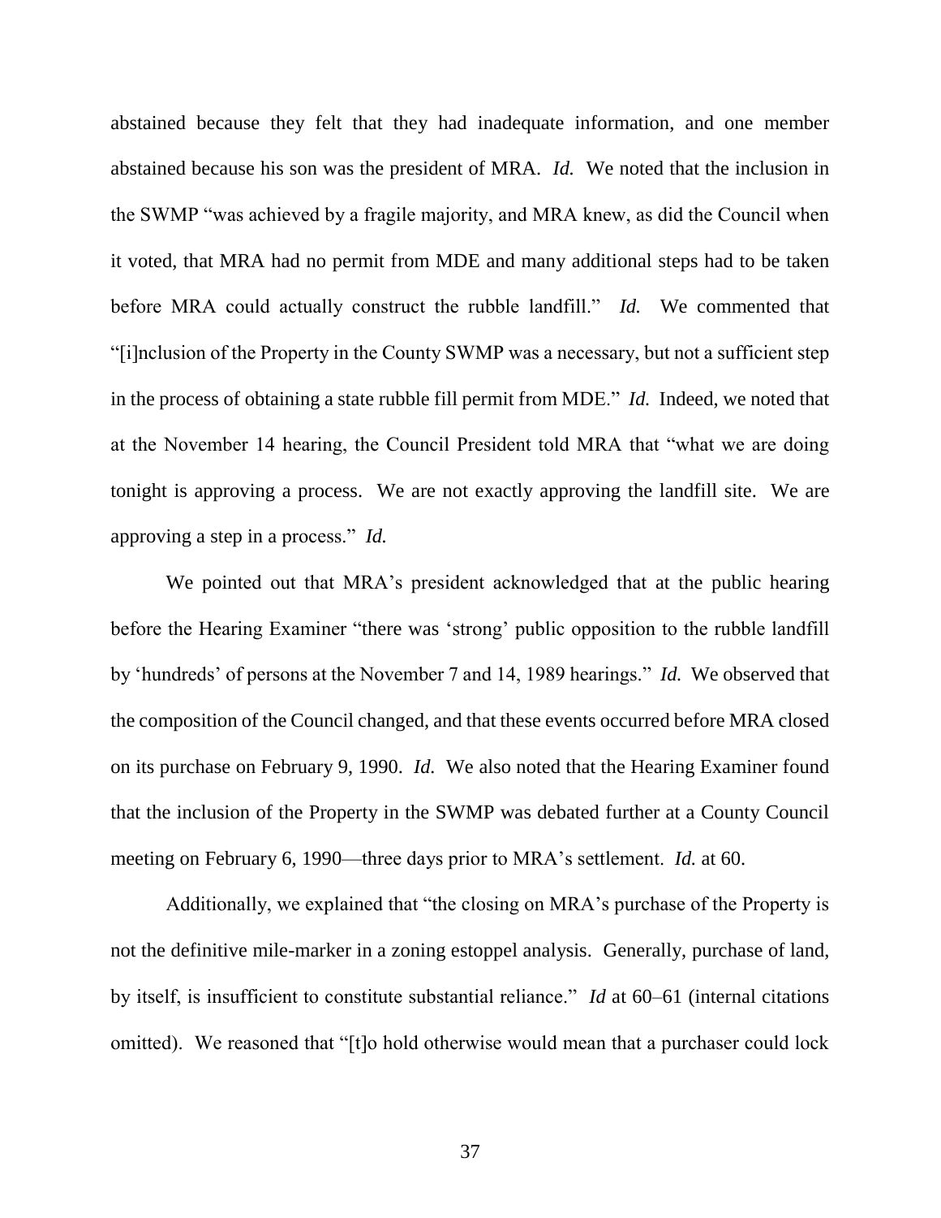abstained because they felt that they had inadequate information, and one member abstained because his son was the president of MRA. *Id.* We noted that the inclusion in the SWMP "was achieved by a fragile majority, and MRA knew, as did the Council when it voted, that MRA had no permit from MDE and many additional steps had to be taken before MRA could actually construct the rubble landfill." *Id.* We commented that "[i]nclusion of the Property in the County SWMP was a necessary, but not a sufficient step in the process of obtaining a state rubble fill permit from MDE." *Id.* Indeed, we noted that at the November 14 hearing, the Council President told MRA that "what we are doing tonight is approving a process. We are not exactly approving the landfill site. We are approving a step in a process." *Id.*

We pointed out that MRA's president acknowledged that at the public hearing before the Hearing Examiner "there was 'strong' public opposition to the rubble landfill by 'hundreds' of persons at the November 7 and 14, 1989 hearings." *Id.* We observed that the composition of the Council changed, and that these events occurred before MRA closed on its purchase on February 9, 1990. *Id.* We also noted that the Hearing Examiner found that the inclusion of the Property in the SWMP was debated further at a County Council meeting on February 6, 1990—three days prior to MRA's settlement. *Id.* at 60.

Additionally, we explained that "the closing on MRA's purchase of the Property is not the definitive mile-marker in a zoning estoppel analysis. Generally, purchase of land, by itself, is insufficient to constitute substantial reliance." *Id* at 60–61 (internal citations omitted). We reasoned that "[t]o hold otherwise would mean that a purchaser could lock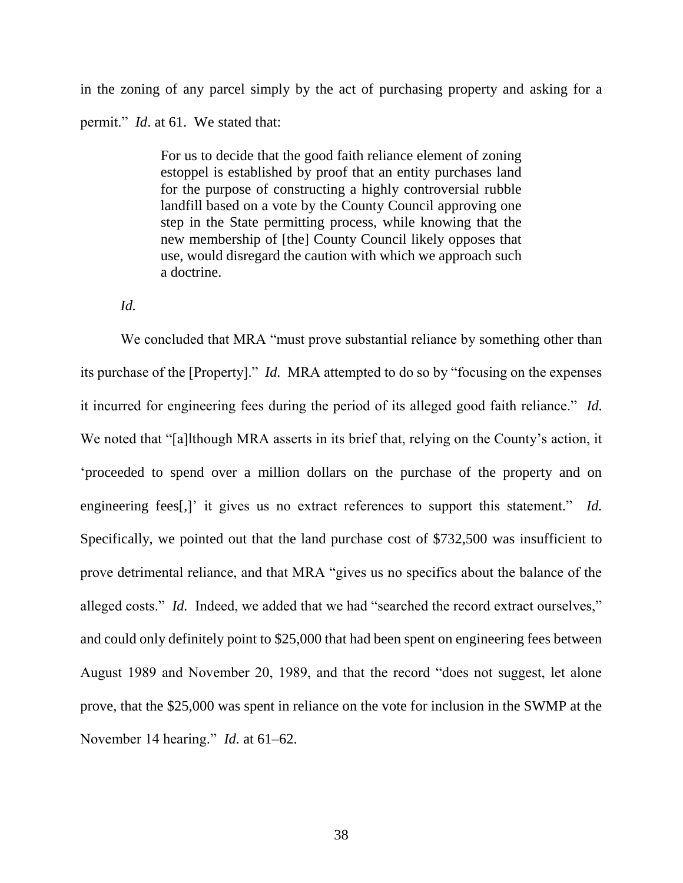in the zoning of any parcel simply by the act of purchasing property and asking for a permit." *Id*. at 61. We stated that:

> For us to decide that the good faith reliance element of zoning estoppel is established by proof that an entity purchases land for the purpose of constructing a highly controversial rubble landfill based on a vote by the County Council approving one step in the State permitting process, while knowing that the new membership of [the] County Council likely opposes that use, would disregard the caution with which we approach such a doctrine.

*Id.*

We concluded that MRA "must prove substantial reliance by something other than its purchase of the [Property]." *Id.* MRA attempted to do so by "focusing on the expenses it incurred for engineering fees during the period of its alleged good faith reliance." *Id.* We noted that "[a]lthough MRA asserts in its brief that, relying on the County's action, it 'proceeded to spend over a million dollars on the purchase of the property and on engineering fees[,]' it gives us no extract references to support this statement." *Id.* Specifically, we pointed out that the land purchase cost of $732,500 was insufficient to prove detrimental reliance, and that MRA "gives us no specifics about the balance of the alleged costs." *Id.* Indeed, we added that we had "searched the record extract ourselves," and could only definitely point to $25,000 that had been spent on engineering fees between August 1989 and November 20, 1989, and that the record "does not suggest, let alone prove, that the $25,000 was spent in reliance on the vote for inclusion in the SWMP at the November 14 hearing." *Id.* at 61–62.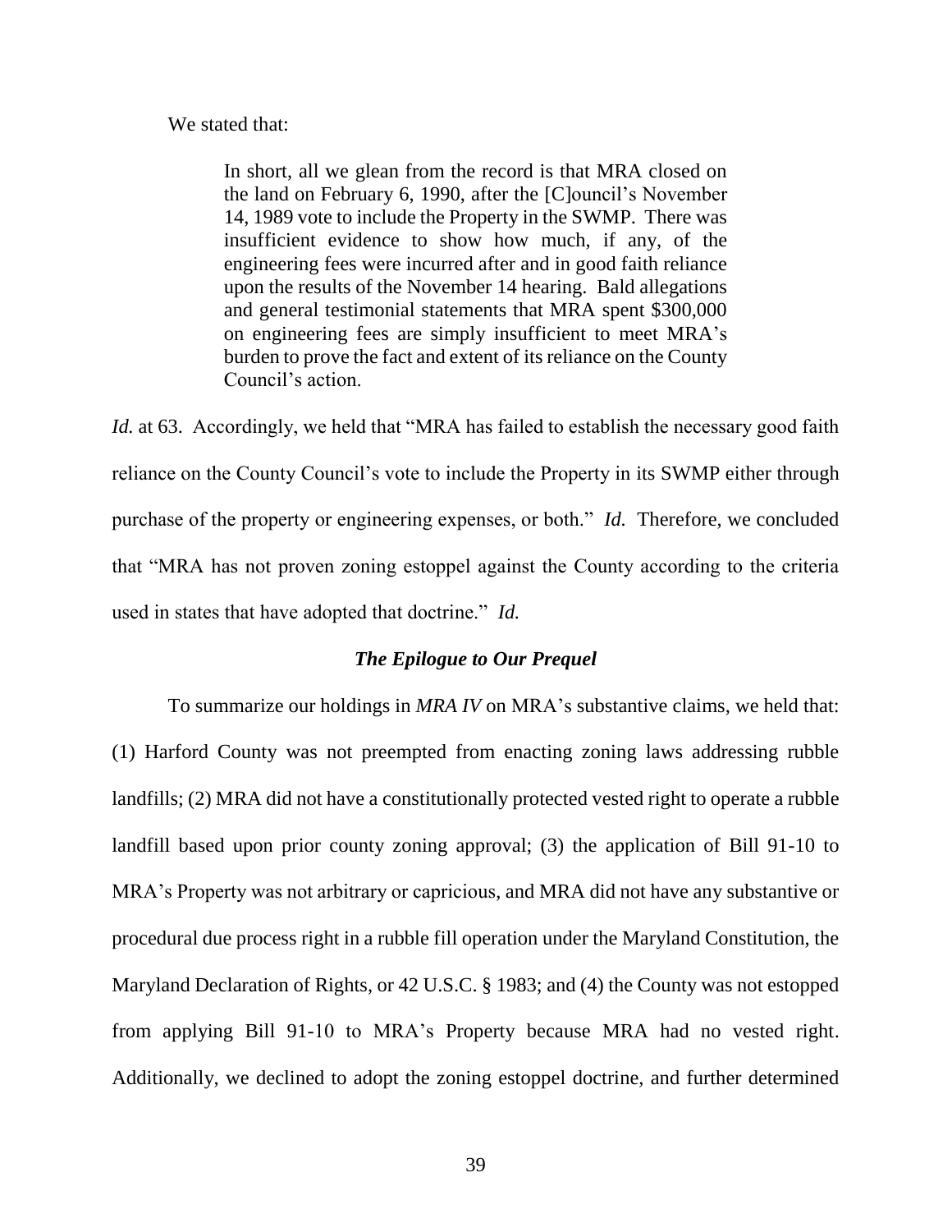We stated that:

> In short, all we glean from the record is that MRA closed on the land on February 6, 1990, after the [C]ouncil's November 14, 1989 vote to include the Property in the SWMP. There was insufficient evidence to show how much, if any, of the engineering fees were incurred after and in good faith reliance upon the results of the November 14 hearing. Bald allegations and general testimonial statements that MRA spent $300,000 on engineering fees are simply insufficient to meet MRA's burden to prove the fact and extent of its reliance on the County Council's action.

*Id.* at 63. Accordingly, we held that "MRA has failed to establish the necessary good faith reliance on the County Council's vote to include the Property in its SWMP either through purchase of the property or engineering expenses, or both." *Id.* Therefore, we concluded that "MRA has not proven zoning estoppel against the County according to the criteria used in states that have adopted that doctrine." *Id.*

### ***The Epilogue to Our Prequel***

To summarize our holdings in *MRA IV* on MRA's substantive claims, we held that: (1) Harford County was not preempted from enacting zoning laws addressing rubble landfills; (2) MRA did not have a constitutionally protected vested right to operate a rubble landfill based upon prior county zoning approval; (3) the application of Bill 91-10 to MRA's Property was not arbitrary or capricious, and MRA did not have any substantive or procedural due process right in a rubble fill operation under the Maryland Constitution, the Maryland Declaration of Rights, or 42 U.S.C. § 1983; and (4) the County was not estopped from applying Bill 91-10 to MRA's Property because MRA had no vested right. Additionally, we declined to adopt the zoning estoppel doctrine, and further determined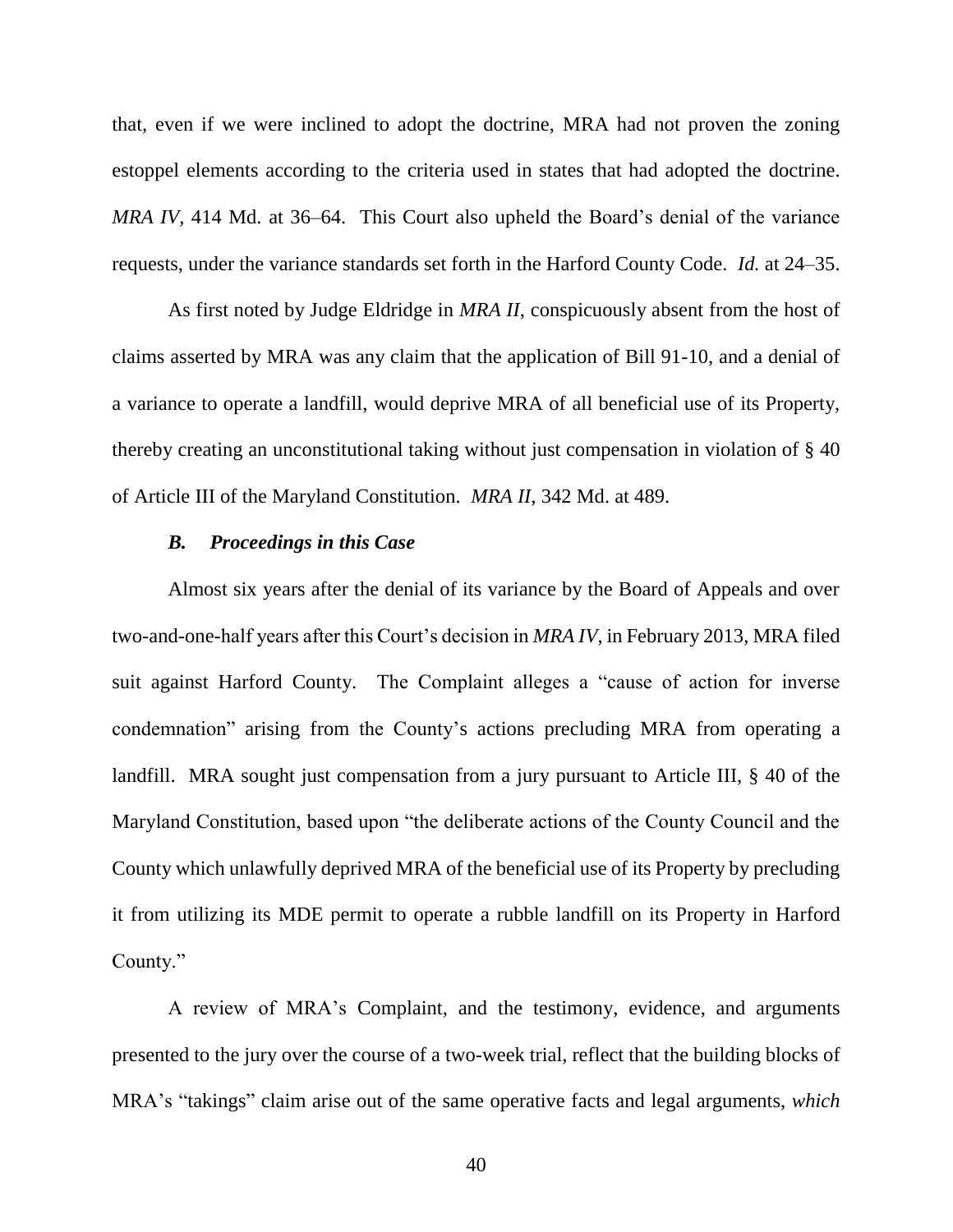that, even if we were inclined to adopt the doctrine, MRA had not proven the zoning estoppel elements according to the criteria used in states that had adopted the doctrine. *MRA IV*, 414 Md. at 36–64. This Court also upheld the Board's denial of the variance requests, under the variance standards set forth in the Harford County Code. *Id.* at 24–35.

As first noted by Judge Eldridge in *MRA II*, conspicuously absent from the host of claims asserted by MRA was any claim that the application of Bill 91-10, and a denial of a variance to operate a landfill, would deprive MRA of all beneficial use of its Property, thereby creating an unconstitutional taking without just compensation in violation of § 40 of Article III of the Maryland Constitution. *MRA II*, 342 Md. at 489.

### *B. Proceedings in this Case*

Almost six years after the denial of its variance by the Board of Appeals and over two-and-one-half years after this Court's decision in *MRA IV*, in February 2013, MRA filed suit against Harford County. The Complaint alleges a "cause of action for inverse condemnation" arising from the County's actions precluding MRA from operating a landfill. MRA sought just compensation from a jury pursuant to Article III, § 40 of the Maryland Constitution, based upon "the deliberate actions of the County Council and the County which unlawfully deprived MRA of the beneficial use of its Property by precluding it from utilizing its MDE permit to operate a rubble landfill on its Property in Harford County."

A review of MRA's Complaint, and the testimony, evidence, and arguments presented to the jury over the course of a two-week trial, reflect that the building blocks of MRA's "takings" claim arise out of the same operative facts and legal arguments, *which*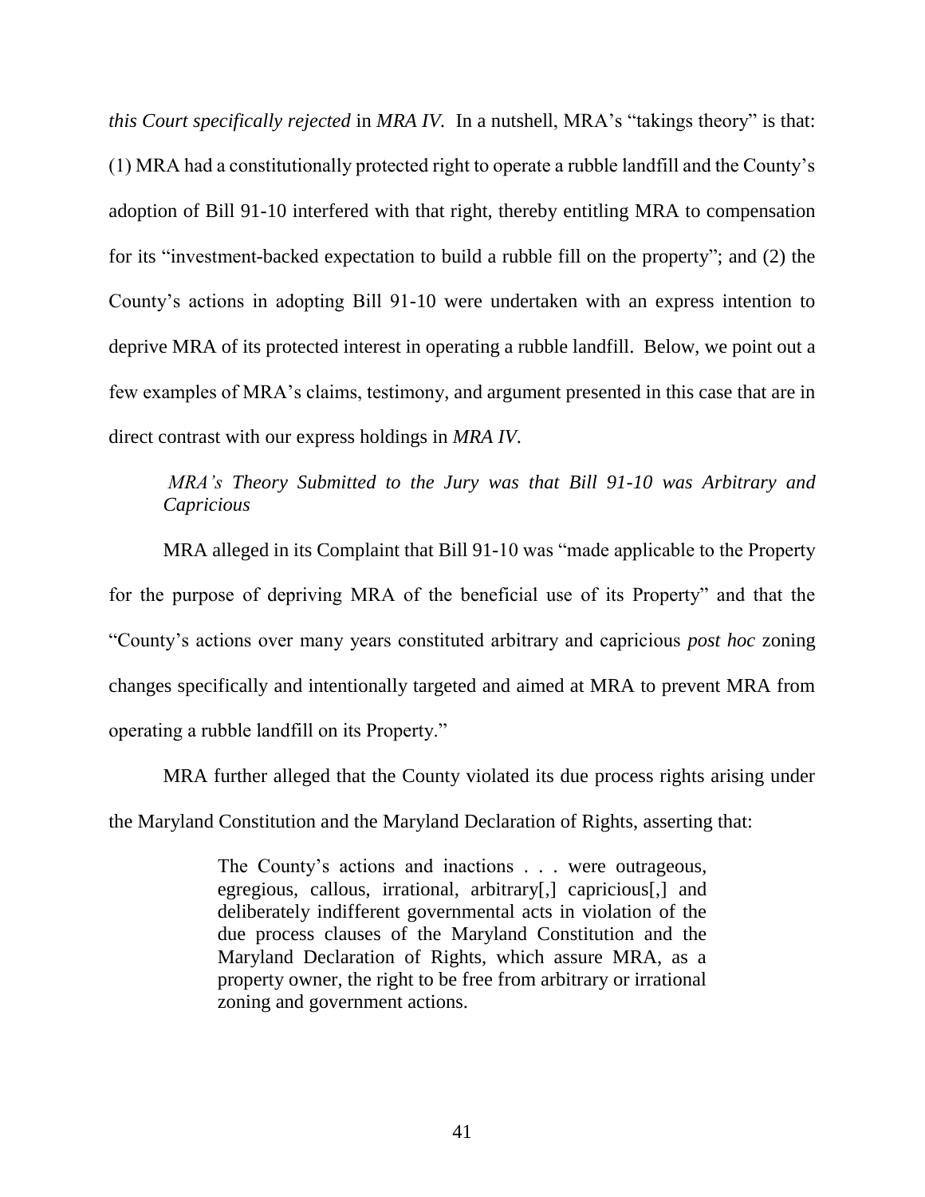*this Court specifically rejected* in *MRA IV*. In a nutshell, MRA's "takings theory" is that: (1) MRA had a constitutionally protected right to operate a rubble landfill and the County's adoption of Bill 91-10 interfered with that right, thereby entitling MRA to compensation for its "investment-backed expectation to build a rubble fill on the property"; and (2) the County's actions in adopting Bill 91-10 were undertaken with an express intention to deprive MRA of its protected interest in operating a rubble landfill. Below, we point out a few examples of MRA's claims, testimony, and argument presented in this case that are in direct contrast with our express holdings in *MRA IV*.

*MRA's Theory Submitted to the Jury was that Bill 91-10 was Arbitrary and Capricious*

MRA alleged in its Complaint that Bill 91-10 was "made applicable to the Property for the purpose of depriving MRA of the beneficial use of its Property" and that the "County's actions over many years constituted arbitrary and capricious *post hoc* zoning changes specifically and intentionally targeted and aimed at MRA to prevent MRA from operating a rubble landfill on its Property."

MRA further alleged that the County violated its due process rights arising under the Maryland Constitution and the Maryland Declaration of Rights, asserting that:

> The County's actions and inactions . . . were outrageous, egregious, callous, irrational, arbitrary[,] capricious[,] and deliberately indifferent governmental acts in violation of the due process clauses of the Maryland Constitution and the Maryland Declaration of Rights, which assure MRA, as a property owner, the right to be free from arbitrary or irrational zoning and government actions.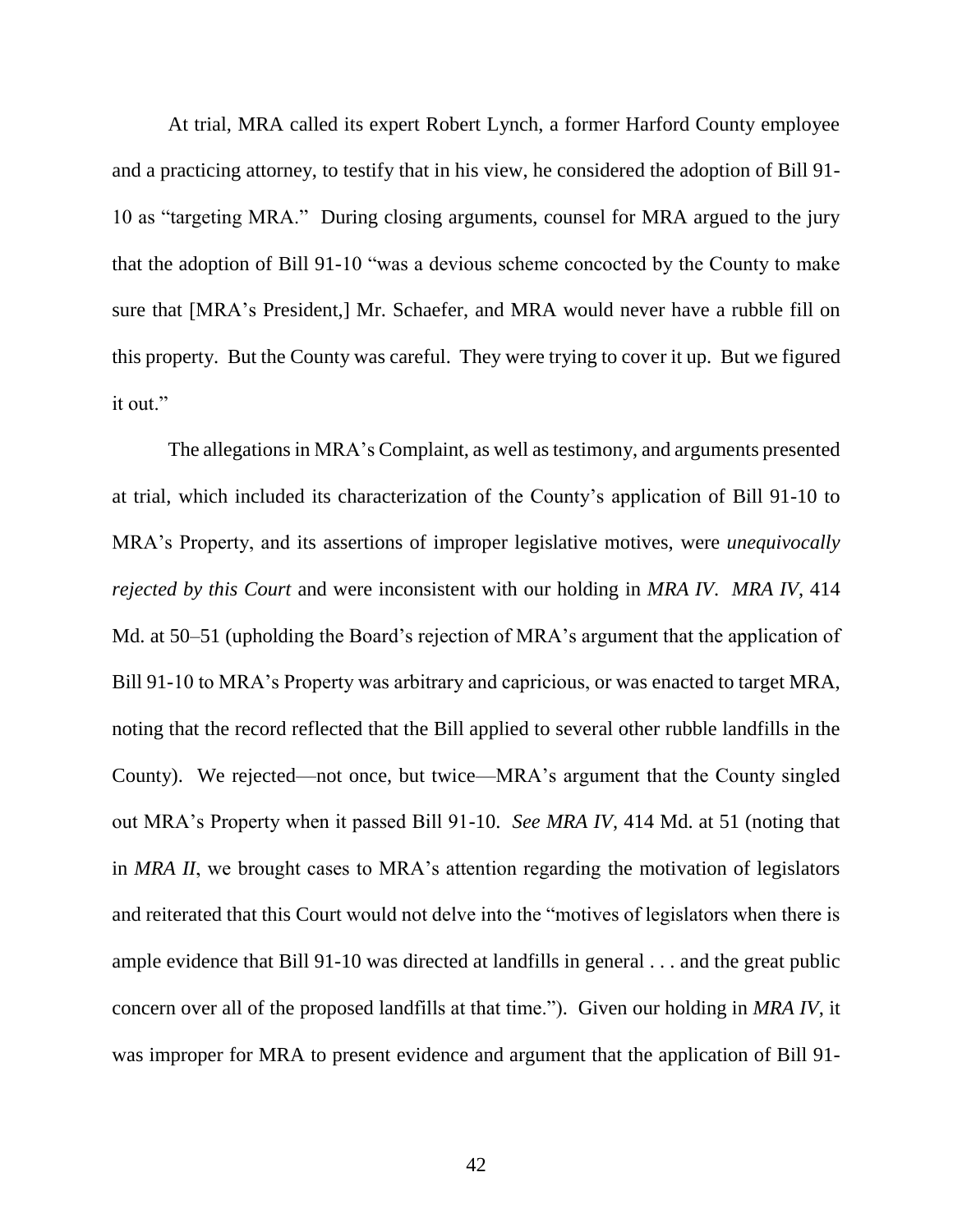At trial, MRA called its expert Robert Lynch, a former Harford County employee and a practicing attorney, to testify that in his view, he considered the adoption of Bill 91-10 as "targeting MRA." During closing arguments, counsel for MRA argued to the jury that the adoption of Bill 91-10 "was a devious scheme concocted by the County to make sure that [MRA's President,] Mr. Schaefer, and MRA would never have a rubble fill on this property. But the County was careful. They were trying to cover it up. But we figured it out."

The allegations in MRA's Complaint, as well as testimony, and arguments presented at trial, which included its characterization of the County's application of Bill 91-10 to MRA's Property, and its assertions of improper legislative motives, were *unequivocally rejected by this Court* and were inconsistent with our holding in *MRA IV*. *MRA IV*, 414 Md. at 50–51 (upholding the Board's rejection of MRA's argument that the application of Bill 91-10 to MRA's Property was arbitrary and capricious, or was enacted to target MRA, noting that the record reflected that the Bill applied to several other rubble landfills in the County). We rejected—not once, but twice—MRA's argument that the County singled out MRA's Property when it passed Bill 91-10. *See MRA IV*, 414 Md. at 51 (noting that in *MRA II*, we brought cases to MRA's attention regarding the motivation of legislators and reiterated that this Court would not delve into the "motives of legislators when there is ample evidence that Bill 91-10 was directed at landfills in general . . . and the great public concern over all of the proposed landfills at that time."). Given our holding in *MRA IV*, it was improper for MRA to present evidence and argument that the application of Bill 91-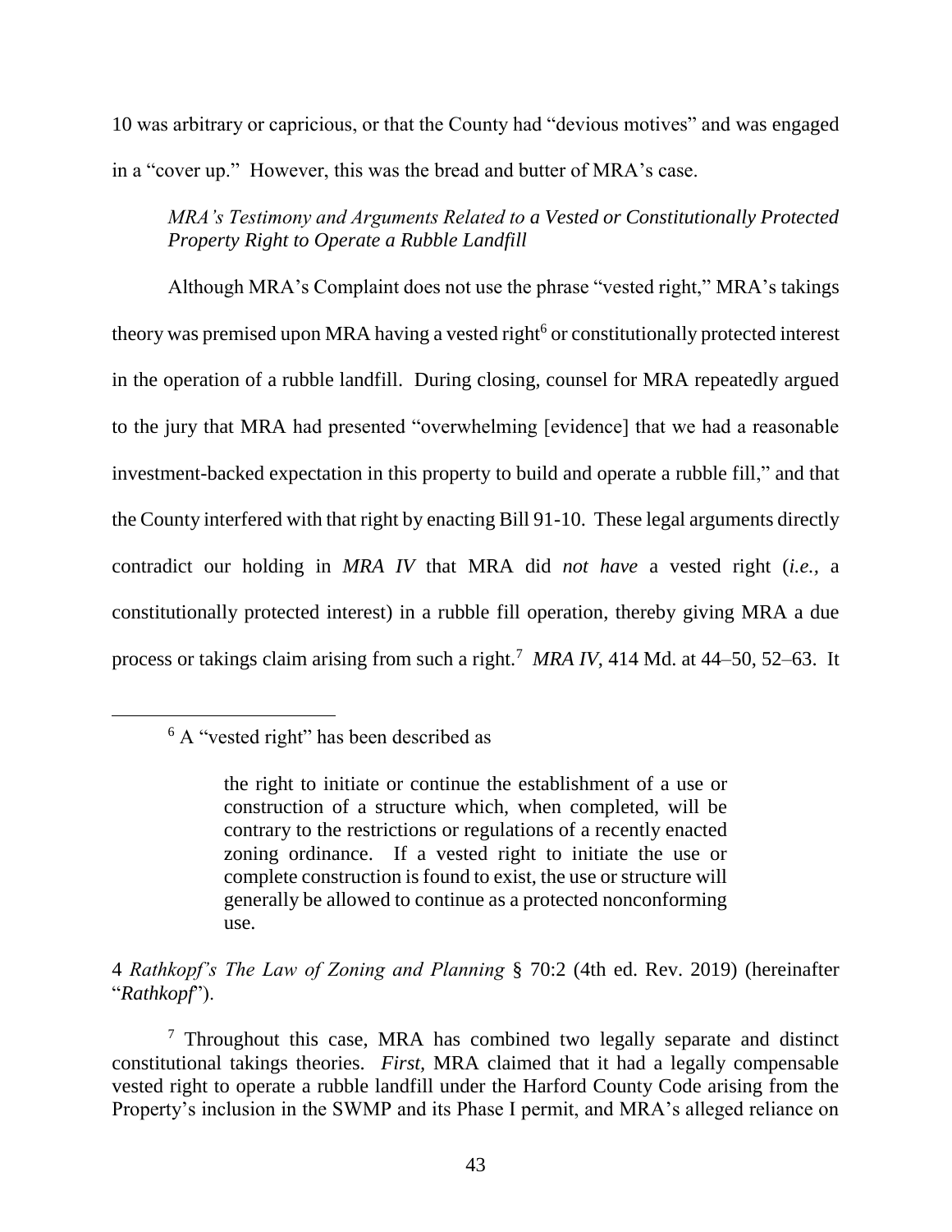10 was arbitrary or capricious, or that the County had "devious motives" and was engaged in a "cover up." However, this was the bread and butter of MRA's case.

*MRA's Testimony and Arguments Related to a Vested or Constitutionally Protected Property Right to Operate a Rubble Landfill*

Although MRA's Complaint does not use the phrase "vested right," MRA's takings theory was premised upon MRA having a vested right[6] or constitutionally protected interest in the operation of a rubble landfill. During closing, counsel for MRA repeatedly argued to the jury that MRA had presented "overwhelming [evidence] that we had a reasonable investment-backed expectation in this property to build and operate a rubble fill," and that the County interfered with that right by enacting Bill 91-10. These legal arguments directly contradict our holding in *MRA IV* that MRA did *not have* a vested right (*i.e.*, a constitutionally protected interest) in a rubble fill operation, thereby giving MRA a due process or takings claim arising from such a right.[7] *MRA IV*, 414 Md. at 44–50, 52–63. It

---

[6] A "vested right" has been described as

> the right to initiate or continue the establishment of a use or construction of a structure which, when completed, will be contrary to the restrictions or regulations of a recently enacted zoning ordinance. If a vested right to initiate the use or complete construction is found to exist, the use or structure will generally be allowed to continue as a protected nonconforming use.

4 *Rathkopf's The Law of Zoning and Planning* § 70:2 (4th ed. Rev. 2019) (hereinafter "*Rathkopf*").

[7] Throughout this case, MRA has combined two legally separate and distinct constitutional takings theories. *First*, MRA claimed that it had a legally compensable vested right to operate a rubble landfill under the Harford County Code arising from the Property's inclusion in the SWMP and its Phase I permit, and MRA's alleged reliance on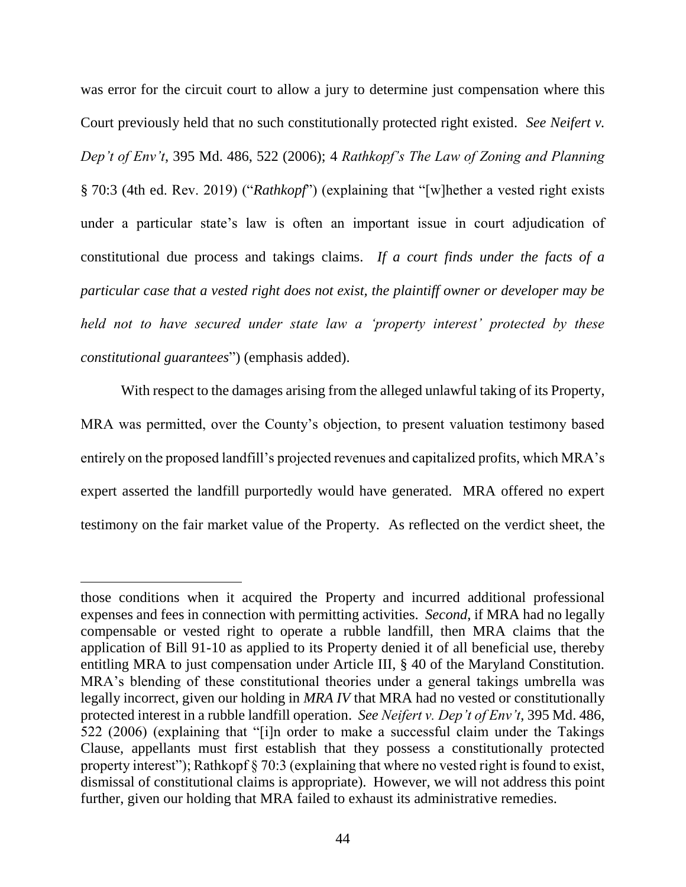was error for the circuit court to allow a jury to determine just compensation where this Court previously held that no such constitutionally protected right existed. *See Neifert v. Dep't of Env't*, 395 Md. 486, 522 (2006); 4 *Rathkopf's The Law of Zoning and Planning* § 70:3 (4th ed. Rev. 2019) ("*Rathkopf*") (explaining that "[w]hether a vested right exists under a particular state's law is often an important issue in court adjudication of constitutional due process and takings claims. *If a court finds under the facts of a particular case that a vested right does not exist, the plaintiff owner or developer may be held not to have secured under state law a 'property interest' protected by these constitutional guarantees*") (emphasis added).

With respect to the damages arising from the alleged unlawful taking of its Property, MRA was permitted, over the County's objection, to present valuation testimony based entirely on the proposed landfill's projected revenues and capitalized profits, which MRA's expert asserted the landfill purportedly would have generated. MRA offered no expert testimony on the fair market value of the Property. As reflected on the verdict sheet, the

---

those conditions when it acquired the Property and incurred additional professional expenses and fees in connection with permitting activities. *Second*, if MRA had no legally compensable or vested right to operate a rubble landfill, then MRA claims that the application of Bill 91-10 as applied to its Property denied it of all beneficial use, thereby entitling MRA to just compensation under Article III, § 40 of the Maryland Constitution. MRA's blending of these constitutional theories under a general takings umbrella was legally incorrect, given our holding in *MRA IV* that MRA had no vested or constitutionally protected interest in a rubble landfill operation. *See Neifert v. Dep't of Env't*, 395 Md. 486, 522 (2006) (explaining that "[i]n order to make a successful claim under the Takings Clause, appellants must first establish that they possess a constitutionally protected property interest"); Rathkopf § 70:3 (explaining that where no vested right is found to exist, dismissal of constitutional claims is appropriate). However, we will not address this point further, given our holding that MRA failed to exhaust its administrative remedies.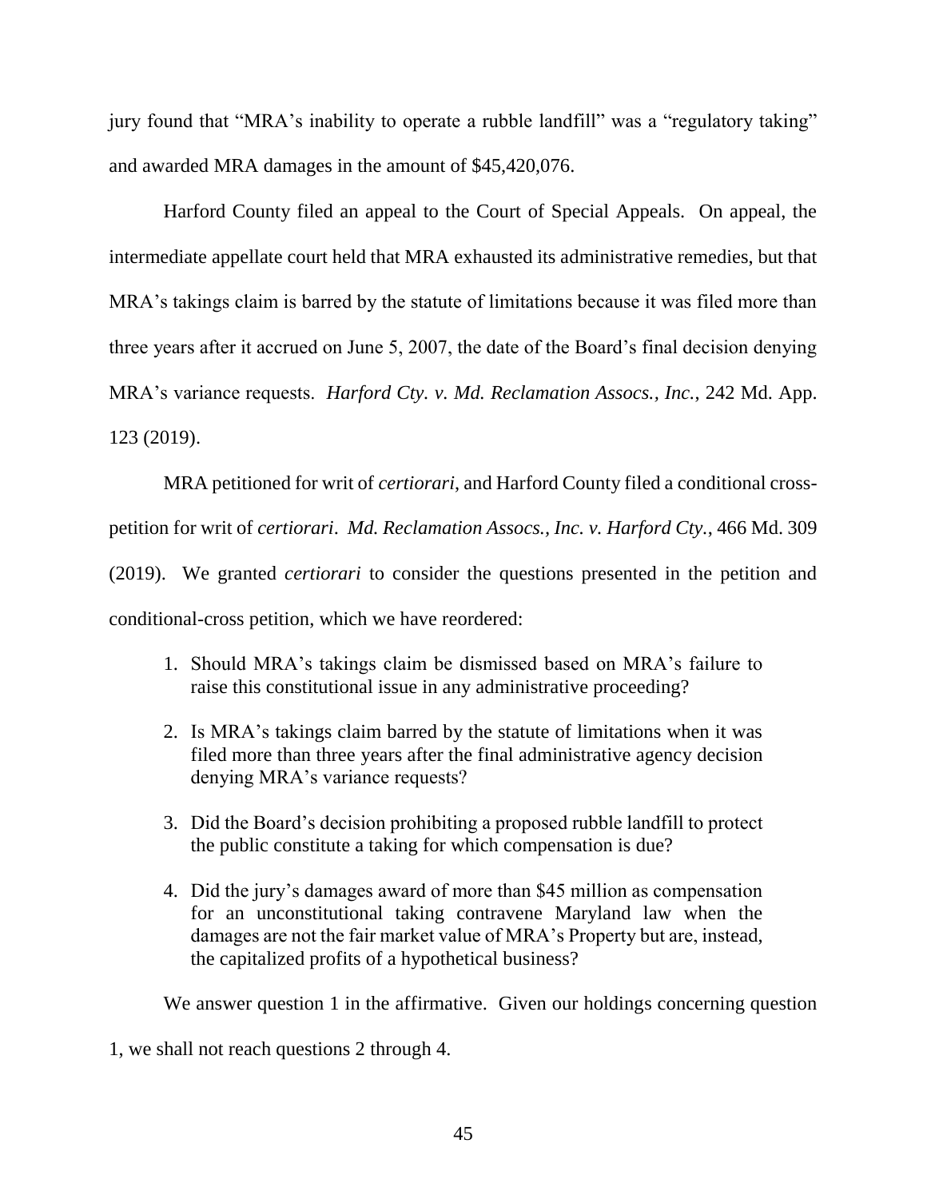jury found that "MRA's inability to operate a rubble landfill" was a "regulatory taking" and awarded MRA damages in the amount of $45,420,076.

Harford County filed an appeal to the Court of Special Appeals. On appeal, the intermediate appellate court held that MRA exhausted its administrative remedies, but that MRA's takings claim is barred by the statute of limitations because it was filed more than three years after it accrued on June 5, 2007, the date of the Board's final decision denying MRA's variance requests. *Harford Cty. v. Md. Reclamation Assocs., Inc.*, 242 Md. App. 123 (2019).

MRA petitioned for writ of *certiorari*, and Harford County filed a conditional cross-petition for writ of *certiorari*. *Md. Reclamation Assocs., Inc. v. Harford Cty.*, 466 Md. 309 (2019). We granted *certiorari* to consider the questions presented in the petition and conditional-cross petition, which we have reordered:

1. Should MRA's takings claim be dismissed based on MRA's failure to raise this constitutional issue in any administrative proceeding?

2. Is MRA's takings claim barred by the statute of limitations when it was filed more than three years after the final administrative agency decision denying MRA's variance requests?

3. Did the Board's decision prohibiting a proposed rubble landfill to protect the public constitute a taking for which compensation is due?

4. Did the jury's damages award of more than $45 million as compensation for an unconstitutional taking contravene Maryland law when the damages are not the fair market value of MRA's Property but are, instead, the capitalized profits of a hypothetical business?

We answer question 1 in the affirmative. Given our holdings concerning question 1, we shall not reach questions 2 through 4.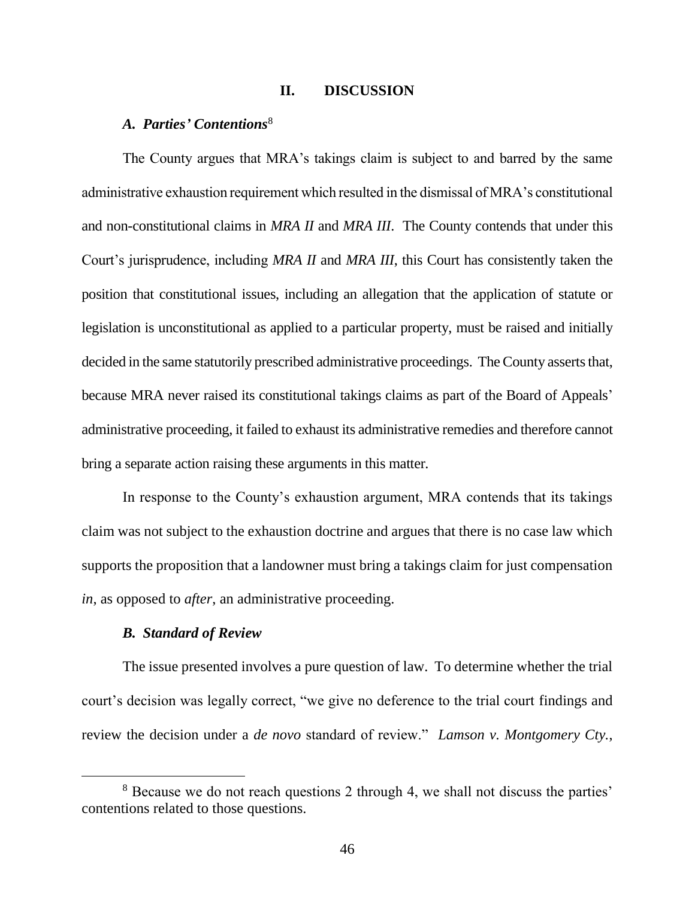## II. DISCUSSION

### *A. Parties' Contentions*[8]

The County argues that MRA's takings claim is subject to and barred by the same administrative exhaustion requirement which resulted in the dismissal of MRA's constitutional and non-constitutional claims in *MRA II* and *MRA III*. The County contends that under this Court's jurisprudence, including *MRA II* and *MRA III*, this Court has consistently taken the position that constitutional issues, including an allegation that the application of statute or legislation is unconstitutional as applied to a particular property, must be raised and initially decided in the same statutorily prescribed administrative proceedings. The County asserts that, because MRA never raised its constitutional takings claims as part of the Board of Appeals' administrative proceeding, it failed to exhaust its administrative remedies and therefore cannot bring a separate action raising these arguments in this matter.

In response to the County's exhaustion argument, MRA contends that its takings claim was not subject to the exhaustion doctrine and argues that there is no case law which supports the proposition that a landowner must bring a takings claim for just compensation *in*, as opposed to *after*, an administrative proceeding.

### *B. Standard of Review*

The issue presented involves a pure question of law. To determine whether the trial court's decision was legally correct, "we give no deference to the trial court findings and review the decision under a *de novo* standard of review." *Lamson v. Montgomery Cty.*,

---

[8] Because we do not reach questions 2 through 4, we shall not discuss the parties' contentions related to those questions.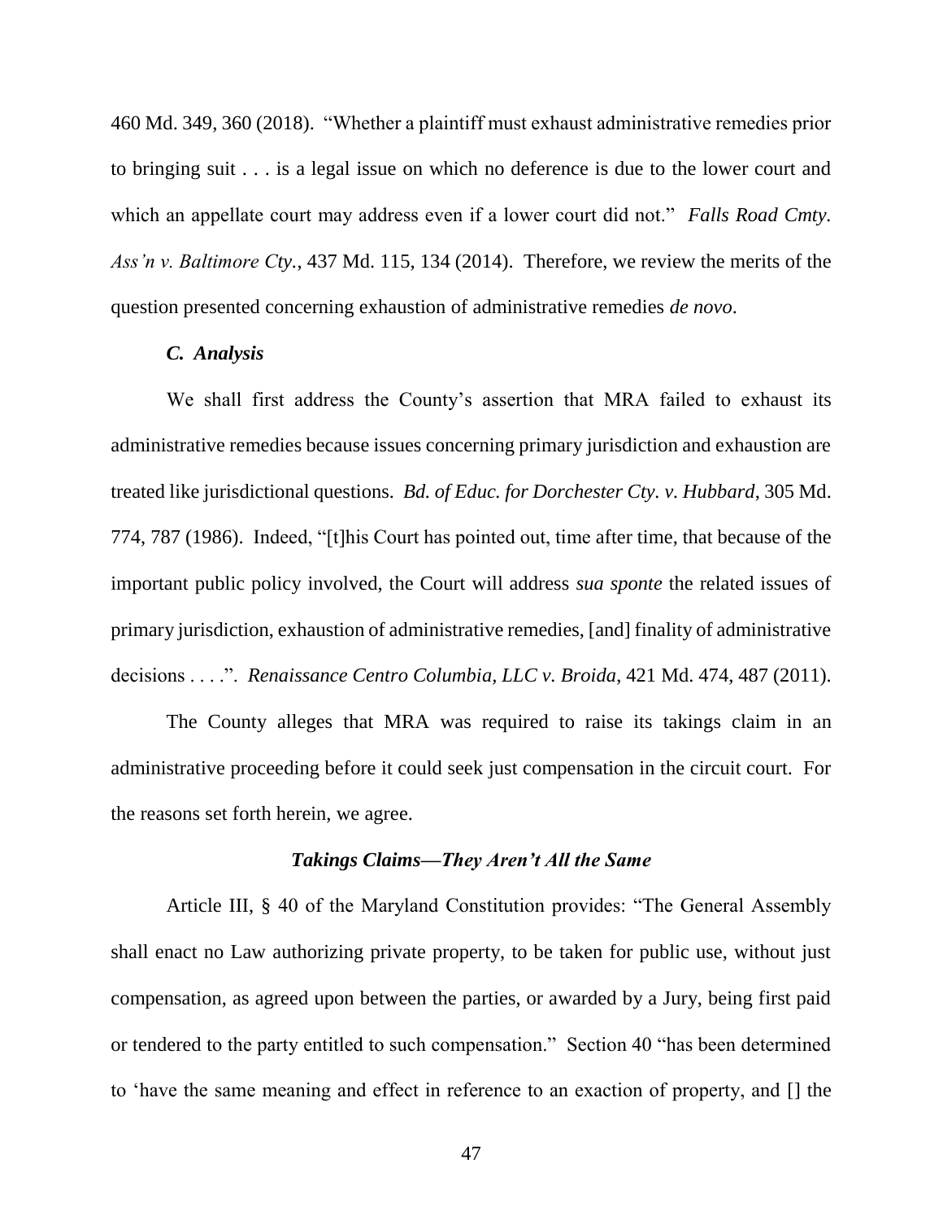460 Md. 349, 360 (2018). "Whether a plaintiff must exhaust administrative remedies prior to bringing suit . . . is a legal issue on which no deference is due to the lower court and which an appellate court may address even if a lower court did not." *Falls Road Cmty. Ass'n v. Baltimore Cty.*, 437 Md. 115, 134 (2014). Therefore, we review the merits of the question presented concerning exhaustion of administrative remedies *de novo*.

### *C. Analysis*

We shall first address the County's assertion that MRA failed to exhaust its administrative remedies because issues concerning primary jurisdiction and exhaustion are treated like jurisdictional questions. *Bd. of Educ. for Dorchester Cty. v. Hubbard*, 305 Md. 774, 787 (1986). Indeed, "[t]his Court has pointed out, time after time, that because of the important public policy involved, the Court will address *sua sponte* the related issues of primary jurisdiction, exhaustion of administrative remedies, [and] finality of administrative decisions . . . .". *Renaissance Centro Columbia, LLC v. Broida*, 421 Md. 474, 487 (2011).

The County alleges that MRA was required to raise its takings claim in an administrative proceeding before it could seek just compensation in the circuit court. For the reasons set forth herein, we agree.

#### *Takings Claims—They Aren't All the Same*

Article III, § 40 of the Maryland Constitution provides: "The General Assembly shall enact no Law authorizing private property, to be taken for public use, without just compensation, as agreed upon between the parties, or awarded by a Jury, being first paid or tendered to the party entitled to such compensation." Section 40 "has been determined to 'have the same meaning and effect in reference to an exaction of property, and [] the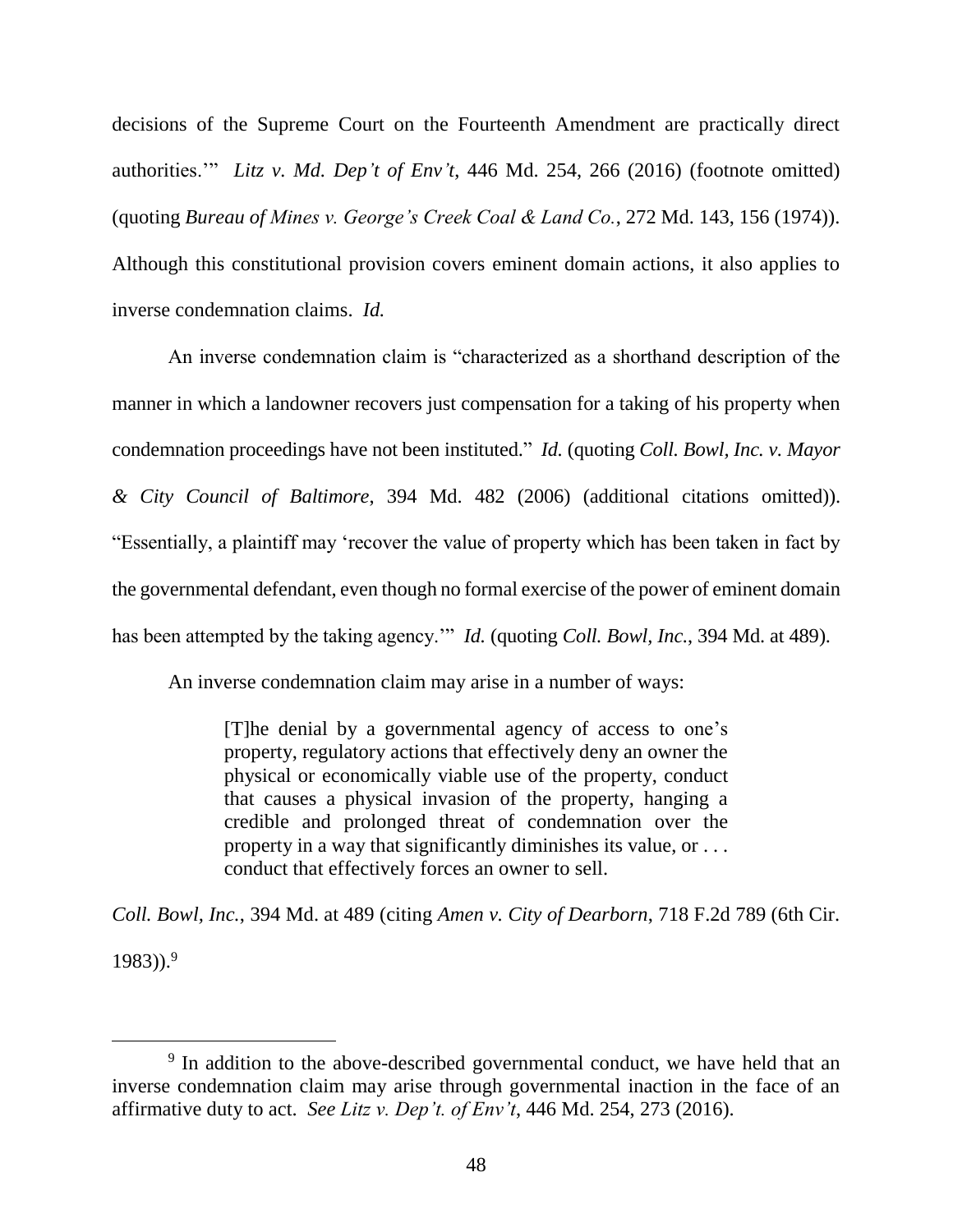decisions of the Supreme Court on the Fourteenth Amendment are practically direct authorities.'" *Litz v. Md. Dep't of Env't*, 446 Md. 254, 266 (2016) (footnote omitted) (quoting *Bureau of Mines v. George's Creek Coal & Land Co.*, 272 Md. 143, 156 (1974)). Although this constitutional provision covers eminent domain actions, it also applies to inverse condemnation claims. *Id.*

An inverse condemnation claim is "characterized as a shorthand description of the manner in which a landowner recovers just compensation for a taking of his property when condemnation proceedings have not been instituted." *Id.* (quoting *Coll. Bowl, Inc. v. Mayor & City Council of Baltimore*, 394 Md. 482 (2006) (additional citations omitted)). "Essentially, a plaintiff may 'recover the value of property which has been taken in fact by the governmental defendant, even though no formal exercise of the power of eminent domain has been attempted by the taking agency.'" *Id.* (quoting *Coll. Bowl, Inc.*, 394 Md. at 489).

An inverse condemnation claim may arise in a number of ways:

> [T]he denial by a governmental agency of access to one's property, regulatory actions that effectively deny an owner the physical or economically viable use of the property, conduct that causes a physical invasion of the property, hanging a credible and prolonged threat of condemnation over the property in a way that significantly diminishes its value, or . . . conduct that effectively forces an owner to sell.

*Coll. Bowl, Inc.*, 394 Md. at 489 (citing *Amen v. City of Dearborn*, 718 F.2d 789 (6th Cir. 1983)).[9]

[9] In addition to the above-described governmental conduct, we have held that an inverse condemnation claim may arise through governmental inaction in the face of an affirmative duty to act. *See Litz v. Dep't. of Env't*, 446 Md. 254, 273 (2016).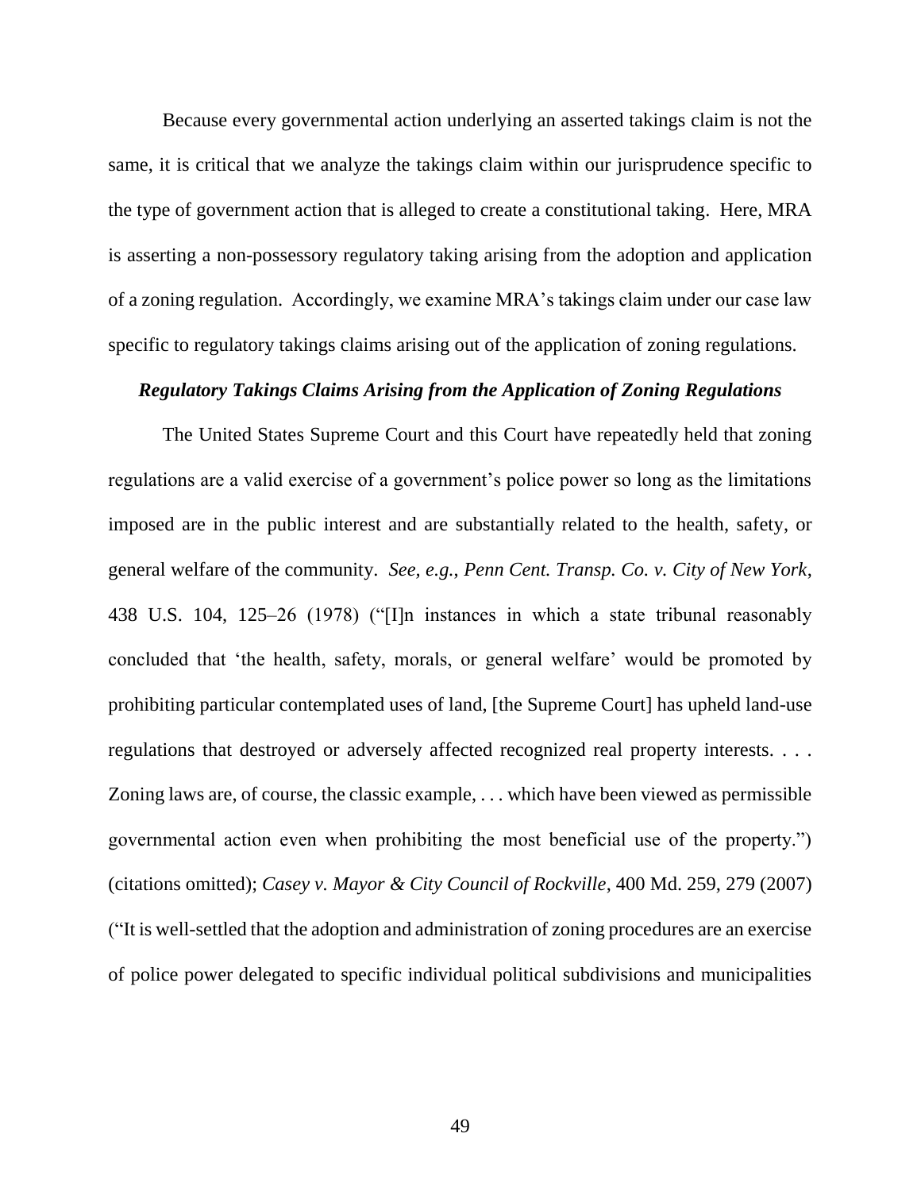Because every governmental action underlying an asserted takings claim is not the same, it is critical that we analyze the takings claim within our jurisprudence specific to the type of government action that is alleged to create a constitutional taking. Here, MRA is asserting a non-possessory regulatory taking arising from the adoption and application of a zoning regulation. Accordingly, we examine MRA's takings claim under our case law specific to regulatory takings claims arising out of the application of zoning regulations.

### *Regulatory Takings Claims Arising from the Application of Zoning Regulations*

The United States Supreme Court and this Court have repeatedly held that zoning regulations are a valid exercise of a government's police power so long as the limitations imposed are in the public interest and are substantially related to the health, safety, or general welfare of the community. *See, e.g.*, *Penn Cent. Transp. Co. v. City of New York*, 438 U.S. 104, 125–26 (1978) ("[I]n instances in which a state tribunal reasonably concluded that 'the health, safety, morals, or general welfare' would be promoted by prohibiting particular contemplated uses of land, [the Supreme Court] has upheld land-use regulations that destroyed or adversely affected recognized real property interests. . . . Zoning laws are, of course, the classic example, . . . which have been viewed as permissible governmental action even when prohibiting the most beneficial use of the property.") (citations omitted); *Casey v. Mayor & City Council of Rockville*, 400 Md. 259, 279 (2007) ("It is well-settled that the adoption and administration of zoning procedures are an exercise of police power delegated to specific individual political subdivisions and municipalities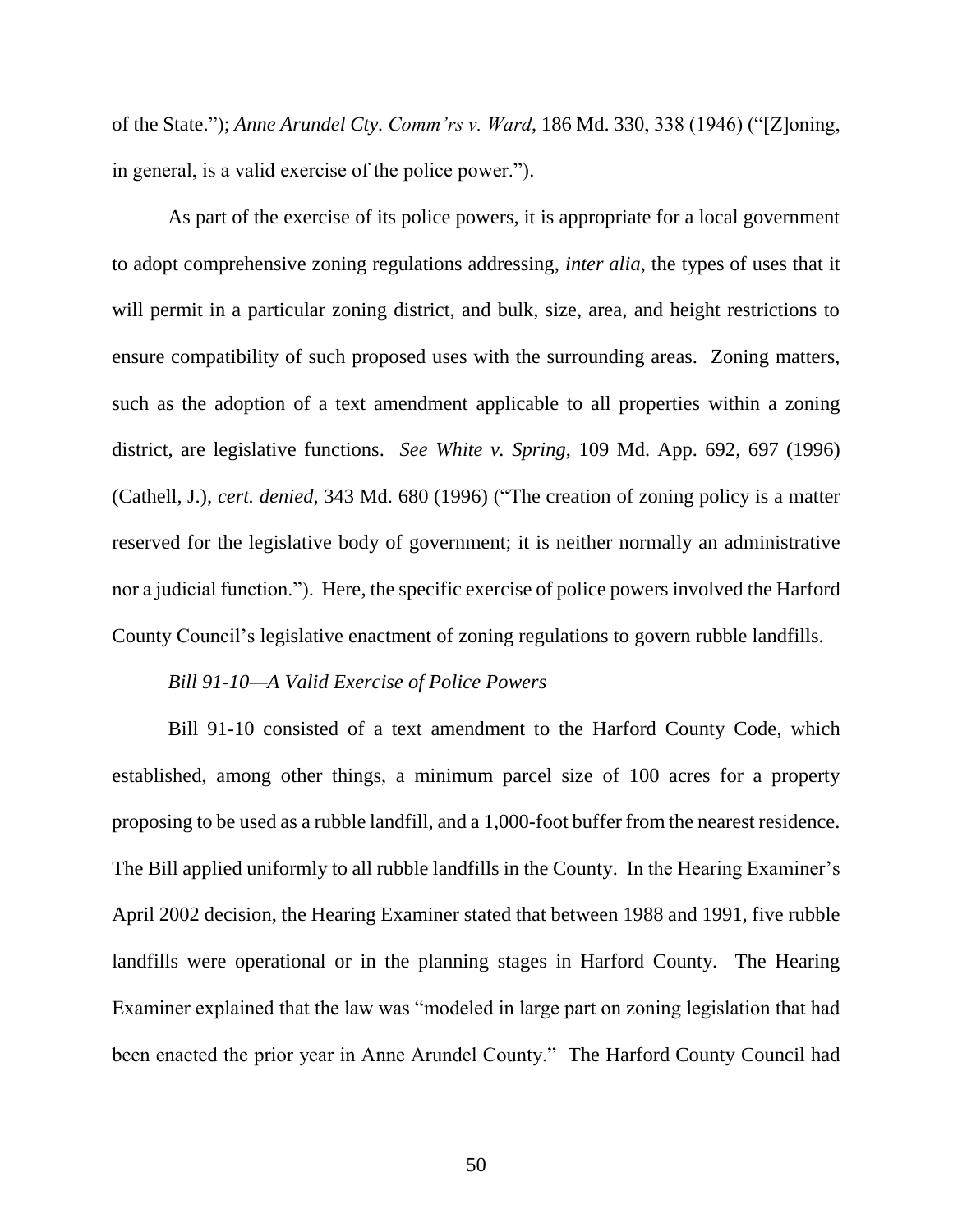of the State."); *Anne Arundel Cty. Comm'rs v. Ward*, 186 Md. 330, 338 (1946) ("[Z]oning, in general, is a valid exercise of the police power.").

As part of the exercise of its police powers, it is appropriate for a local government to adopt comprehensive zoning regulations addressing, *inter alia*, the types of uses that it will permit in a particular zoning district, and bulk, size, area, and height restrictions to ensure compatibility of such proposed uses with the surrounding areas. Zoning matters, such as the adoption of a text amendment applicable to all properties within a zoning district, are legislative functions. *See White v. Spring*, 109 Md. App. 692, 697 (1996) (Cathell, J.), *cert. denied*, 343 Md. 680 (1996) ("The creation of zoning policy is a matter reserved for the legislative body of government; it is neither normally an administrative nor a judicial function."). Here, the specific exercise of police powers involved the Harford County Council's legislative enactment of zoning regulations to govern rubble landfills.

*Bill 91-10—A Valid Exercise of Police Powers*

Bill 91-10 consisted of a text amendment to the Harford County Code, which established, among other things, a minimum parcel size of 100 acres for a property proposing to be used as a rubble landfill, and a 1,000-foot buffer from the nearest residence. The Bill applied uniformly to all rubble landfills in the County. In the Hearing Examiner's April 2002 decision, the Hearing Examiner stated that between 1988 and 1991, five rubble landfills were operational or in the planning stages in Harford County. The Hearing Examiner explained that the law was "modeled in large part on zoning legislation that had been enacted the prior year in Anne Arundel County." The Harford County Council had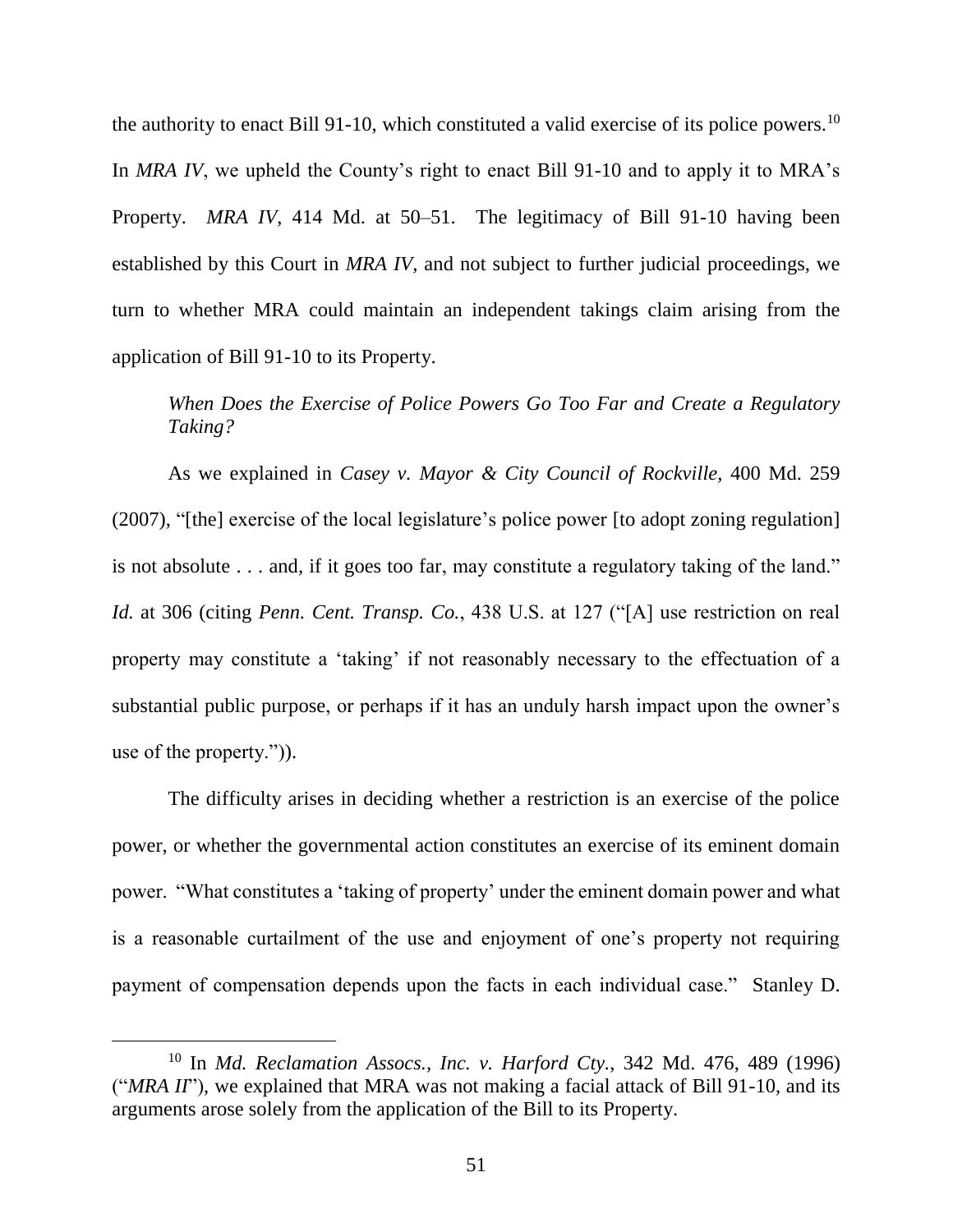the authority to enact Bill 91-10, which constituted a valid exercise of its police powers.[10] In *MRA IV*, we upheld the County's right to enact Bill 91-10 and to apply it to MRA's Property. *MRA IV*, 414 Md. at 50–51. The legitimacy of Bill 91-10 having been established by this Court in *MRA IV*, and not subject to further judicial proceedings, we turn to whether MRA could maintain an independent takings claim arising from the application of Bill 91-10 to its Property.

*When Does the Exercise of Police Powers Go Too Far and Create a Regulatory Taking?*

As we explained in *Casey v. Mayor & City Council of Rockville*, 400 Md. 259 (2007), "[the] exercise of the local legislature's police power [to adopt zoning regulation] is not absolute . . . and, if it goes too far, may constitute a regulatory taking of the land." *Id.* at 306 (citing *Penn. Cent. Transp. Co.*, 438 U.S. at 127 ("[A] use restriction on real property may constitute a 'taking' if not reasonably necessary to the effectuation of a substantial public purpose, or perhaps if it has an unduly harsh impact upon the owner's use of the property.")).

The difficulty arises in deciding whether a restriction is an exercise of the police power, or whether the governmental action constitutes an exercise of its eminent domain power. "What constitutes a 'taking of property' under the eminent domain power and what is a reasonable curtailment of the use and enjoyment of one's property not requiring payment of compensation depends upon the facts in each individual case." Stanley D.

---

[10] In *Md. Reclamation Assocs., Inc. v. Harford Cty.*, 342 Md. 476, 489 (1996) ("*MRA II*"), we explained that MRA was not making a facial attack of Bill 91-10, and its arguments arose solely from the application of the Bill to its Property.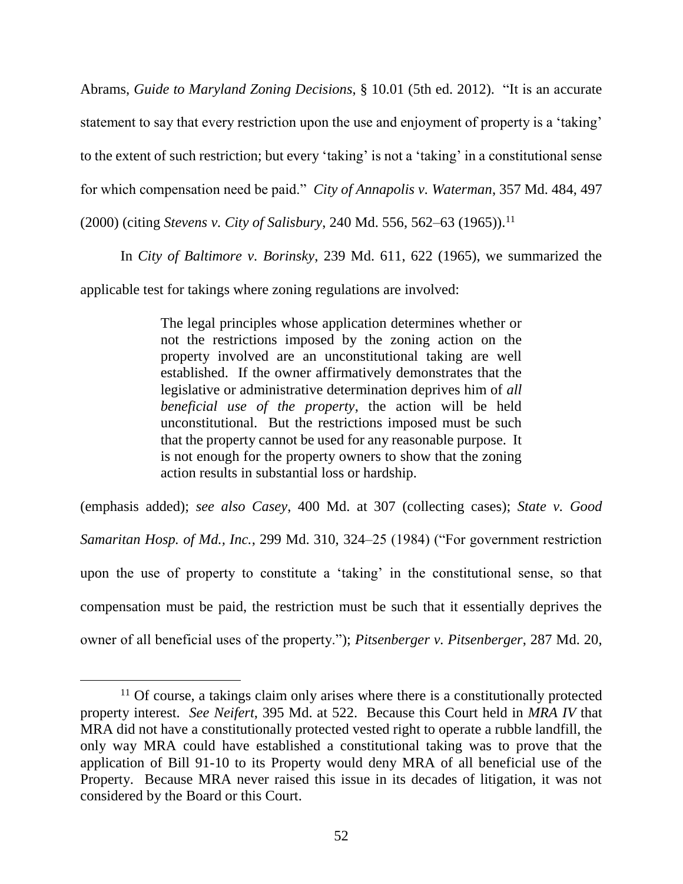Abrams, *Guide to Maryland Zoning Decisions*, § 10.01 (5th ed. 2012). "It is an accurate statement to say that every restriction upon the use and enjoyment of property is a 'taking' to the extent of such restriction; but every 'taking' is not a 'taking' in a constitutional sense for which compensation need be paid." *City of Annapolis v. Waterman*, 357 Md. 484, 497 (2000) (citing *Stevens v. City of Salisbury*, 240 Md. 556, 562–63 (1965)).[11]

In *City of Baltimore v. Borinsky*, 239 Md. 611, 622 (1965), we summarized the applicable test for takings where zoning regulations are involved:

> The legal principles whose application determines whether or not the restrictions imposed by the zoning action on the property involved are an unconstitutional taking are well established. If the owner affirmatively demonstrates that the legislative or administrative determination deprives him of *all beneficial use of the property*, the action will be held unconstitutional. But the restrictions imposed must be such that the property cannot be used for any reasonable purpose. It is not enough for the property owners to show that the zoning action results in substantial loss or hardship.

(emphasis added); *see also Casey*, 400 Md. at 307 (collecting cases); *State v. Good Samaritan Hosp. of Md., Inc.*, 299 Md. 310, 324–25 (1984) ("For government restriction upon the use of property to constitute a 'taking' in the constitutional sense, so that compensation must be paid, the restriction must be such that it essentially deprives the owner of all beneficial uses of the property."); *Pitsenberger v. Pitsenberger*, 287 Md. 20,

---

[11] Of course, a takings claim only arises where there is a constitutionally protected property interest. *See Neifert*, 395 Md. at 522. Because this Court held in *MRA IV* that MRA did not have a constitutionally protected vested right to operate a rubble landfill, the only way MRA could have established a constitutional taking was to prove that the application of Bill 91-10 to its Property would deny MRA of all beneficial use of the Property. Because MRA never raised this issue in its decades of litigation, it was not considered by the Board or this Court.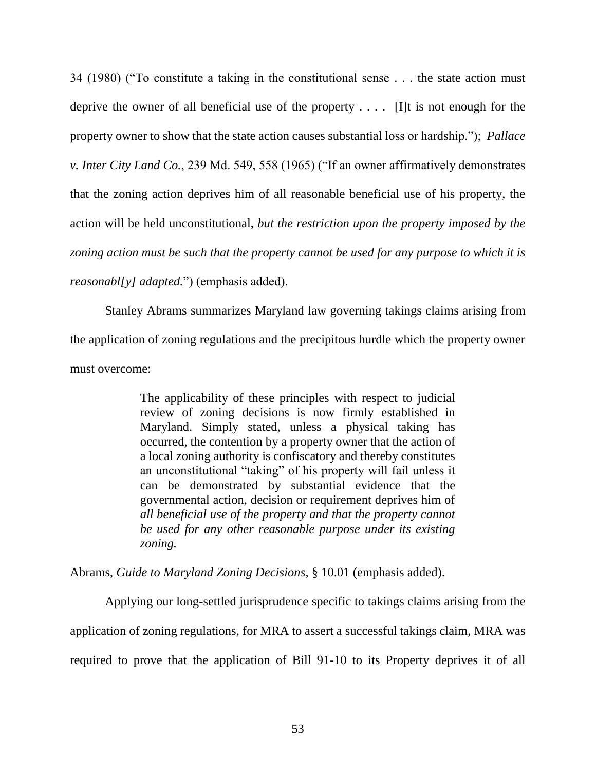34 (1980) ("To constitute a taking in the constitutional sense . . . the state action must deprive the owner of all beneficial use of the property . . . . [I]t is not enough for the property owner to show that the state action causes substantial loss or hardship."); *Pallace v. Inter City Land Co.*, 239 Md. 549, 558 (1965) ("If an owner affirmatively demonstrates that the zoning action deprives him of all reasonable beneficial use of his property, the action will be held unconstitutional, *but the restriction upon the property imposed by the zoning action must be such that the property cannot be used for any purpose to which it is reasonabl[y] adapted.*") (emphasis added).

Stanley Abrams summarizes Maryland law governing takings claims arising from the application of zoning regulations and the precipitous hurdle which the property owner must overcome:

> The applicability of these principles with respect to judicial review of zoning decisions is now firmly established in Maryland. Simply stated, unless a physical taking has occurred, the contention by a property owner that the action of a local zoning authority is confiscatory and thereby constitutes an unconstitutional "taking" of his property will fail unless it can be demonstrated by substantial evidence that the governmental action, decision or requirement deprives him of *all beneficial use of the property and that the property cannot be used for any other reasonable purpose under its existing zoning.*

Abrams, *Guide to Maryland Zoning Decisions*, § 10.01 (emphasis added).

Applying our long-settled jurisprudence specific to takings claims arising from the application of zoning regulations, for MRA to assert a successful takings claim, MRA was required to prove that the application of Bill 91-10 to its Property deprives it of all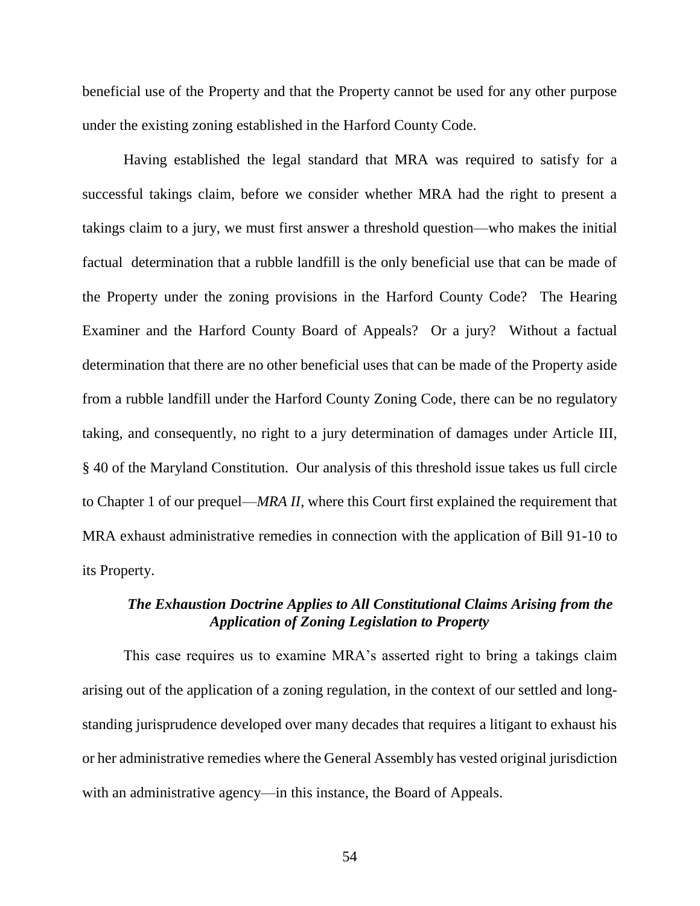beneficial use of the Property and that the Property cannot be used for any other purpose under the existing zoning established in the Harford County Code.

Having established the legal standard that MRA was required to satisfy for a successful takings claim, before we consider whether MRA had the right to present a takings claim to a jury, we must first answer a threshold question—who makes the initial factual determination that a rubble landfill is the only beneficial use that can be made of the Property under the zoning provisions in the Harford County Code? The Hearing Examiner and the Harford County Board of Appeals? Or a jury? Without a factual determination that there are no other beneficial uses that can be made of the Property aside from a rubble landfill under the Harford County Zoning Code, there can be no regulatory taking, and consequently, no right to a jury determination of damages under Article III, § 40 of the Maryland Constitution. Our analysis of this threshold issue takes us full circle to Chapter 1 of our prequel—*MRA II*, where this Court first explained the requirement that MRA exhaust administrative remedies in connection with the application of Bill 91-10 to its Property.

### *The Exhaustion Doctrine Applies to All Constitutional Claims Arising from the Application of Zoning Legislation to Property*

This case requires us to examine MRA's asserted right to bring a takings claim arising out of the application of a zoning regulation, in the context of our settled and long-standing jurisprudence developed over many decades that requires a litigant to exhaust his or her administrative remedies where the General Assembly has vested original jurisdiction with an administrative agency—in this instance, the Board of Appeals.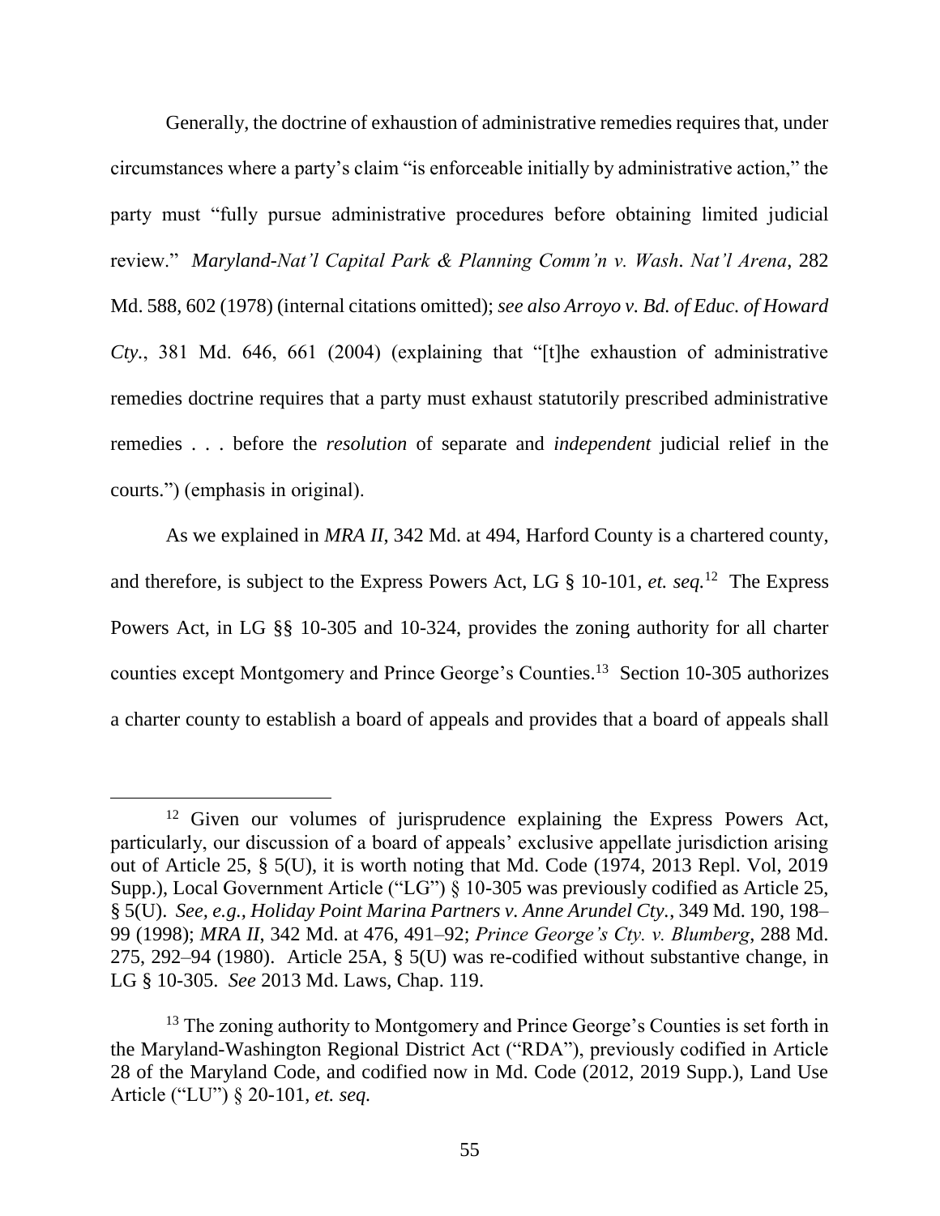Generally, the doctrine of exhaustion of administrative remedies requires that, under circumstances where a party's claim "is enforceable initially by administrative action," the party must "fully pursue administrative procedures before obtaining limited judicial review." *Maryland-Nat'l Capital Park & Planning Comm'n v. Wash. Nat'l Arena*, 282 Md. 588, 602 (1978) (internal citations omitted); *see also Arroyo v. Bd. of Educ. of Howard Cty.*, 381 Md. 646, 661 (2004) (explaining that "[t]he exhaustion of administrative remedies doctrine requires that a party must exhaust statutorily prescribed administrative remedies . . . before the *resolution* of separate and *independent* judicial relief in the courts.") (emphasis in original).

As we explained in *MRA II*, 342 Md. at 494, Harford County is a chartered county, and therefore, is subject to the Express Powers Act, LG § 10-101, *et. seq.*[12] The Express Powers Act, in LG §§ 10-305 and 10-324, provides the zoning authority for all charter counties except Montgomery and Prince George's Counties.[13] Section 10-305 authorizes a charter county to establish a board of appeals and provides that a board of appeals shall

---

[12] Given our volumes of jurisprudence explaining the Express Powers Act, particularly, our discussion of a board of appeals' exclusive appellate jurisdiction arising out of Article 25, § 5(U), it is worth noting that Md. Code (1974, 2013 Repl. Vol, 2019 Supp.), Local Government Article ("LG") § 10-305 was previously codified as Article 25, § 5(U). *See, e.g., Holiday Point Marina Partners v. Anne Arundel Cty.*, 349 Md. 190, 198–99 (1998); *MRA II*, 342 Md. at 476, 491–92; *Prince George's Cty. v. Blumberg*, 288 Md. 275, 292–94 (1980). Article 25A, § 5(U) was re-codified without substantive change, in LG § 10-305. *See* 2013 Md. Laws, Chap. 119.

[13] The zoning authority to Montgomery and Prince George's Counties is set forth in the Maryland-Washington Regional District Act ("RDA"), previously codified in Article 28 of the Maryland Code, and codified now in Md. Code (2012, 2019 Supp.), Land Use Article ("LU") § 20-101, *et. seq.*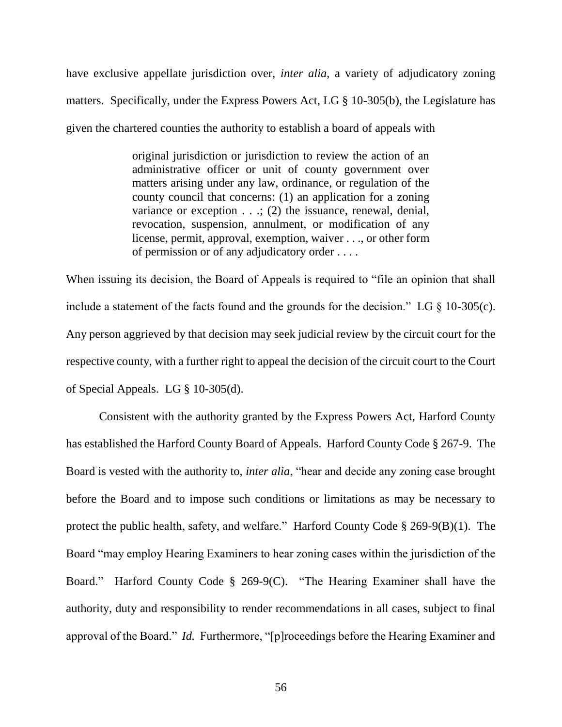have exclusive appellate jurisdiction over, *inter alia*, a variety of adjudicatory zoning matters. Specifically, under the Express Powers Act, LG § 10-305(b), the Legislature has given the chartered counties the authority to establish a board of appeals with

> original jurisdiction or jurisdiction to review the action of an administrative officer or unit of county government over matters arising under any law, ordinance, or regulation of the county council that concerns: (1) an application for a zoning variance or exception . . .; (2) the issuance, renewal, denial, revocation, suspension, annulment, or modification of any license, permit, approval, exemption, waiver . . ., or other form of permission or of any adjudicatory order . . . .

When issuing its decision, the Board of Appeals is required to "file an opinion that shall include a statement of the facts found and the grounds for the decision." LG § 10-305(c). Any person aggrieved by that decision may seek judicial review by the circuit court for the respective county, with a further right to appeal the decision of the circuit court to the Court of Special Appeals. LG § 10-305(d).

Consistent with the authority granted by the Express Powers Act, Harford County has established the Harford County Board of Appeals. Harford County Code § 267-9. The Board is vested with the authority to, *inter alia*, "hear and decide any zoning case brought before the Board and to impose such conditions or limitations as may be necessary to protect the public health, safety, and welfare." Harford County Code § 269-9(B)(1). The Board "may employ Hearing Examiners to hear zoning cases within the jurisdiction of the Board." Harford County Code § 269-9(C). "The Hearing Examiner shall have the authority, duty and responsibility to render recommendations in all cases, subject to final approval of the Board." *Id.* Furthermore, "[p]roceedings before the Hearing Examiner and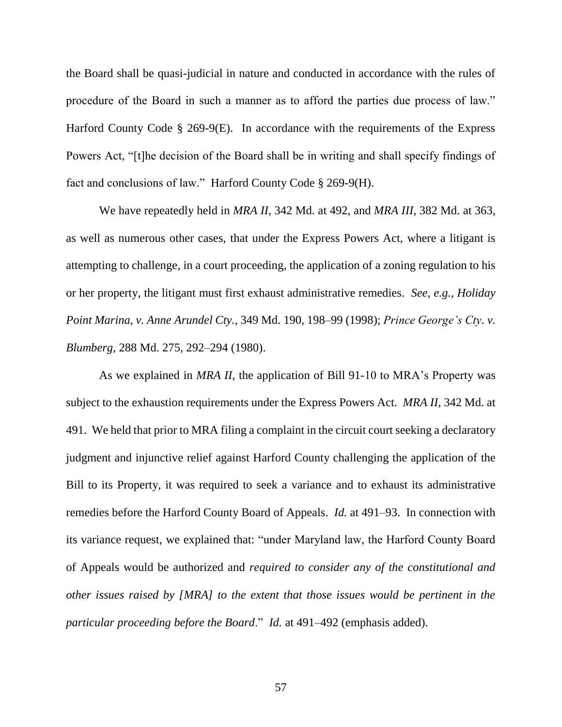the Board shall be quasi-judicial in nature and conducted in accordance with the rules of procedure of the Board in such a manner as to afford the parties due process of law." Harford County Code § 269-9(E). In accordance with the requirements of the Express Powers Act, "[t]he decision of the Board shall be in writing and shall specify findings of fact and conclusions of law." Harford County Code § 269-9(H).

We have repeatedly held in *MRA II*, 342 Md. at 492, and *MRA III*, 382 Md. at 363, as well as numerous other cases, that under the Express Powers Act, where a litigant is attempting to challenge, in a court proceeding, the application of a zoning regulation to his or her property, the litigant must first exhaust administrative remedies. *See, e.g.*, *Holiday Point Marina*, *v. Anne Arundel Cty.*, 349 Md. 190, 198–99 (1998); *Prince George's Cty. v. Blumberg*, 288 Md. 275, 292–294 (1980).

As we explained in *MRA II*, the application of Bill 91-10 to MRA's Property was subject to the exhaustion requirements under the Express Powers Act. *MRA II*, 342 Md. at 491. We held that prior to MRA filing a complaint in the circuit court seeking a declaratory judgment and injunctive relief against Harford County challenging the application of the Bill to its Property, it was required to seek a variance and to exhaust its administrative remedies before the Harford County Board of Appeals. *Id.* at 491–93. In connection with its variance request, we explained that: "under Maryland law, the Harford County Board of Appeals would be authorized and *required to consider any of the constitutional and other issues raised by [MRA] to the extent that those issues would be pertinent in the particular proceeding before the Board*." *Id.* at 491–492 (emphasis added).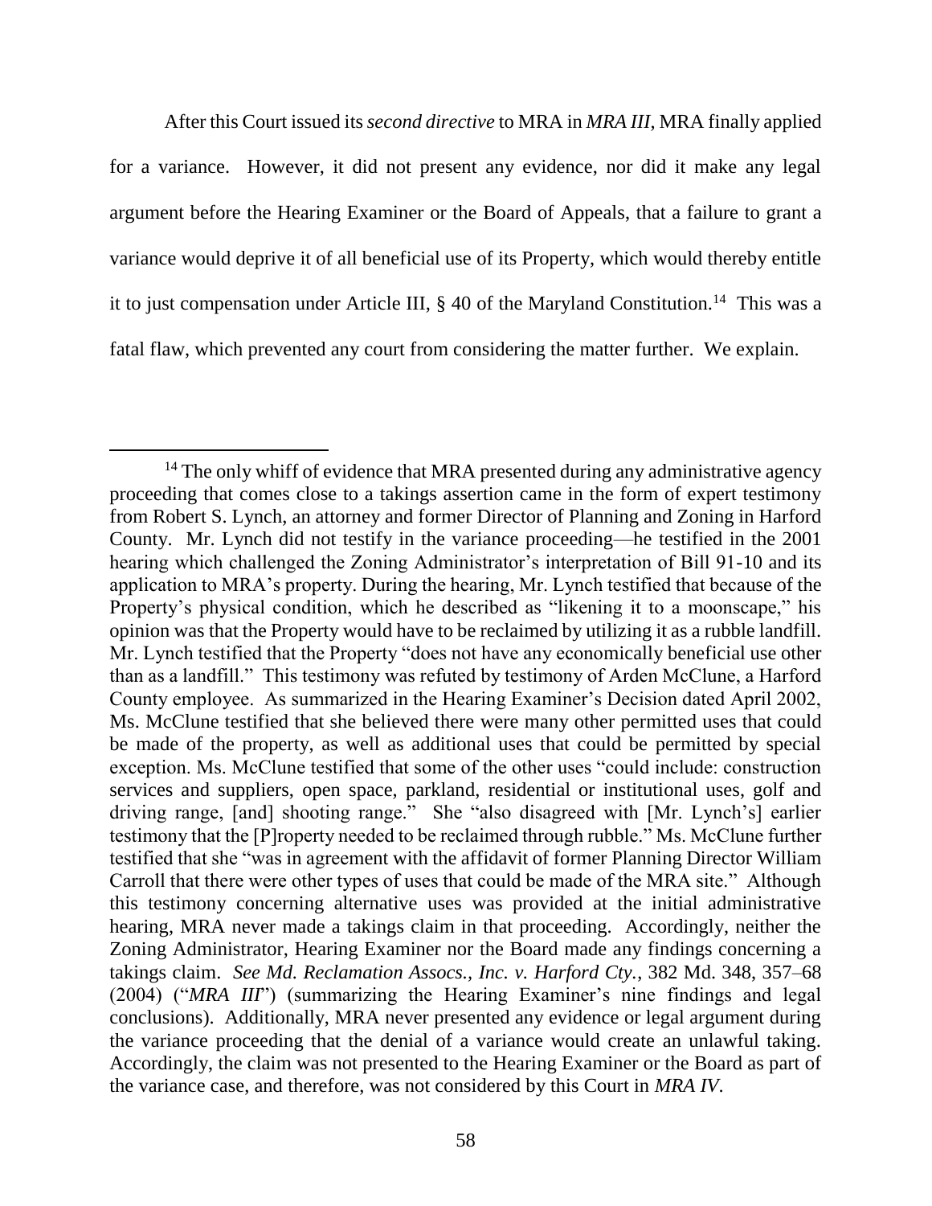After this Court issued its *second directive* to MRA in *MRA III*, MRA finally applied for a variance. However, it did not present any evidence, nor did it make any legal argument before the Hearing Examiner or the Board of Appeals, that a failure to grant a variance would deprive it of all beneficial use of its Property, which would thereby entitle it to just compensation under Article III, § 40 of the Maryland Constitution.[14] This was a fatal flaw, which prevented any court from considering the matter further. We explain.

---

[14] The only whiff of evidence that MRA presented during any administrative agency proceeding that comes close to a takings assertion came in the form of expert testimony from Robert S. Lynch, an attorney and former Director of Planning and Zoning in Harford County. Mr. Lynch did not testify in the variance proceeding—he testified in the 2001 hearing which challenged the Zoning Administrator's interpretation of Bill 91-10 and its application to MRA's property. During the hearing, Mr. Lynch testified that because of the Property's physical condition, which he described as "likening it to a moonscape," his opinion was that the Property would have to be reclaimed by utilizing it as a rubble landfill. Mr. Lynch testified that the Property "does not have any economically beneficial use other than as a landfill." This testimony was refuted by testimony of Arden McClune, a Harford County employee. As summarized in the Hearing Examiner's Decision dated April 2002, Ms. McClune testified that she believed there were many other permitted uses that could be made of the property, as well as additional uses that could be permitted by special exception. Ms. McClune testified that some of the other uses "could include: construction services and suppliers, open space, parkland, residential or institutional uses, golf and driving range, [and] shooting range." She "also disagreed with [Mr. Lynch's] earlier testimony that the [P]roperty needed to be reclaimed through rubble." Ms. McClune further testified that she "was in agreement with the affidavit of former Planning Director William Carroll that there were other types of uses that could be made of the MRA site." Although this testimony concerning alternative uses was provided at the initial administrative hearing, MRA never made a takings claim in that proceeding. Accordingly, neither the Zoning Administrator, Hearing Examiner nor the Board made any findings concerning a takings claim. *See Md. Reclamation Assocs., Inc. v. Harford Cty.*, 382 Md. 348, 357–68 (2004) ("*MRA III*") (summarizing the Hearing Examiner's nine findings and legal conclusions). Additionally, MRA never presented any evidence or legal argument during the variance proceeding that the denial of a variance would create an unlawful taking. Accordingly, the claim was not presented to the Hearing Examiner or the Board as part of the variance case, and therefore, was not considered by this Court in *MRA IV*.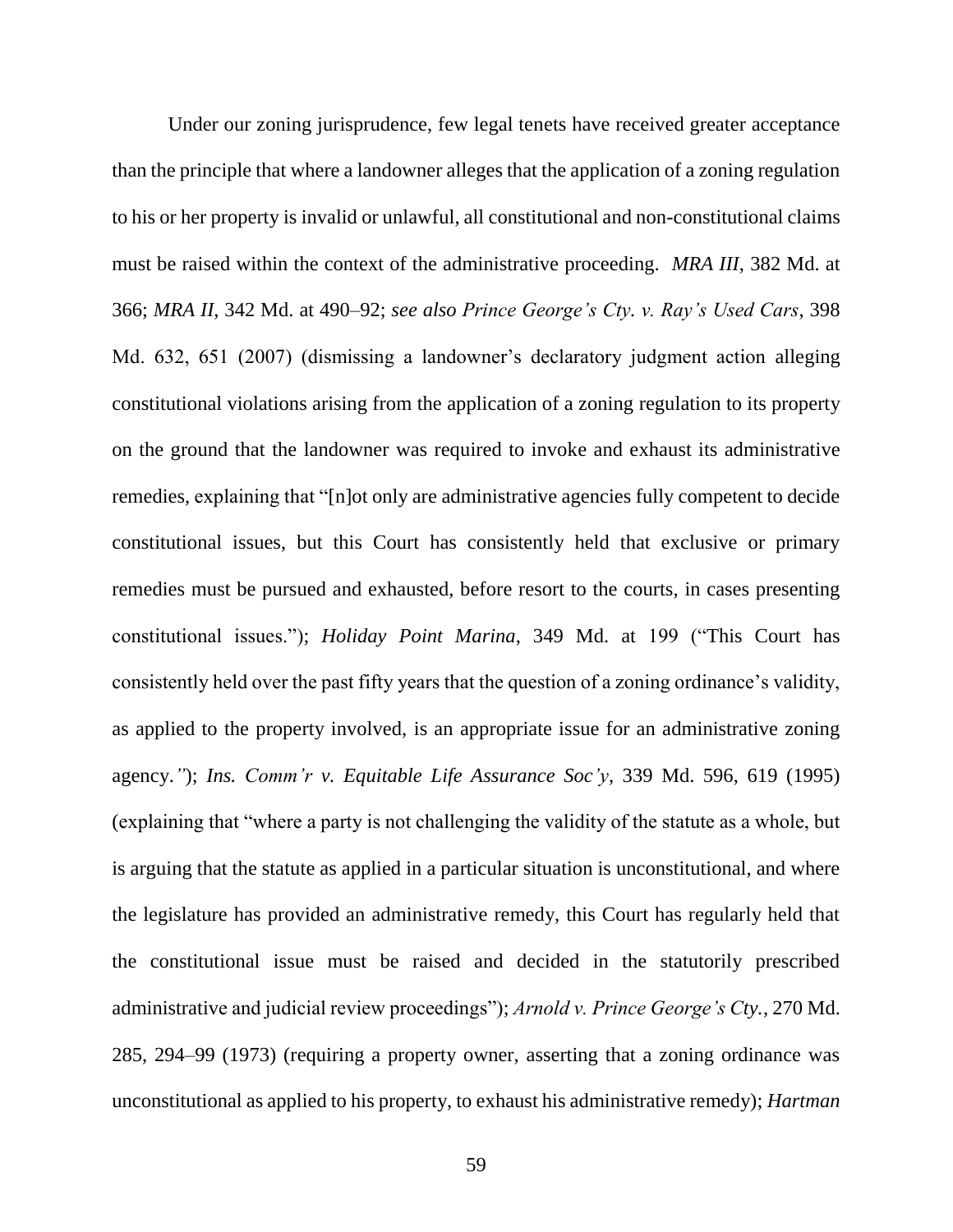Under our zoning jurisprudence, few legal tenets have received greater acceptance than the principle that where a landowner alleges that the application of a zoning regulation to his or her property is invalid or unlawful, all constitutional and non-constitutional claims must be raised within the context of the administrative proceeding. *MRA III*, 382 Md. at 366; *MRA II*, 342 Md. at 490–92; *see also Prince George's Cty. v. Ray's Used Cars*, 398 Md. 632, 651 (2007) (dismissing a landowner's declaratory judgment action alleging constitutional violations arising from the application of a zoning regulation to its property on the ground that the landowner was required to invoke and exhaust its administrative remedies, explaining that "[n]ot only are administrative agencies fully competent to decide constitutional issues, but this Court has consistently held that exclusive or primary remedies must be pursued and exhausted, before resort to the courts, in cases presenting constitutional issues."); *Holiday Point Marina*, 349 Md. at 199 ("This Court has consistently held over the past fifty years that the question of a zoning ordinance's validity, as applied to the property involved, is an appropriate issue for an administrative zoning agency."); *Ins. Comm'r v. Equitable Life Assurance Soc'y*, 339 Md. 596, 619 (1995) (explaining that "where a party is not challenging the validity of the statute as a whole, but is arguing that the statute as applied in a particular situation is unconstitutional, and where the legislature has provided an administrative remedy, this Court has regularly held that the constitutional issue must be raised and decided in the statutorily prescribed administrative and judicial review proceedings"); *Arnold v. Prince George's Cty.*, 270 Md. 285, 294–99 (1973) (requiring a property owner, asserting that a zoning ordinance was unconstitutional as applied to his property, to exhaust his administrative remedy); *Hartman*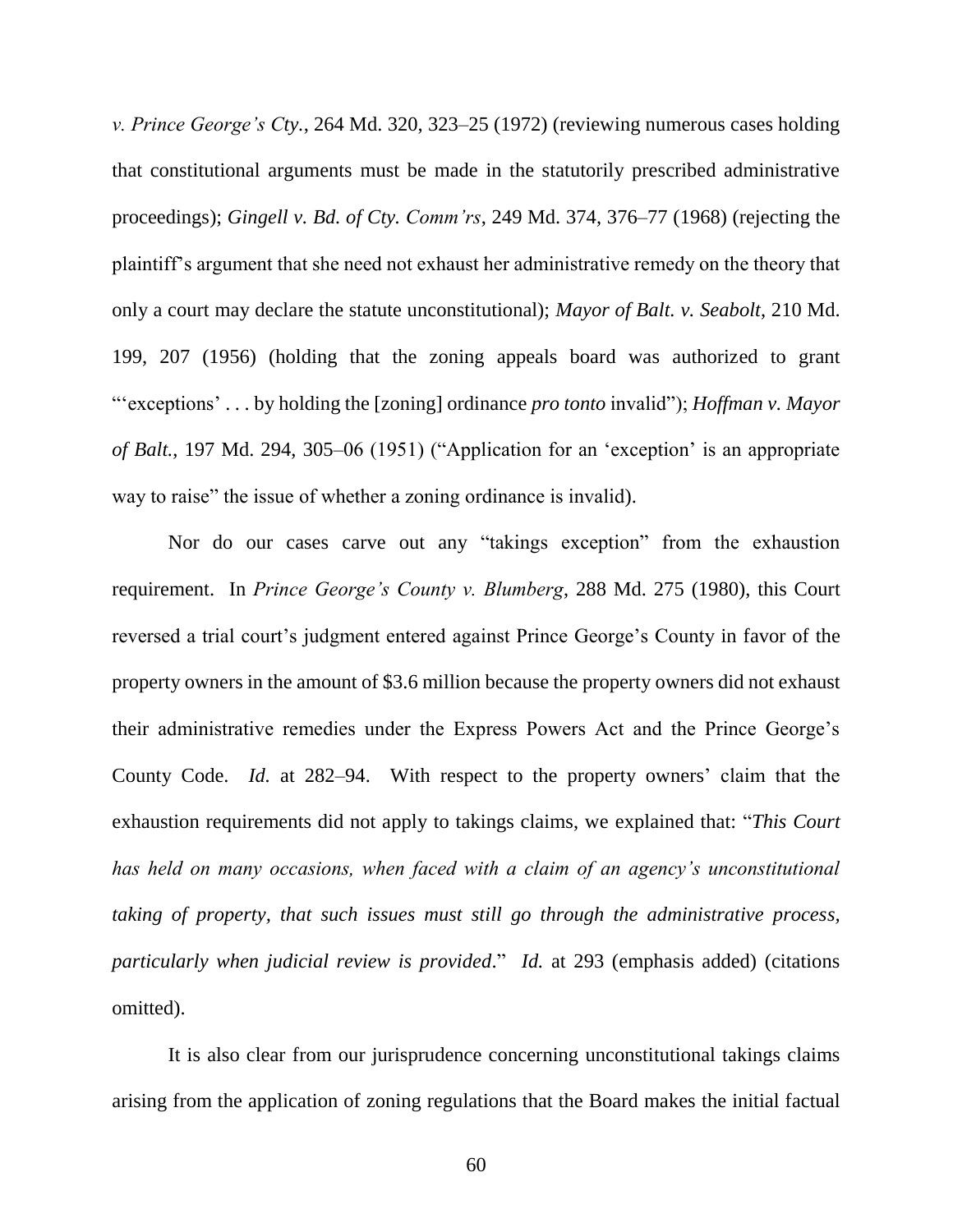*v. Prince George's Cty.*, 264 Md. 320, 323–25 (1972) (reviewing numerous cases holding that constitutional arguments must be made in the statutorily prescribed administrative proceedings); *Gingell v. Bd. of Cty. Comm'rs*, 249 Md. 374, 376–77 (1968) (rejecting the plaintiff's argument that she need not exhaust her administrative remedy on the theory that only a court may declare the statute unconstitutional); *Mayor of Balt. v. Seabolt*, 210 Md. 199, 207 (1956) (holding that the zoning appeals board was authorized to grant "'exceptions' . . . by holding the [zoning] ordinance *pro tonto* invalid"); *Hoffman v. Mayor of Balt.*, 197 Md. 294, 305–06 (1951) ("Application for an 'exception' is an appropriate way to raise" the issue of whether a zoning ordinance is invalid).

Nor do our cases carve out any "takings exception" from the exhaustion requirement. In *Prince George's County v. Blumberg*, 288 Md. 275 (1980), this Court reversed a trial court's judgment entered against Prince George's County in favor of the property owners in the amount of $3.6 million because the property owners did not exhaust their administrative remedies under the Express Powers Act and the Prince George's County Code. *Id.* at 282–94. With respect to the property owners' claim that the exhaustion requirements did not apply to takings claims, we explained that: "*This Court has held on many occasions, when faced with a claim of an agency's unconstitutional taking of property, that such issues must still go through the administrative process, particularly when judicial review is provided*." *Id.* at 293 (emphasis added) (citations omitted).

It is also clear from our jurisprudence concerning unconstitutional takings claims arising from the application of zoning regulations that the Board makes the initial factual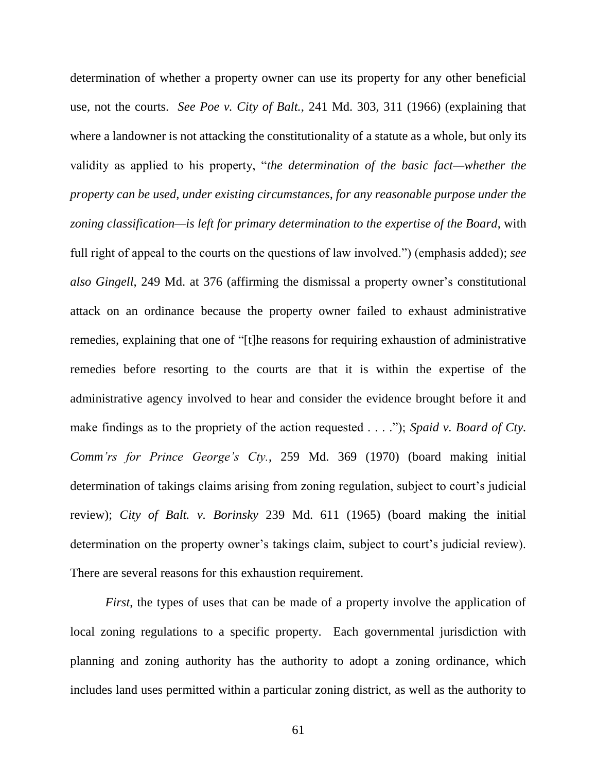determination of whether a property owner can use its property for any other beneficial use, not the courts. *See Poe v. City of Balt.*, 241 Md. 303, 311 (1966) (explaining that where a landowner is not attacking the constitutionality of a statute as a whole, but only its validity as applied to his property, "*the determination of the basic fact—whether the property can be used, under existing circumstances, for any reasonable purpose under the zoning classification—is left for primary determination to the expertise of the Board*, with full right of appeal to the courts on the questions of law involved.") (emphasis added); *see also Gingell*, 249 Md. at 376 (affirming the dismissal a property owner's constitutional attack on an ordinance because the property owner failed to exhaust administrative remedies, explaining that one of "[t]he reasons for requiring exhaustion of administrative remedies before resorting to the courts are that it is within the expertise of the administrative agency involved to hear and consider the evidence brought before it and make findings as to the propriety of the action requested . . . ."); *Spaid v. Board of Cty. Comm'rs for Prince George's Cty.*, 259 Md. 369 (1970) (board making initial determination of takings claims arising from zoning regulation, subject to court's judicial review); *City of Balt. v. Borinsky* 239 Md. 611 (1965) (board making the initial determination on the property owner's takings claim, subject to court's judicial review). There are several reasons for this exhaustion requirement.

*First*, the types of uses that can be made of a property involve the application of local zoning regulations to a specific property. Each governmental jurisdiction with planning and zoning authority has the authority to adopt a zoning ordinance, which includes land uses permitted within a particular zoning district, as well as the authority to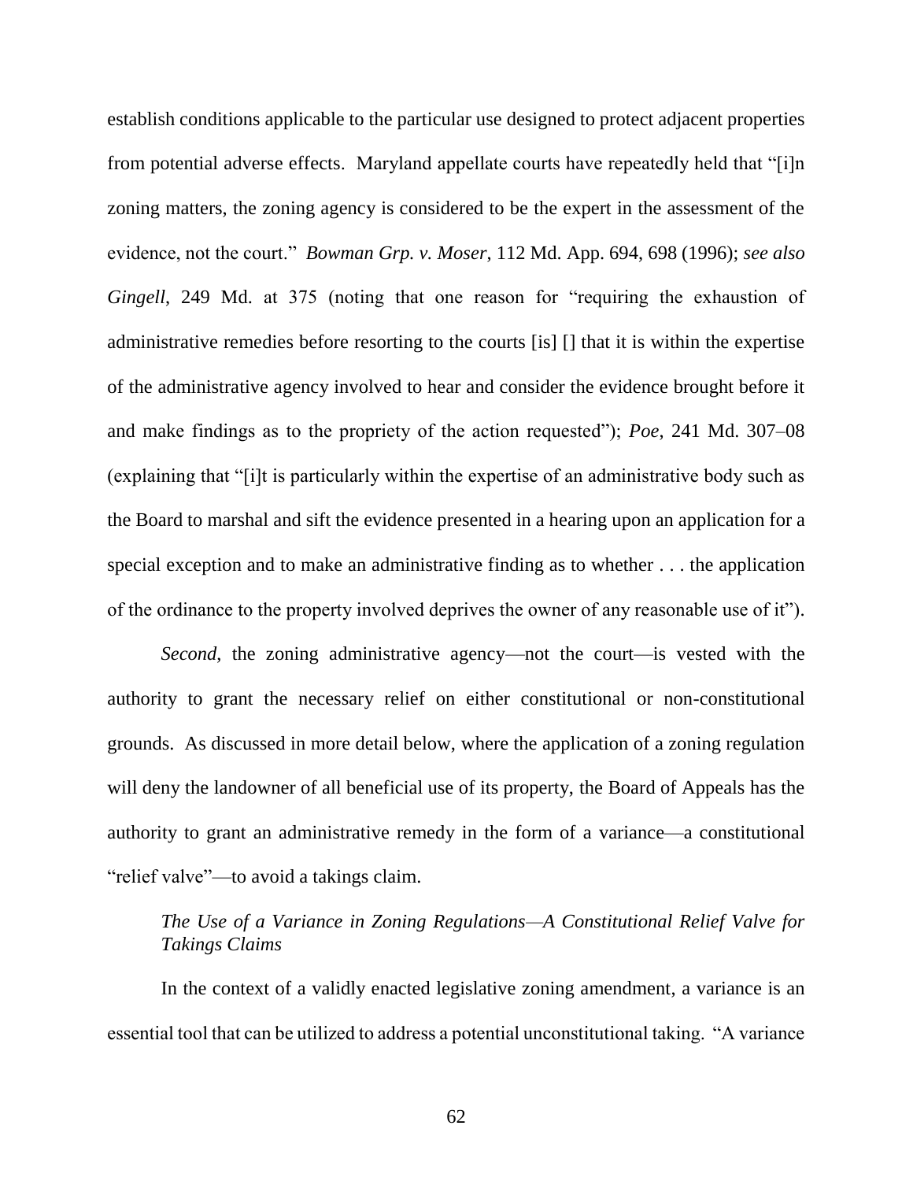establish conditions applicable to the particular use designed to protect adjacent properties from potential adverse effects. Maryland appellate courts have repeatedly held that "[i]n zoning matters, the zoning agency is considered to be the expert in the assessment of the evidence, not the court." *Bowman Grp. v. Moser*, 112 Md. App. 694, 698 (1996); *see also Gingell*, 249 Md. at 375 (noting that one reason for "requiring the exhaustion of administrative remedies before resorting to the courts [is] [] that it is within the expertise of the administrative agency involved to hear and consider the evidence brought before it and make findings as to the propriety of the action requested"); *Poe*, 241 Md. 307–08 (explaining that "[i]t is particularly within the expertise of an administrative body such as the Board to marshal and sift the evidence presented in a hearing upon an application for a special exception and to make an administrative finding as to whether . . . the application of the ordinance to the property involved deprives the owner of any reasonable use of it").

*Second*, the zoning administrative agency—not the court—is vested with the authority to grant the necessary relief on either constitutional or non-constitutional grounds. As discussed in more detail below, where the application of a zoning regulation will deny the landowner of all beneficial use of its property, the Board of Appeals has the authority to grant an administrative remedy in the form of a variance—a constitutional "relief valve"—to avoid a takings claim.

*The Use of a Variance in Zoning Regulations—A Constitutional Relief Valve for Takings Claims*

In the context of a validly enacted legislative zoning amendment, a variance is an essential tool that can be utilized to address a potential unconstitutional taking. "A variance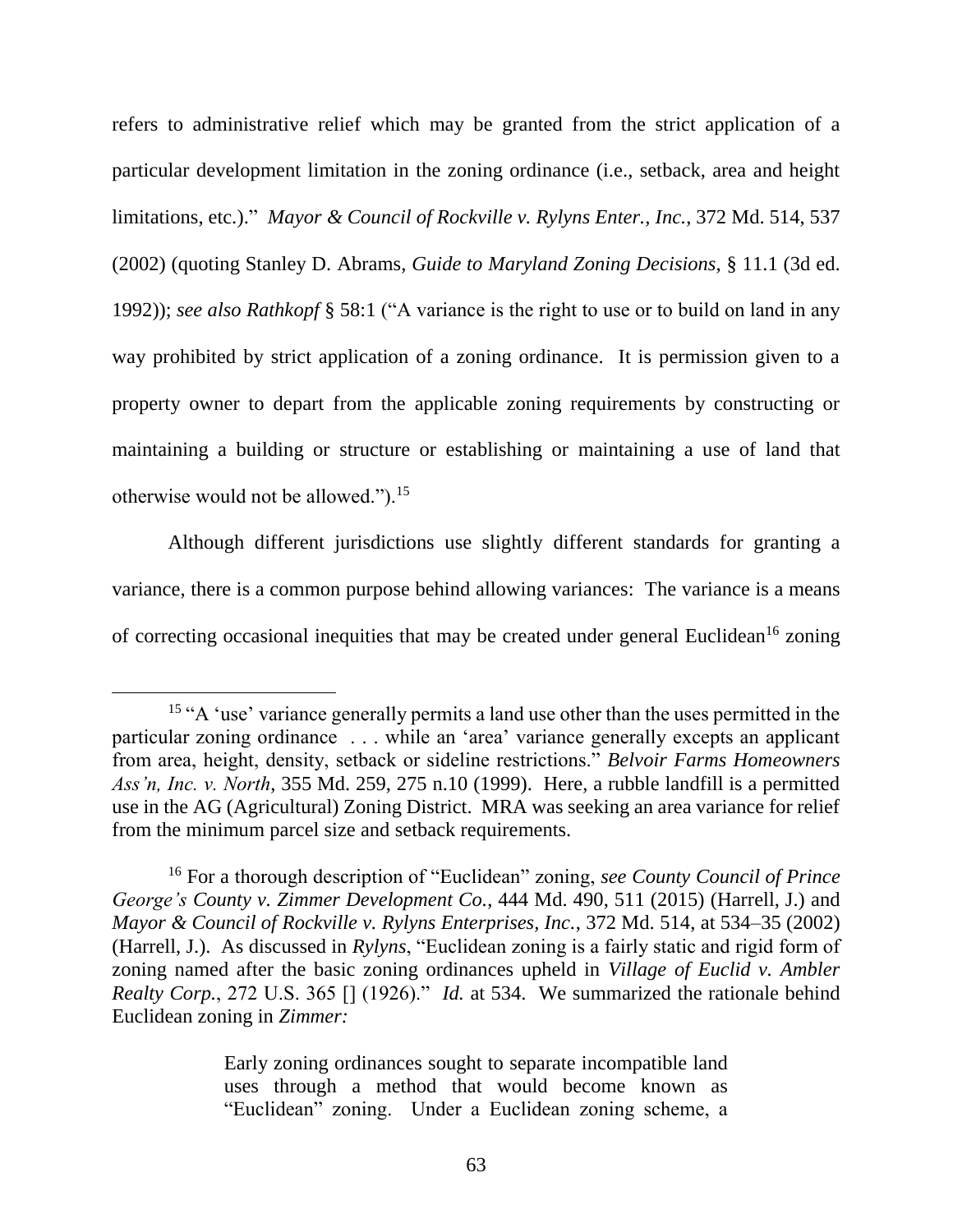refers to administrative relief which may be granted from the strict application of a particular development limitation in the zoning ordinance (i.e., setback, area and height limitations, etc.)." *Mayor & Council of Rockville v. Rylyns Enter., Inc.*, 372 Md. 514, 537 (2002) (quoting Stanley D. Abrams, *Guide to Maryland Zoning Decisions*, § 11.1 (3d ed. 1992)); *see also Rathkopf* § 58:1 ("A variance is the right to use or to build on land in any way prohibited by strict application of a zoning ordinance. It is permission given to a property owner to depart from the applicable zoning requirements by constructing or maintaining a building or structure or establishing or maintaining a use of land that otherwise would not be allowed.").[15]

Although different jurisdictions use slightly different standards for granting a variance, there is a common purpose behind allowing variances: The variance is a means of correcting occasional inequities that may be created under general Euclidean[16] zoning

---

[15] "A 'use' variance generally permits a land use other than the uses permitted in the particular zoning ordinance . . . while an 'area' variance generally excepts an applicant from area, height, density, setback or sideline restrictions." *Belvoir Farms Homeowners Ass'n, Inc. v. North*, 355 Md. 259, 275 n.10 (1999). Here, a rubble landfill is a permitted use in the AG (Agricultural) Zoning District. MRA was seeking an area variance for relief from the minimum parcel size and setback requirements.

[16] For a thorough description of "Euclidean" zoning, *see County Council of Prince George's County v. Zimmer Development Co.*, 444 Md. 490, 511 (2015) (Harrell, J.) and *Mayor & Council of Rockville v. Rylyns Enterprises, Inc.*, 372 Md. 514, at 534–35 (2002) (Harrell, J.). As discussed in *Rylyns*, "Euclidean zoning is a fairly static and rigid form of zoning named after the basic zoning ordinances upheld in *Village of Euclid v. Ambler Realty Corp.*, 272 U.S. 365 [] (1926)." *Id.* at 534. We summarized the rationale behind Euclidean zoning in *Zimmer:*

> Early zoning ordinances sought to separate incompatible land uses through a method that would become known as "Euclidean" zoning. Under a Euclidean zoning scheme, a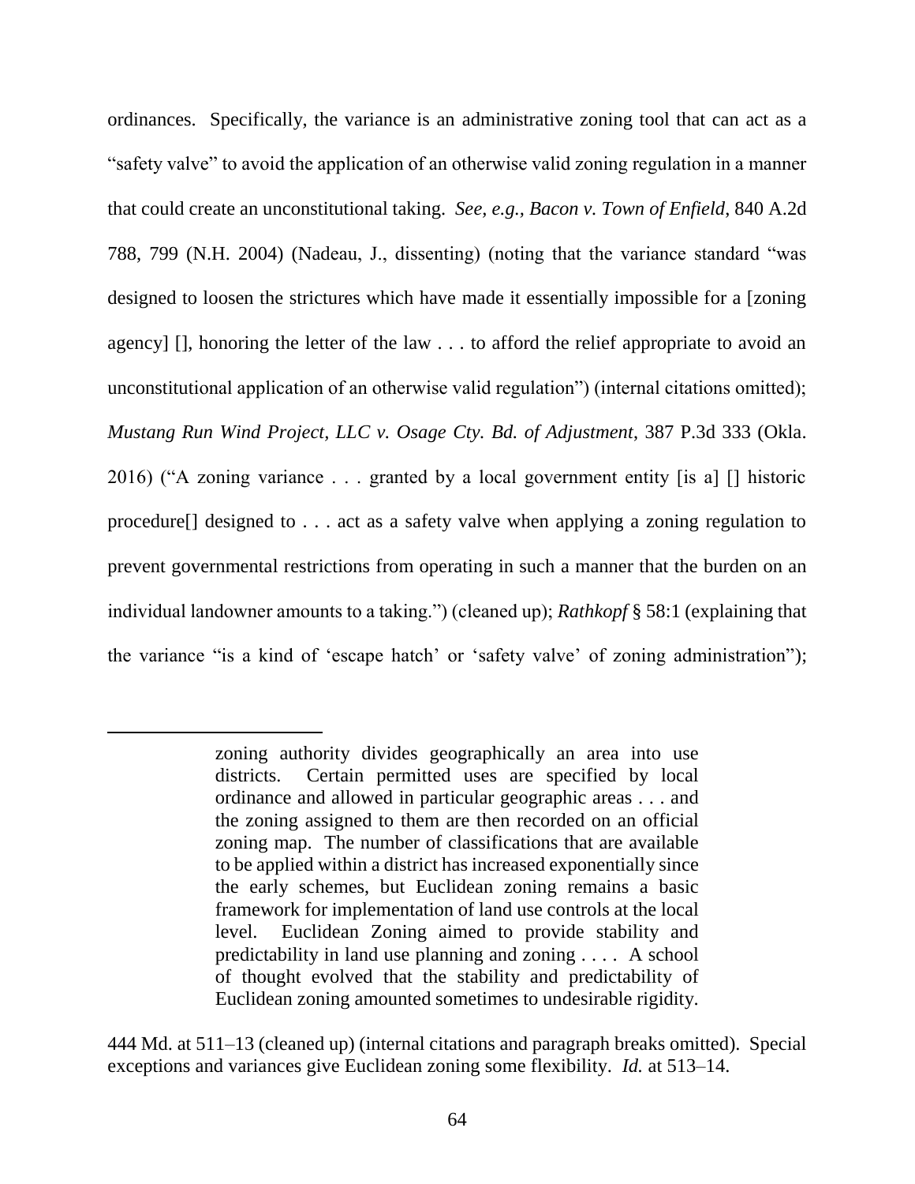ordinances. Specifically, the variance is an administrative zoning tool that can act as a "safety valve" to avoid the application of an otherwise valid zoning regulation in a manner that could create an unconstitutional taking. *See, e.g.*, *Bacon v. Town of Enfield*, 840 A.2d 788, 799 (N.H. 2004) (Nadeau, J., dissenting) (noting that the variance standard "was designed to loosen the strictures which have made it essentially impossible for a [zoning agency] [], honoring the letter of the law . . . to afford the relief appropriate to avoid an unconstitutional application of an otherwise valid regulation") (internal citations omitted); *Mustang Run Wind Project, LLC v. Osage Cty. Bd. of Adjustment*, 387 P.3d 333 (Okla. 2016) ("A zoning variance . . . granted by a local government entity [is a] [] historic procedure[] designed to . . . act as a safety valve when applying a zoning regulation to prevent governmental restrictions from operating in such a manner that the burden on an individual landowner amounts to a taking.") (cleaned up); *Rathkopf* § 58:1 (explaining that the variance "is a kind of 'escape hatch' or 'safety valve' of zoning administration");

---

> zoning authority divides geographically an area into use districts. Certain permitted uses are specified by local ordinance and allowed in particular geographic areas . . . and the zoning assigned to them are then recorded on an official zoning map. The number of classifications that are available to be applied within a district has increased exponentially since the early schemes, but Euclidean zoning remains a basic framework for implementation of land use controls at the local level. Euclidean Zoning aimed to provide stability and predictability in land use planning and zoning . . . . A school of thought evolved that the stability and predictability of Euclidean zoning amounted sometimes to undesirable rigidity.

444 Md. at 511–13 (cleaned up) (internal citations and paragraph breaks omitted). Special exceptions and variances give Euclidean zoning some flexibility. *Id.* at 513–14.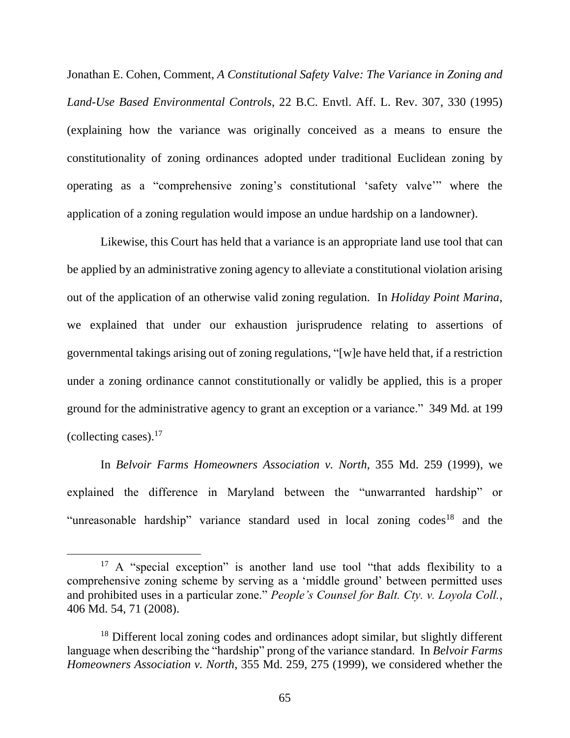Jonathan E. Cohen, Comment, *A Constitutional Safety Valve: The Variance in Zoning and Land-Use Based Environmental Controls*, 22 B.C. Envtl. Aff. L. Rev. 307, 330 (1995) (explaining how the variance was originally conceived as a means to ensure the constitutionality of zoning ordinances adopted under traditional Euclidean zoning by operating as a "comprehensive zoning's constitutional 'safety valve'" where the application of a zoning regulation would impose an undue hardship on a landowner).

Likewise, this Court has held that a variance is an appropriate land use tool that can be applied by an administrative zoning agency to alleviate a constitutional violation arising out of the application of an otherwise valid zoning regulation. In *Holiday Point Marina*, we explained that under our exhaustion jurisprudence relating to assertions of governmental takings arising out of zoning regulations, "[w]e have held that, if a restriction under a zoning ordinance cannot constitutionally or validly be applied, this is a proper ground for the administrative agency to grant an exception or a variance." 349 Md. at 199 (collecting cases).[17]

In *Belvoir Farms Homeowners Association v. North*, 355 Md. 259 (1999), we explained the difference in Maryland between the "unwarranted hardship" or "unreasonable hardship" variance standard used in local zoning codes[18] and the

---

[17] A "special exception" is another land use tool "that adds flexibility to a comprehensive zoning scheme by serving as a 'middle ground' between permitted uses and prohibited uses in a particular zone." *People's Counsel for Balt. Cty. v. Loyola Coll.*, 406 Md. 54, 71 (2008).

[18] Different local zoning codes and ordinances adopt similar, but slightly different language when describing the "hardship" prong of the variance standard. In *Belvoir Farms Homeowners Association v. North*, 355 Md. 259, 275 (1999), we considered whether the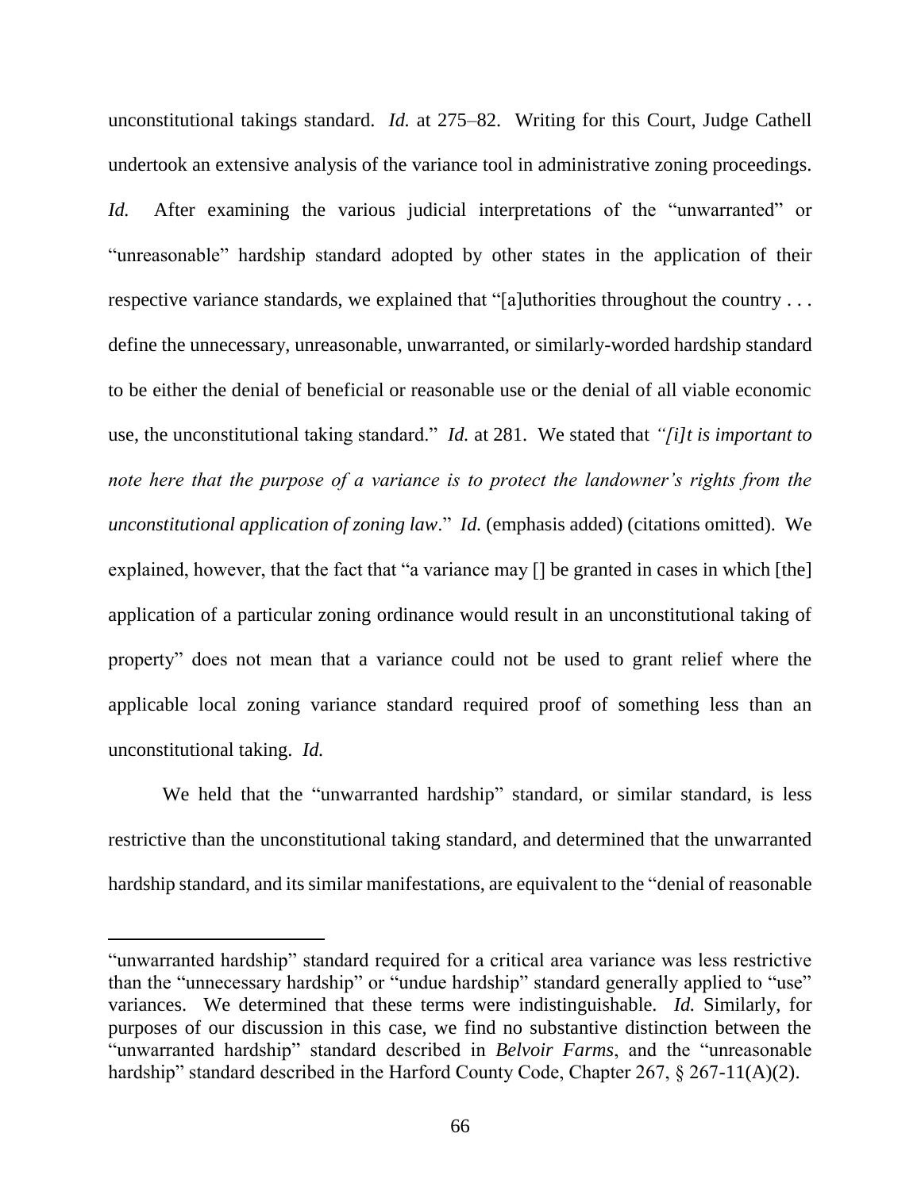unconstitutional takings standard. *Id.* at 275–82. Writing for this Court, Judge Cathell undertook an extensive analysis of the variance tool in administrative zoning proceedings. *Id.* After examining the various judicial interpretations of the "unwarranted" or "unreasonable" hardship standard adopted by other states in the application of their respective variance standards, we explained that "[a]uthorities throughout the country . . . define the unnecessary, unreasonable, unwarranted, or similarly-worded hardship standard to be either the denial of beneficial or reasonable use or the denial of all viable economic use, the unconstitutional taking standard." *Id.* at 281. We stated that *"[i]t is important to note here that the purpose of a variance is to protect the landowner's rights from the unconstitutional application of zoning law*." *Id.* (emphasis added) (citations omitted). We explained, however, that the fact that "a variance may [] be granted in cases in which [the] application of a particular zoning ordinance would result in an unconstitutional taking of property" does not mean that a variance could not be used to grant relief where the applicable local zoning variance standard required proof of something less than an unconstitutional taking. *Id.*

We held that the "unwarranted hardship" standard, or similar standard, is less restrictive than the unconstitutional taking standard, and determined that the unwarranted hardship standard, and its similar manifestations, are equivalent to the "denial of reasonable

---

"unwarranted hardship" standard required for a critical area variance was less restrictive than the "unnecessary hardship" or "undue hardship" standard generally applied to "use" variances. We determined that these terms were indistinguishable. *Id.* Similarly, for purposes of our discussion in this case, we find no substantive distinction between the "unwarranted hardship" standard described in *Belvoir Farms*, and the "unreasonable hardship" standard described in the Harford County Code, Chapter 267, § 267-11(A)(2).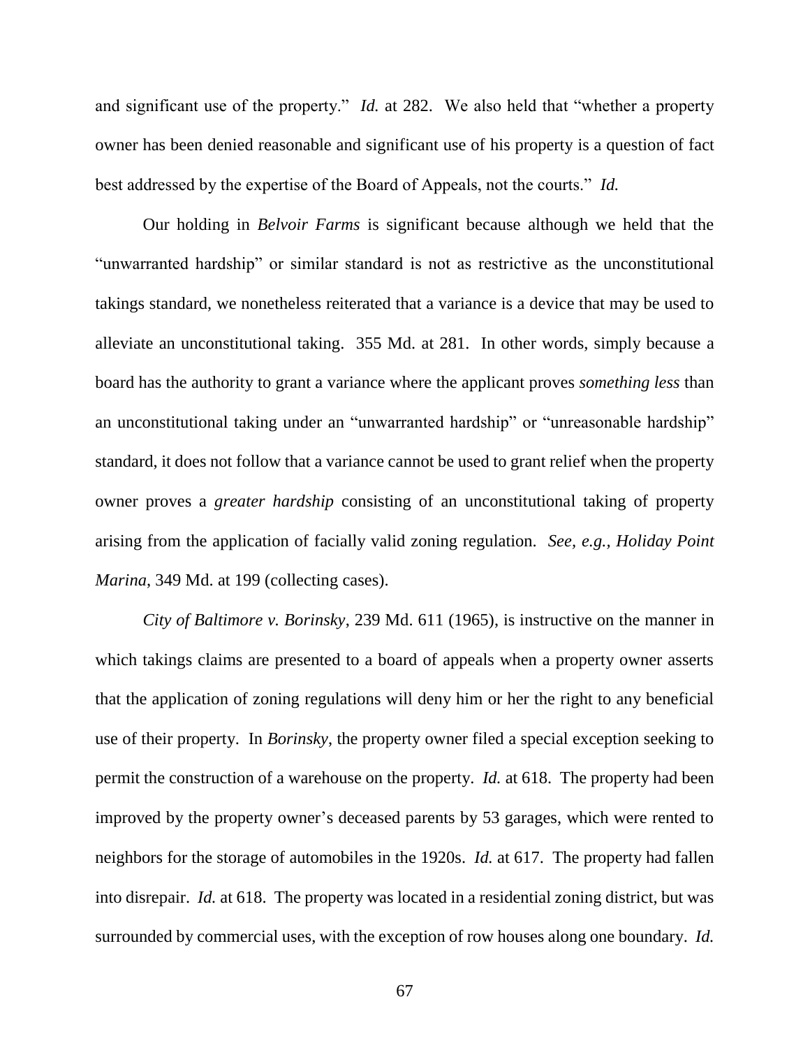and significant use of the property." *Id.* at 282. We also held that "whether a property owner has been denied reasonable and significant use of his property is a question of fact best addressed by the expertise of the Board of Appeals, not the courts." *Id.*

Our holding in *Belvoir Farms* is significant because although we held that the "unwarranted hardship" or similar standard is not as restrictive as the unconstitutional takings standard, we nonetheless reiterated that a variance is a device that may be used to alleviate an unconstitutional taking. 355 Md. at 281. In other words, simply because a board has the authority to grant a variance where the applicant proves *something less* than an unconstitutional taking under an "unwarranted hardship" or "unreasonable hardship" standard, it does not follow that a variance cannot be used to grant relief when the property owner proves a *greater hardship* consisting of an unconstitutional taking of property arising from the application of facially valid zoning regulation. *See, e.g.*, *Holiday Point Marina*, 349 Md. at 199 (collecting cases).

*City of Baltimore v. Borinsky*, 239 Md. 611 (1965), is instructive on the manner in which takings claims are presented to a board of appeals when a property owner asserts that the application of zoning regulations will deny him or her the right to any beneficial use of their property. In *Borinsky*, the property owner filed a special exception seeking to permit the construction of a warehouse on the property. *Id.* at 618. The property had been improved by the property owner's deceased parents by 53 garages, which were rented to neighbors for the storage of automobiles in the 1920s. *Id.* at 617. The property had fallen into disrepair. *Id.* at 618. The property was located in a residential zoning district, but was surrounded by commercial uses, with the exception of row houses along one boundary. *Id.*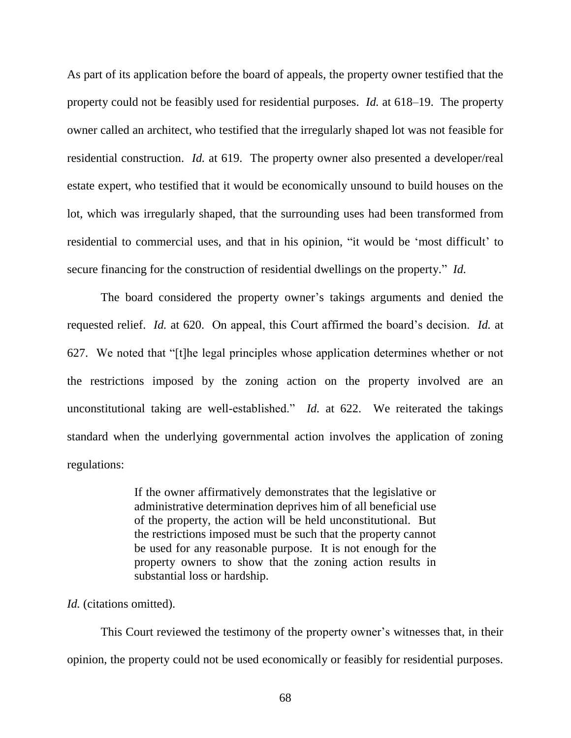As part of its application before the board of appeals, the property owner testified that the property could not be feasibly used for residential purposes. *Id.* at 618–19. The property owner called an architect, who testified that the irregularly shaped lot was not feasible for residential construction. *Id.* at 619. The property owner also presented a developer/real estate expert, who testified that it would be economically unsound to build houses on the lot, which was irregularly shaped, that the surrounding uses had been transformed from residential to commercial uses, and that in his opinion, "it would be 'most difficult' to secure financing for the construction of residential dwellings on the property." *Id.*

The board considered the property owner's takings arguments and denied the requested relief. *Id.* at 620. On appeal, this Court affirmed the board's decision. *Id.* at 627. We noted that "[t]he legal principles whose application determines whether or not the restrictions imposed by the zoning action on the property involved are an unconstitutional taking are well-established." *Id.* at 622. We reiterated the takings standard when the underlying governmental action involves the application of zoning regulations:

> If the owner affirmatively demonstrates that the legislative or administrative determination deprives him of all beneficial use of the property, the action will be held unconstitutional. But the restrictions imposed must be such that the property cannot be used for any reasonable purpose. It is not enough for the property owners to show that the zoning action results in substantial loss or hardship.

*Id.* (citations omitted).

This Court reviewed the testimony of the property owner's witnesses that, in their opinion, the property could not be used economically or feasibly for residential purposes.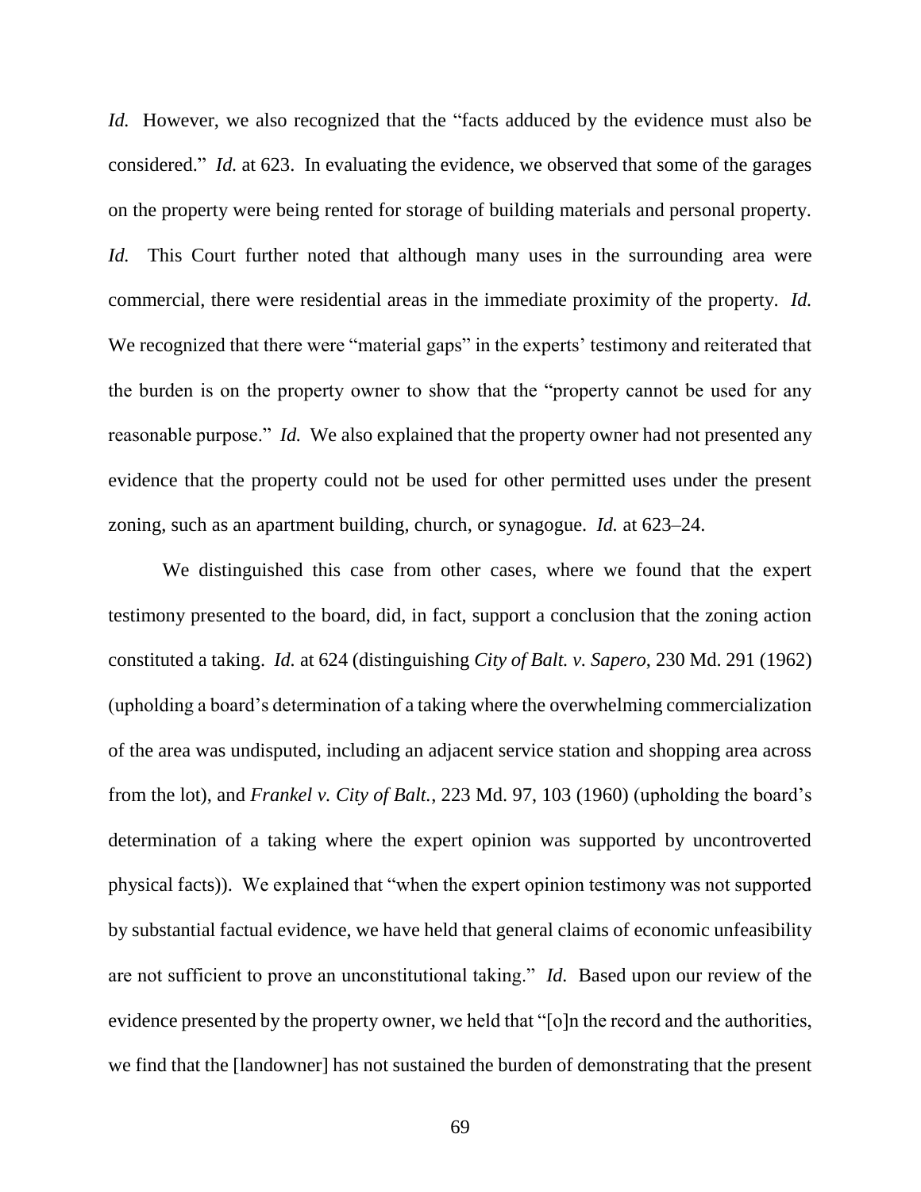*Id.* However, we also recognized that the "facts adduced by the evidence must also be considered." *Id.* at 623. In evaluating the evidence, we observed that some of the garages on the property were being rented for storage of building materials and personal property. *Id.* This Court further noted that although many uses in the surrounding area were commercial, there were residential areas in the immediate proximity of the property. *Id.* We recognized that there were "material gaps" in the experts' testimony and reiterated that the burden is on the property owner to show that the "property cannot be used for any reasonable purpose." *Id.* We also explained that the property owner had not presented any evidence that the property could not be used for other permitted uses under the present zoning, such as an apartment building, church, or synagogue. *Id.* at 623–24.

We distinguished this case from other cases, where we found that the expert testimony presented to the board, did, in fact, support a conclusion that the zoning action constituted a taking. *Id.* at 624 (distinguishing *City of Balt. v. Sapero*, 230 Md. 291 (1962) (upholding a board's determination of a taking where the overwhelming commercialization of the area was undisputed, including an adjacent service station and shopping area across from the lot), and *Frankel v. City of Balt.*, 223 Md. 97, 103 (1960) (upholding the board's determination of a taking where the expert opinion was supported by uncontroverted physical facts)). We explained that "when the expert opinion testimony was not supported by substantial factual evidence, we have held that general claims of economic unfeasibility are not sufficient to prove an unconstitutional taking." *Id.* Based upon our review of the evidence presented by the property owner, we held that "[o]n the record and the authorities, we find that the [landowner] has not sustained the burden of demonstrating that the present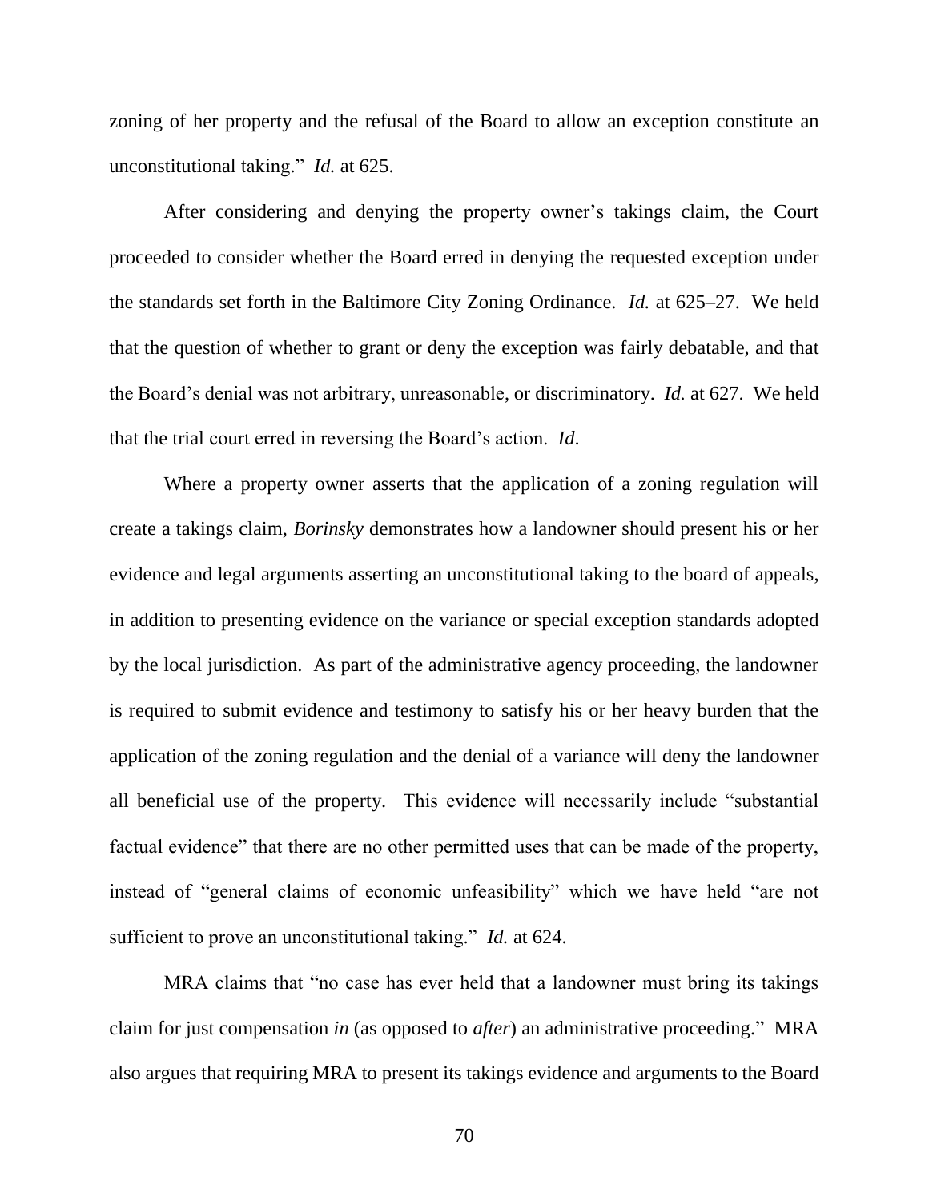zoning of her property and the refusal of the Board to allow an exception constitute an unconstitutional taking." *Id.* at 625.

After considering and denying the property owner's takings claim, the Court proceeded to consider whether the Board erred in denying the requested exception under the standards set forth in the Baltimore City Zoning Ordinance. *Id.* at 625–27. We held that the question of whether to grant or deny the exception was fairly debatable, and that the Board's denial was not arbitrary, unreasonable, or discriminatory. *Id.* at 627. We held that the trial court erred in reversing the Board's action. *Id*.

Where a property owner asserts that the application of a zoning regulation will create a takings claim, *Borinsky* demonstrates how a landowner should present his or her evidence and legal arguments asserting an unconstitutional taking to the board of appeals, in addition to presenting evidence on the variance or special exception standards adopted by the local jurisdiction. As part of the administrative agency proceeding, the landowner is required to submit evidence and testimony to satisfy his or her heavy burden that the application of the zoning regulation and the denial of a variance will deny the landowner all beneficial use of the property. This evidence will necessarily include "substantial factual evidence" that there are no other permitted uses that can be made of the property, instead of "general claims of economic unfeasibility" which we have held "are not sufficient to prove an unconstitutional taking." *Id.* at 624.

MRA claims that "no case has ever held that a landowner must bring its takings claim for just compensation *in* (as opposed to *after*) an administrative proceeding." MRA also argues that requiring MRA to present its takings evidence and arguments to the Board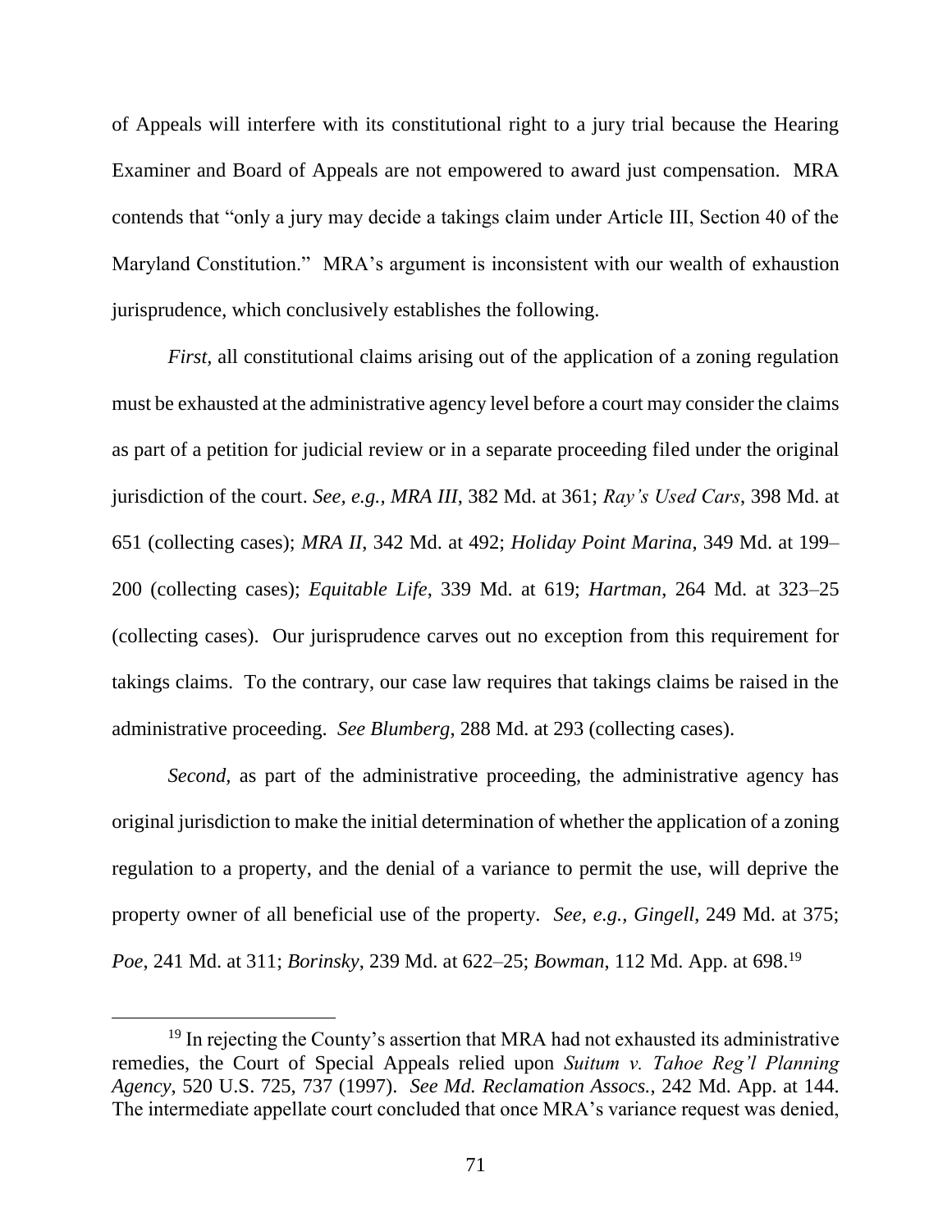of Appeals will interfere with its constitutional right to a jury trial because the Hearing Examiner and Board of Appeals are not empowered to award just compensation. MRA contends that "only a jury may decide a takings claim under Article III, Section 40 of the Maryland Constitution." MRA's argument is inconsistent with our wealth of exhaustion jurisprudence, which conclusively establishes the following.

*First*, all constitutional claims arising out of the application of a zoning regulation must be exhausted at the administrative agency level before a court may consider the claims as part of a petition for judicial review or in a separate proceeding filed under the original jurisdiction of the court. *See, e.g.*, *MRA III*, 382 Md. at 361; *Ray's Used Cars*, 398 Md. at 651 (collecting cases); *MRA II*, 342 Md. at 492; *Holiday Point Marina*, 349 Md. at 199–200 (collecting cases); *Equitable Life*, 339 Md. at 619; *Hartman*, 264 Md. at 323–25 (collecting cases). Our jurisprudence carves out no exception from this requirement for takings claims. To the contrary, our case law requires that takings claims be raised in the administrative proceeding. *See Blumberg*, 288 Md. at 293 (collecting cases).

*Second*, as part of the administrative proceeding, the administrative agency has original jurisdiction to make the initial determination of whether the application of a zoning regulation to a property, and the denial of a variance to permit the use, will deprive the property owner of all beneficial use of the property. *See, e.g., Gingell*, 249 Md. at 375; *Poe*, 241 Md. at 311; *Borinsky*, 239 Md. at 622–25; *Bowman*, 112 Md. App. at 698.[19]

[19] In rejecting the County's assertion that MRA had not exhausted its administrative remedies, the Court of Special Appeals relied upon *Suitum v. Tahoe Reg'l Planning Agency*, 520 U.S. 725, 737 (1997). *See Md. Reclamation Assocs.*, 242 Md. App. at 144. The intermediate appellate court concluded that once MRA's variance request was denied,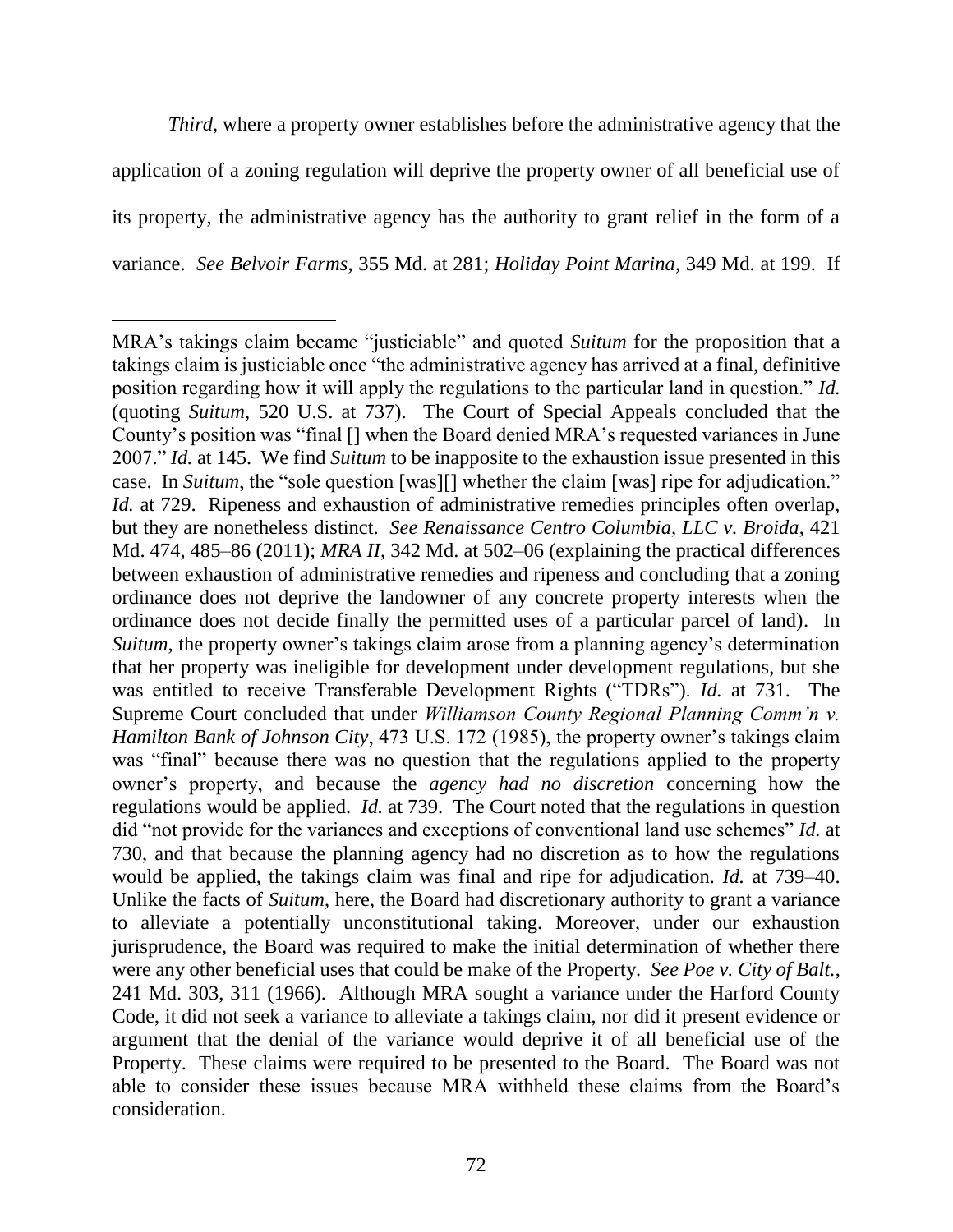*Third*, where a property owner establishes before the administrative agency that the application of a zoning regulation will deprive the property owner of all beneficial use of its property, the administrative agency has the authority to grant relief in the form of a variance. *See Belvoir Farms*, 355 Md. at 281; *Holiday Point Marina*, 349 Md. at 199. If

---

MRA's takings claim became "justiciable" and quoted *Suitum* for the proposition that a takings claim is justiciable once "the administrative agency has arrived at a final, definitive position regarding how it will apply the regulations to the particular land in question." *Id.* (quoting *Suitum*, 520 U.S. at 737). The Court of Special Appeals concluded that the County's position was "final [] when the Board denied MRA's requested variances in June 2007." *Id.* at 145. We find *Suitum* to be inapposite to the exhaustion issue presented in this case. In *Suitum*, the "sole question [was][] whether the claim [was] ripe for adjudication." *Id.* at 729. Ripeness and exhaustion of administrative remedies principles often overlap, but they are nonetheless distinct. *See Renaissance Centro Columbia, LLC v. Broida*, 421 Md. 474, 485–86 (2011); *MRA II*, 342 Md. at 502–06 (explaining the practical differences between exhaustion of administrative remedies and ripeness and concluding that a zoning ordinance does not deprive the landowner of any concrete property interests when the ordinance does not decide finally the permitted uses of a particular parcel of land). In *Suitum*, the property owner's takings claim arose from a planning agency's determination that her property was ineligible for development under development regulations, but she was entitled to receive Transferable Development Rights ("TDRs"). *Id.* at 731. The Supreme Court concluded that under *Williamson County Regional Planning Comm'n v. Hamilton Bank of Johnson City*, 473 U.S. 172 (1985), the property owner's takings claim was "final" because there was no question that the regulations applied to the property owner's property, and because the *agency had no discretion* concerning how the regulations would be applied. *Id.* at 739. The Court noted that the regulations in question did "not provide for the variances and exceptions of conventional land use schemes" *Id.* at 730, and that because the planning agency had no discretion as to how the regulations would be applied, the takings claim was final and ripe for adjudication. *Id.* at 739–40. Unlike the facts of *Suitum*, here, the Board had discretionary authority to grant a variance to alleviate a potentially unconstitutional taking. Moreover, under our exhaustion jurisprudence, the Board was required to make the initial determination of whether there were any other beneficial uses that could be make of the Property. *See Poe v. City of Balt.*, 241 Md. 303, 311 (1966). Although MRA sought a variance under the Harford County Code, it did not seek a variance to alleviate a takings claim, nor did it present evidence or argument that the denial of the variance would deprive it of all beneficial use of the Property. These claims were required to be presented to the Board. The Board was not able to consider these issues because MRA withheld these claims from the Board's consideration.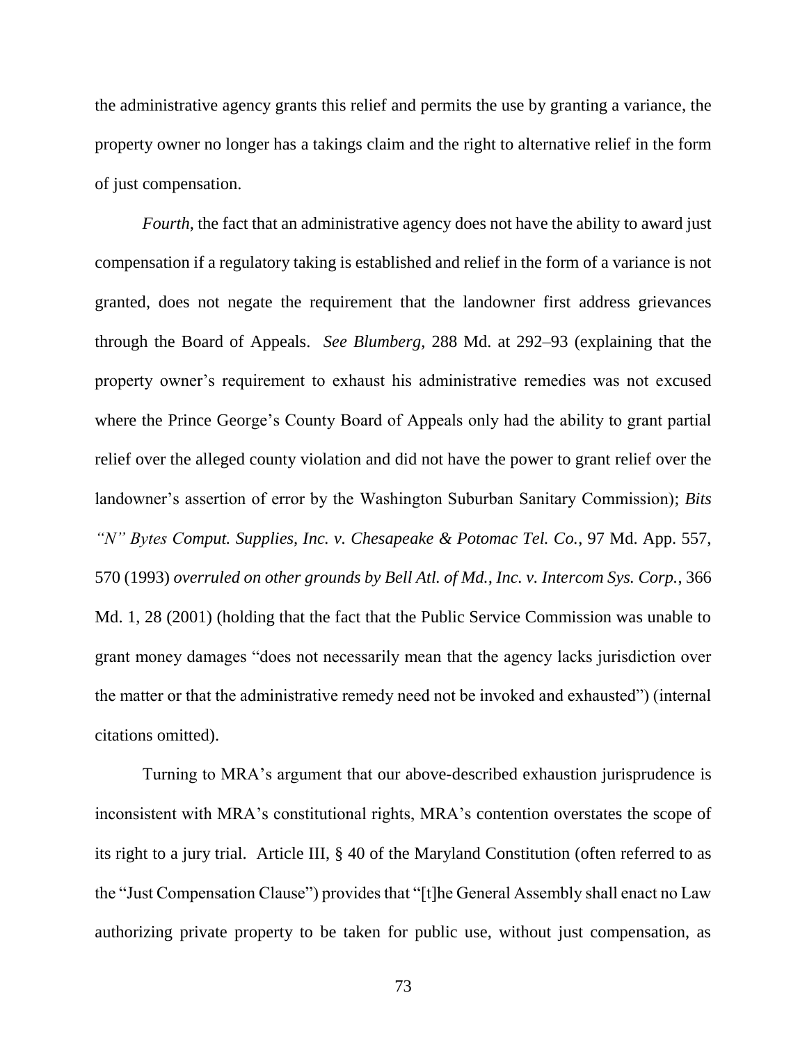the administrative agency grants this relief and permits the use by granting a variance, the property owner no longer has a takings claim and the right to alternative relief in the form of just compensation.

*Fourth*, the fact that an administrative agency does not have the ability to award just compensation if a regulatory taking is established and relief in the form of a variance is not granted, does not negate the requirement that the landowner first address grievances through the Board of Appeals. *See Blumberg*, 288 Md. at 292–93 (explaining that the property owner's requirement to exhaust his administrative remedies was not excused where the Prince George's County Board of Appeals only had the ability to grant partial relief over the alleged county violation and did not have the power to grant relief over the landowner's assertion of error by the Washington Suburban Sanitary Commission); *Bits "N" Bytes Comput. Supplies, Inc. v. Chesapeake & Potomac Tel. Co.*, 97 Md. App. 557, 570 (1993) *overruled on other grounds by Bell Atl. of Md., Inc. v. Intercom Sys. Corp.*, 366 Md. 1, 28 (2001) (holding that the fact that the Public Service Commission was unable to grant money damages "does not necessarily mean that the agency lacks jurisdiction over the matter or that the administrative remedy need not be invoked and exhausted") (internal citations omitted).

Turning to MRA's argument that our above-described exhaustion jurisprudence is inconsistent with MRA's constitutional rights, MRA's contention overstates the scope of its right to a jury trial. Article III, § 40 of the Maryland Constitution (often referred to as the "Just Compensation Clause") provides that "[t]he General Assembly shall enact no Law authorizing private property to be taken for public use, without just compensation, as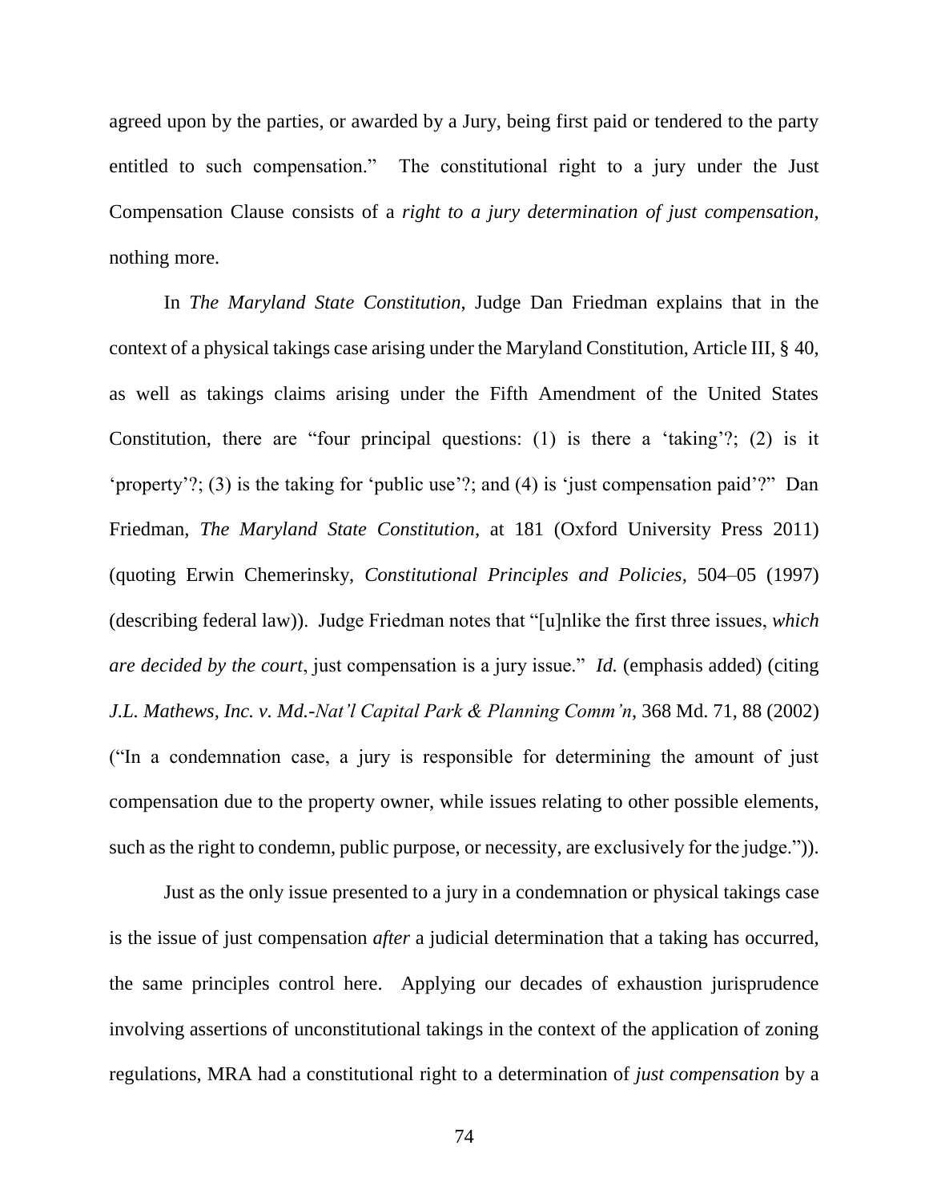agreed upon by the parties, or awarded by a Jury, being first paid or tendered to the party entitled to such compensation." The constitutional right to a jury under the Just Compensation Clause consists of a *right to a jury determination of just compensation*, nothing more.

In *The Maryland State Constitution*, Judge Dan Friedman explains that in the context of a physical takings case arising under the Maryland Constitution, Article III, § 40, as well as takings claims arising under the Fifth Amendment of the United States Constitution, there are "four principal questions: (1) is there a 'taking'?; (2) is it 'property'?; (3) is the taking for 'public use'?; and (4) is 'just compensation paid'?" Dan Friedman, *The Maryland State Constitution*, at 181 (Oxford University Press 2011) (quoting Erwin Chemerinsky, *Constitutional Principles and Policies*, 504–05 (1997) (describing federal law)). Judge Friedman notes that "[u]nlike the first three issues, *which are decided by the court*, just compensation is a jury issue." *Id.* (emphasis added) (citing *J.L. Mathews, Inc. v. Md.-Nat'l Capital Park & Planning Comm'n*, 368 Md. 71, 88 (2002) ("In a condemnation case, a jury is responsible for determining the amount of just compensation due to the property owner, while issues relating to other possible elements, such as the right to condemn, public purpose, or necessity, are exclusively for the judge.")).

Just as the only issue presented to a jury in a condemnation or physical takings case is the issue of just compensation *after* a judicial determination that a taking has occurred, the same principles control here. Applying our decades of exhaustion jurisprudence involving assertions of unconstitutional takings in the context of the application of zoning regulations, MRA had a constitutional right to a determination of *just compensation* by a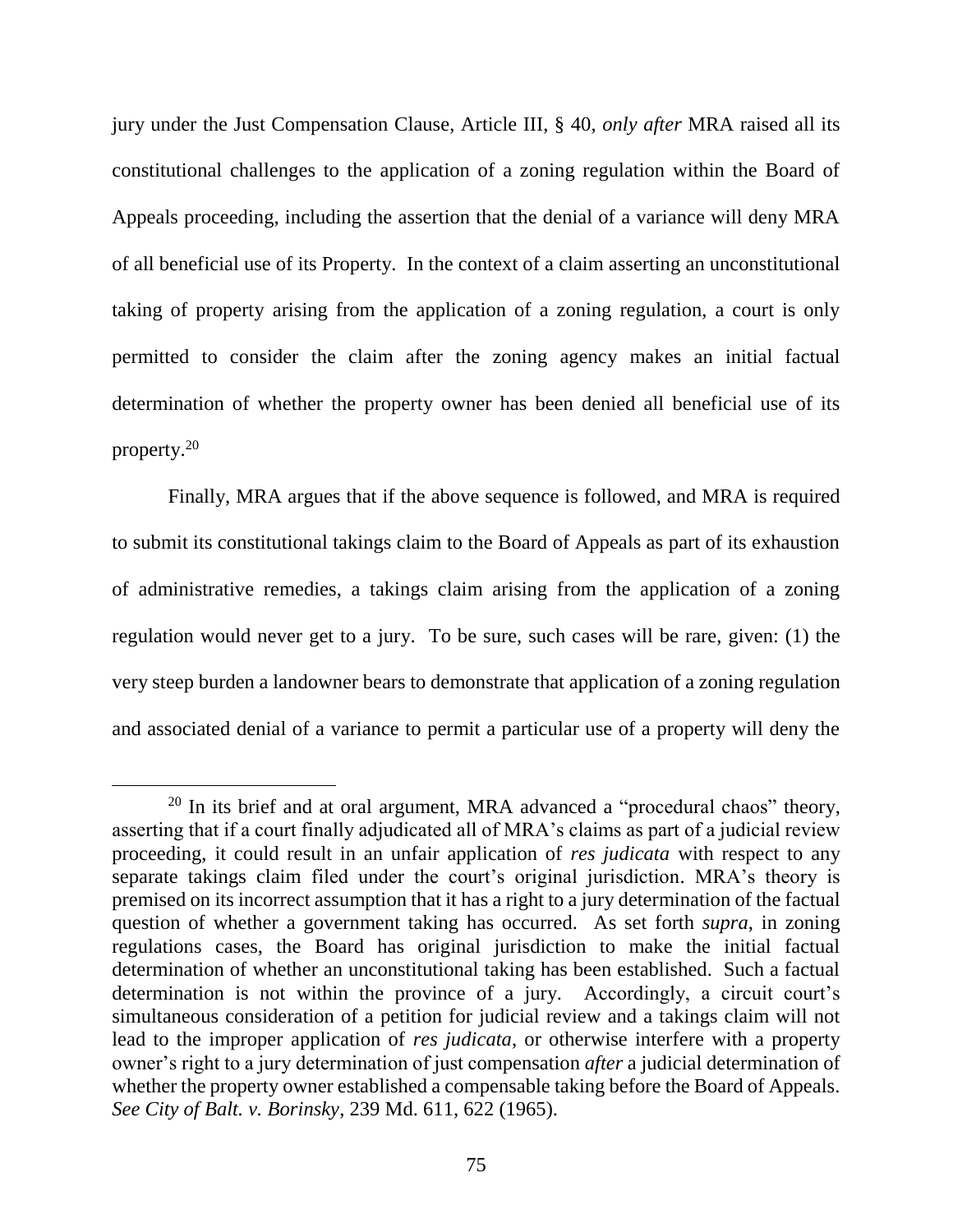jury under the Just Compensation Clause, Article III, § 40, *only after* MRA raised all its constitutional challenges to the application of a zoning regulation within the Board of Appeals proceeding, including the assertion that the denial of a variance will deny MRA of all beneficial use of its Property. In the context of a claim asserting an unconstitutional taking of property arising from the application of a zoning regulation, a court is only permitted to consider the claim after the zoning agency makes an initial factual determination of whether the property owner has been denied all beneficial use of its property.[20]

Finally, MRA argues that if the above sequence is followed, and MRA is required to submit its constitutional takings claim to the Board of Appeals as part of its exhaustion of administrative remedies, a takings claim arising from the application of a zoning regulation would never get to a jury. To be sure, such cases will be rare, given: (1) the very steep burden a landowner bears to demonstrate that application of a zoning regulation and associated denial of a variance to permit a particular use of a property will deny the

---

[20] In its brief and at oral argument, MRA advanced a "procedural chaos" theory, asserting that if a court finally adjudicated all of MRA's claims as part of a judicial review proceeding, it could result in an unfair application of *res judicata* with respect to any separate takings claim filed under the court's original jurisdiction. MRA's theory is premised on its incorrect assumption that it has a right to a jury determination of the factual question of whether a government taking has occurred. As set forth *supra*, in zoning regulations cases, the Board has original jurisdiction to make the initial factual determination of whether an unconstitutional taking has been established. Such a factual determination is not within the province of a jury. Accordingly, a circuit court's simultaneous consideration of a petition for judicial review and a takings claim will not lead to the improper application of *res judicata*, or otherwise interfere with a property owner's right to a jury determination of just compensation *after* a judicial determination of whether the property owner established a compensable taking before the Board of Appeals. *See City of Balt. v. Borinsky*, 239 Md. 611, 622 (1965).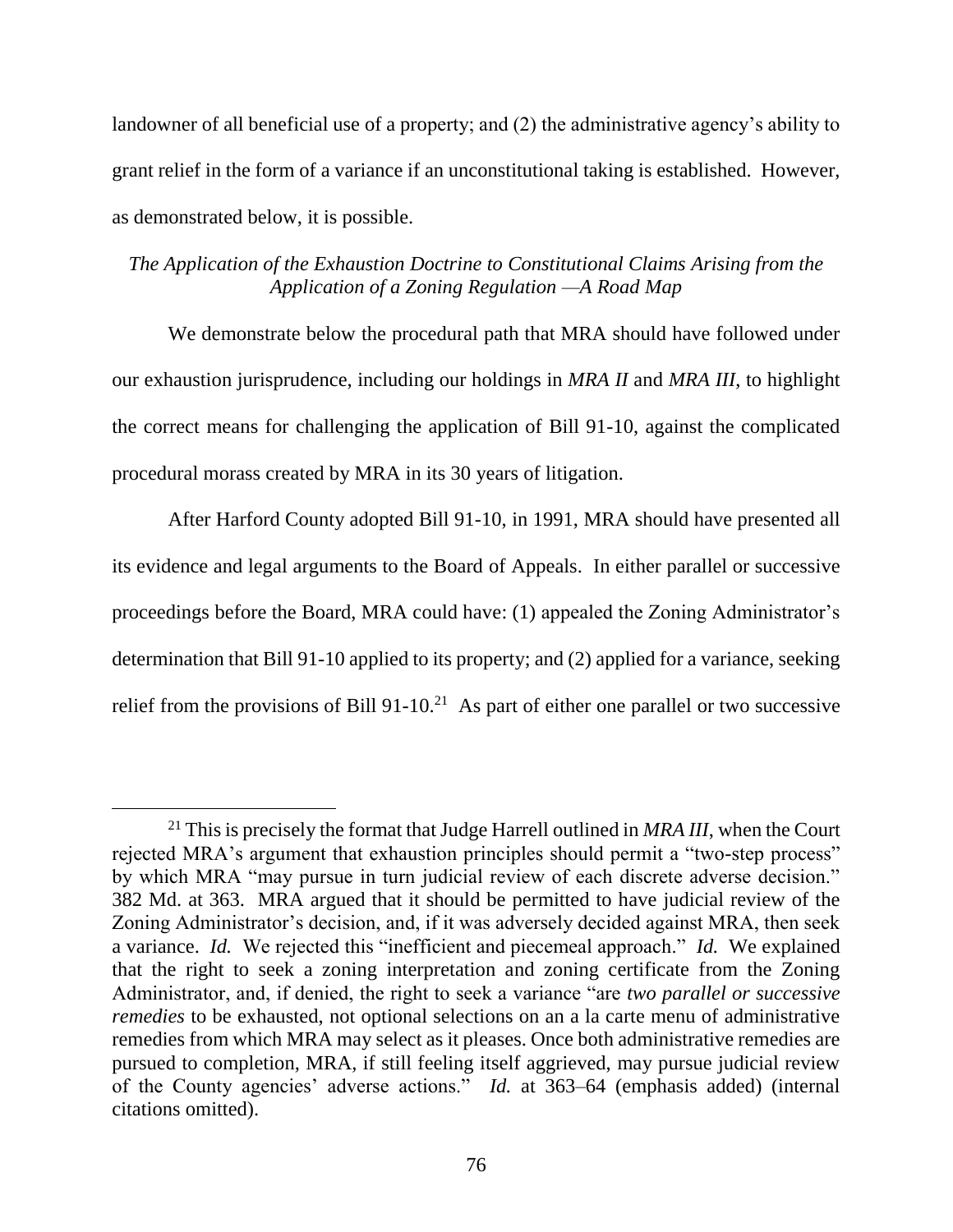landowner of all beneficial use of a property; and (2) the administrative agency's ability to grant relief in the form of a variance if an unconstitutional taking is established. However, as demonstrated below, it is possible.

*The Application of the Exhaustion Doctrine to Constitutional Claims Arising from the Application of a Zoning Regulation —A Road Map*

We demonstrate below the procedural path that MRA should have followed under our exhaustion jurisprudence, including our holdings in *MRA II* and *MRA III*, to highlight the correct means for challenging the application of Bill 91-10, against the complicated procedural morass created by MRA in its 30 years of litigation.

After Harford County adopted Bill 91-10, in 1991, MRA should have presented all its evidence and legal arguments to the Board of Appeals. In either parallel or successive proceedings before the Board, MRA could have: (1) appealed the Zoning Administrator's determination that Bill 91-10 applied to its property; and (2) applied for a variance, seeking relief from the provisions of Bill 91-10.[21] As part of either one parallel or two successive

---

[21] This is precisely the format that Judge Harrell outlined in *MRA III*, when the Court rejected MRA's argument that exhaustion principles should permit a "two-step process" by which MRA "may pursue in turn judicial review of each discrete adverse decision." 382 Md. at 363. MRA argued that it should be permitted to have judicial review of the Zoning Administrator's decision, and, if it was adversely decided against MRA, then seek a variance. *Id.* We rejected this "inefficient and piecemeal approach." *Id.* We explained that the right to seek a zoning interpretation and zoning certificate from the Zoning Administrator, and, if denied, the right to seek a variance "are *two parallel or successive remedies* to be exhausted, not optional selections on an a la carte menu of administrative remedies from which MRA may select as it pleases. Once both administrative remedies are pursued to completion, MRA, if still feeling itself aggrieved, may pursue judicial review of the County agencies' adverse actions." *Id.* at 363–64 (emphasis added) (internal citations omitted).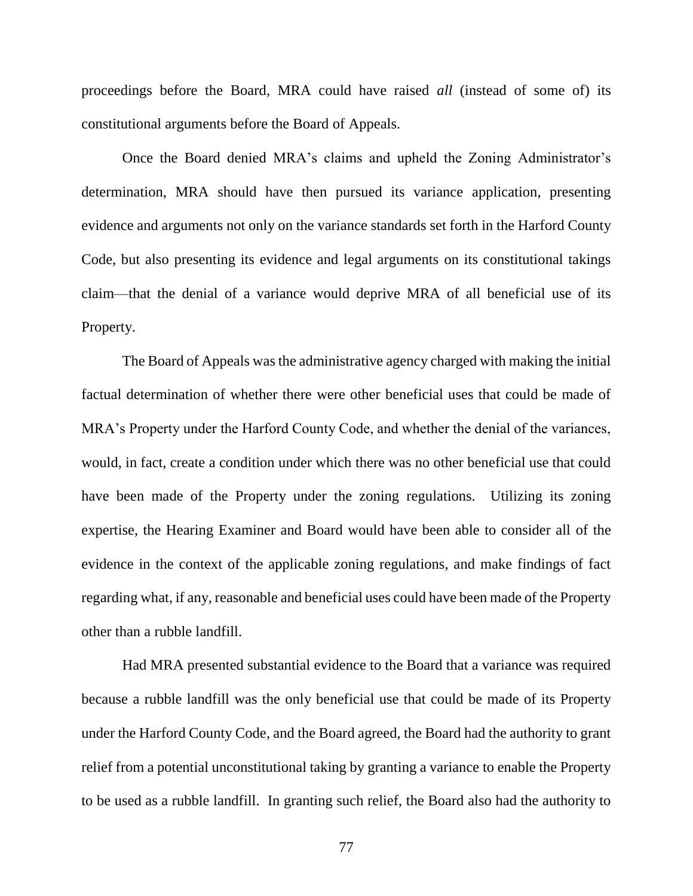proceedings before the Board, MRA could have raised *all* (instead of some of) its constitutional arguments before the Board of Appeals.

Once the Board denied MRA's claims and upheld the Zoning Administrator's determination, MRA should have then pursued its variance application, presenting evidence and arguments not only on the variance standards set forth in the Harford County Code, but also presenting its evidence and legal arguments on its constitutional takings claim—that the denial of a variance would deprive MRA of all beneficial use of its Property.

The Board of Appeals was the administrative agency charged with making the initial factual determination of whether there were other beneficial uses that could be made of MRA's Property under the Harford County Code, and whether the denial of the variances, would, in fact, create a condition under which there was no other beneficial use that could have been made of the Property under the zoning regulations. Utilizing its zoning expertise, the Hearing Examiner and Board would have been able to consider all of the evidence in the context of the applicable zoning regulations, and make findings of fact regarding what, if any, reasonable and beneficial uses could have been made of the Property other than a rubble landfill.

Had MRA presented substantial evidence to the Board that a variance was required because a rubble landfill was the only beneficial use that could be made of its Property under the Harford County Code, and the Board agreed, the Board had the authority to grant relief from a potential unconstitutional taking by granting a variance to enable the Property to be used as a rubble landfill. In granting such relief, the Board also had the authority to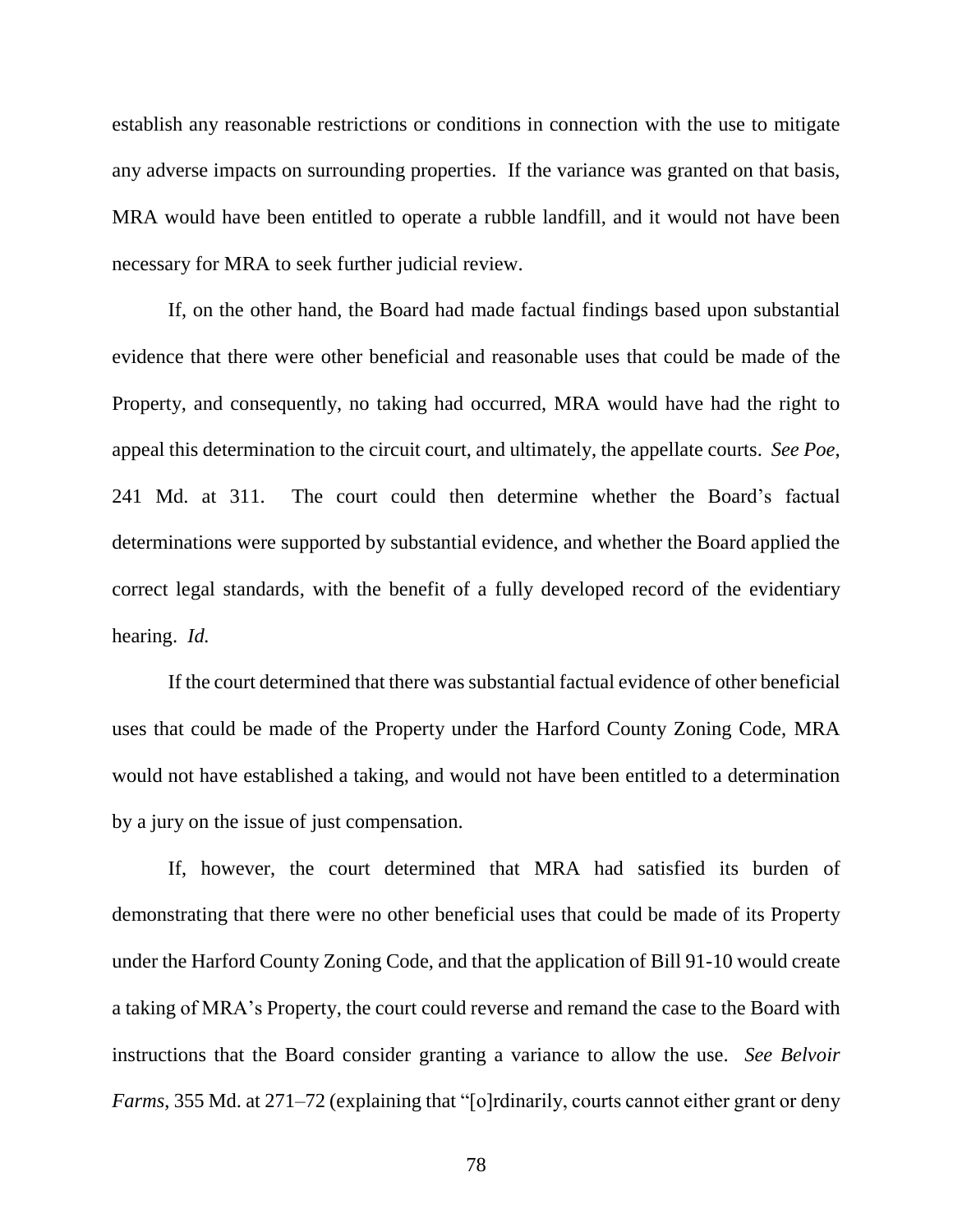establish any reasonable restrictions or conditions in connection with the use to mitigate any adverse impacts on surrounding properties. If the variance was granted on that basis, MRA would have been entitled to operate a rubble landfill, and it would not have been necessary for MRA to seek further judicial review.

If, on the other hand, the Board had made factual findings based upon substantial evidence that there were other beneficial and reasonable uses that could be made of the Property, and consequently, no taking had occurred, MRA would have had the right to appeal this determination to the circuit court, and ultimately, the appellate courts. *See Poe*, 241 Md. at 311. The court could then determine whether the Board's factual determinations were supported by substantial evidence, and whether the Board applied the correct legal standards, with the benefit of a fully developed record of the evidentiary hearing. *Id.*

If the court determined that there was substantial factual evidence of other beneficial uses that could be made of the Property under the Harford County Zoning Code, MRA would not have established a taking, and would not have been entitled to a determination by a jury on the issue of just compensation.

If, however, the court determined that MRA had satisfied its burden of demonstrating that there were no other beneficial uses that could be made of its Property under the Harford County Zoning Code, and that the application of Bill 91-10 would create a taking of MRA's Property, the court could reverse and remand the case to the Board with instructions that the Board consider granting a variance to allow the use. *See Belvoir Farms*, 355 Md. at 271–72 (explaining that "[o]rdinarily, courts cannot either grant or deny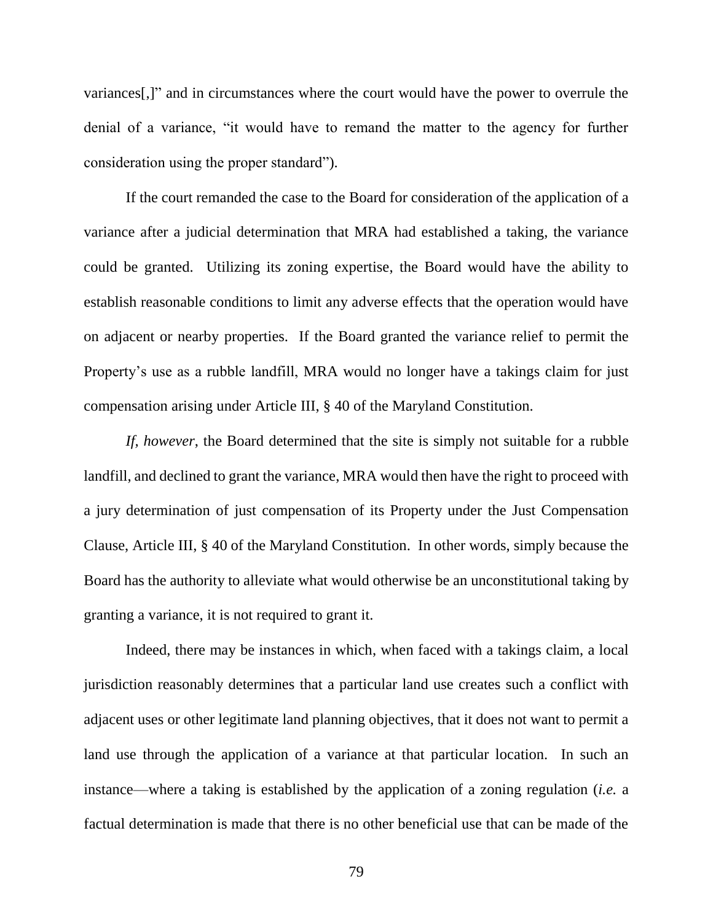variances[,]" and in circumstances where the court would have the power to overrule the denial of a variance, "it would have to remand the matter to the agency for further consideration using the proper standard").

If the court remanded the case to the Board for consideration of the application of a variance after a judicial determination that MRA had established a taking, the variance could be granted. Utilizing its zoning expertise, the Board would have the ability to establish reasonable conditions to limit any adverse effects that the operation would have on adjacent or nearby properties. If the Board granted the variance relief to permit the Property's use as a rubble landfill, MRA would no longer have a takings claim for just compensation arising under Article III, § 40 of the Maryland Constitution.

*If, however*, the Board determined that the site is simply not suitable for a rubble landfill, and declined to grant the variance, MRA would then have the right to proceed with a jury determination of just compensation of its Property under the Just Compensation Clause, Article III, § 40 of the Maryland Constitution. In other words, simply because the Board has the authority to alleviate what would otherwise be an unconstitutional taking by granting a variance, it is not required to grant it.

Indeed, there may be instances in which, when faced with a takings claim, a local jurisdiction reasonably determines that a particular land use creates such a conflict with adjacent uses or other legitimate land planning objectives, that it does not want to permit a land use through the application of a variance at that particular location. In such an instance—where a taking is established by the application of a zoning regulation (*i.e.* a factual determination is made that there is no other beneficial use that can be made of the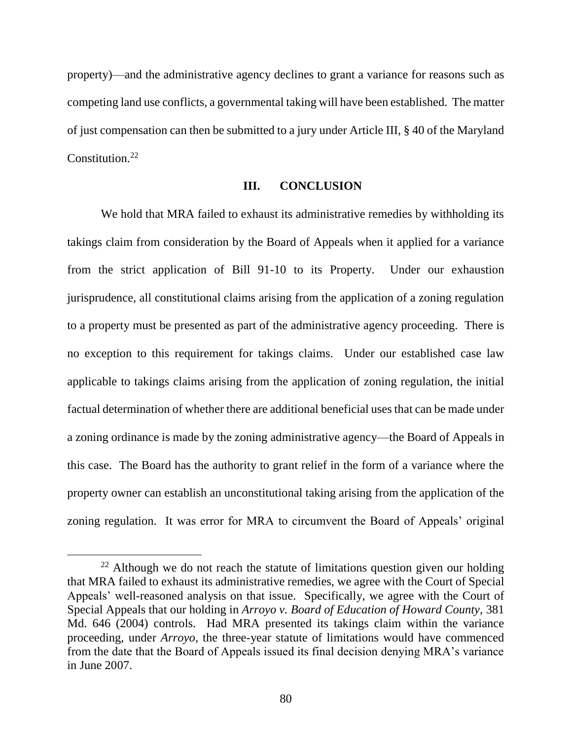property)—and the administrative agency declines to grant a variance for reasons such as competing land use conflicts, a governmental taking will have been established. The matter of just compensation can then be submitted to a jury under Article III, § 40 of the Maryland Constitution.[22]

## III. CONCLUSION

We hold that MRA failed to exhaust its administrative remedies by withholding its takings claim from consideration by the Board of Appeals when it applied for a variance from the strict application of Bill 91-10 to its Property. Under our exhaustion jurisprudence, all constitutional claims arising from the application of a zoning regulation to a property must be presented as part of the administrative agency proceeding. There is no exception to this requirement for takings claims. Under our established case law applicable to takings claims arising from the application of zoning regulation, the initial factual determination of whether there are additional beneficial uses that can be made under a zoning ordinance is made by the zoning administrative agency—the Board of Appeals in this case. The Board has the authority to grant relief in the form of a variance where the property owner can establish an unconstitutional taking arising from the application of the zoning regulation. It was error for MRA to circumvent the Board of Appeals' original

---

[22] Although we do not reach the statute of limitations question given our holding that MRA failed to exhaust its administrative remedies, we agree with the Court of Special Appeals' well-reasoned analysis on that issue. Specifically, we agree with the Court of Special Appeals that our holding in *Arroyo v. Board of Education of Howard County*, 381 Md. 646 (2004) controls. Had MRA presented its takings claim within the variance proceeding, under *Arroyo*, the three-year statute of limitations would have commenced from the date that the Board of Appeals issued its final decision denying MRA's variance in June 2007.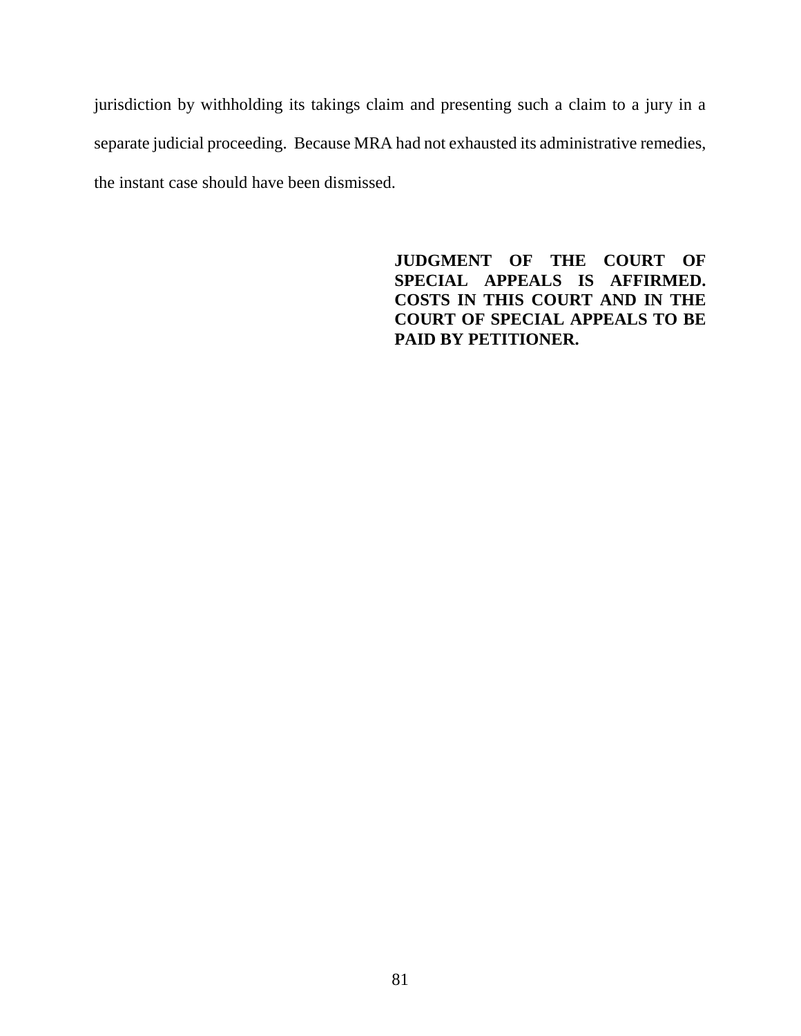jurisdiction by withholding its takings claim and presenting such a claim to a jury in a separate judicial proceeding. Because MRA had not exhausted its administrative remedies, the instant case should have been dismissed.

**JUDGMENT OF THE COURT OF SPECIAL APPEALS IS AFFIRMED. COSTS IN THIS COURT AND IN THE COURT OF SPECIAL APPEALS TO BE PAID BY PETITIONER.**